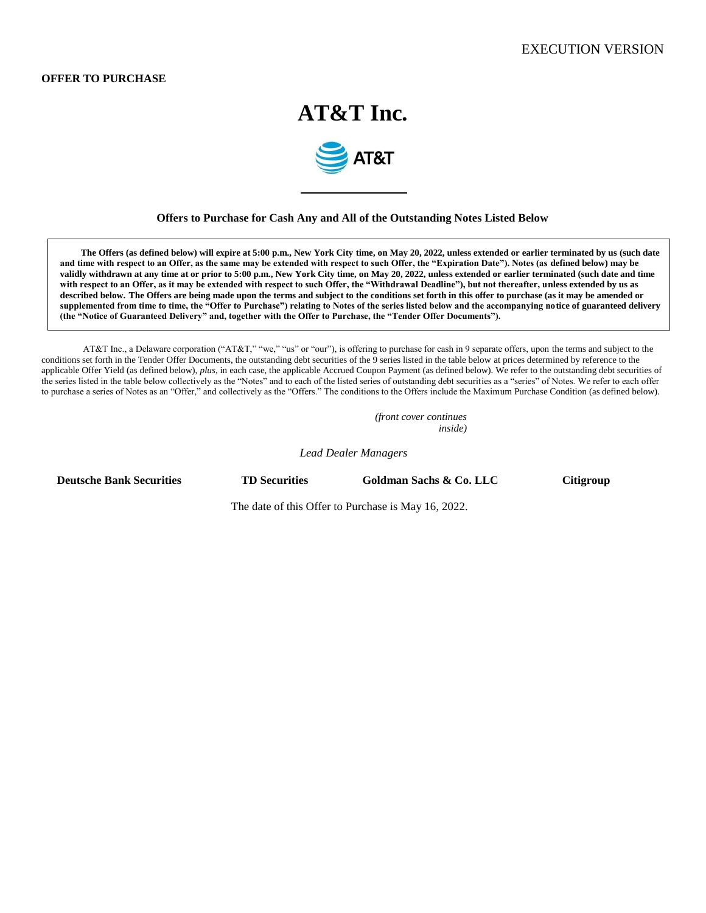EXECUTION VERSION

**OFFER TO PURCHASE**

# AT&T Inc.

AT&T

**Offers to Purchase for Cash Any and All of the Outstanding Notes Listed Below**

> **The Offers (as defined below) will expire at 5:00 p.m., New York City time, on May 20, 2022, unless extended or earlier terminated by us (such date and time with respect to an Offer, as the same may be extended with respect to such Offer, the "Expiration Date"). Notes (as defined below) may be validly withdrawn at any time at or prior to 5:00 p.m., New York City time, on May 20, 2022, unless extended or earlier terminated (such date and time with respect to an Offer, as it may be extended with respect to such Offer, the "Withdrawal Deadline"), but not thereafter, unless extended by us as described below. The Offers are being made upon the terms and subject to the conditions set forth in this offer to purchase (as it may be amended or supplemented from time to time, the "Offer to Purchase") relating to Notes of the series listed below and the accompanying notice of guaranteed delivery (the "Notice of Guaranteed Delivery" and, together with the Offer to Purchase, the "Tender Offer Documents").**

AT&T Inc., a Delaware corporation ("AT&T," "we," "us" or "our"), is offering to purchase for cash in 9 separate offers, upon the terms and subject to the conditions set forth in the Tender Offer Documents, the outstanding debt securities of the 9 series listed in the table below at prices determined by reference to the applicable Offer Yield (as defined below), *plus*, in each case, the applicable Accrued Coupon Payment (as defined below). We refer to the outstanding debt securities of the series listed in the table below collectively as the "Notes" and to each of the listed series of outstanding debt securities as a "series" of Notes. We refer to each offer to purchase a series of Notes as an "Offer," and collectively as the "Offers." The conditions to the Offers include the Maximum Purchase Condition (as defined below).

*(front cover continues inside)*

*Lead Dealer Managers*

**Deutsche Bank Securities** **TD Securities** **Goldman Sachs & Co. LLC** **Citigroup**

The date of this Offer to Purchase is May 16, 2022.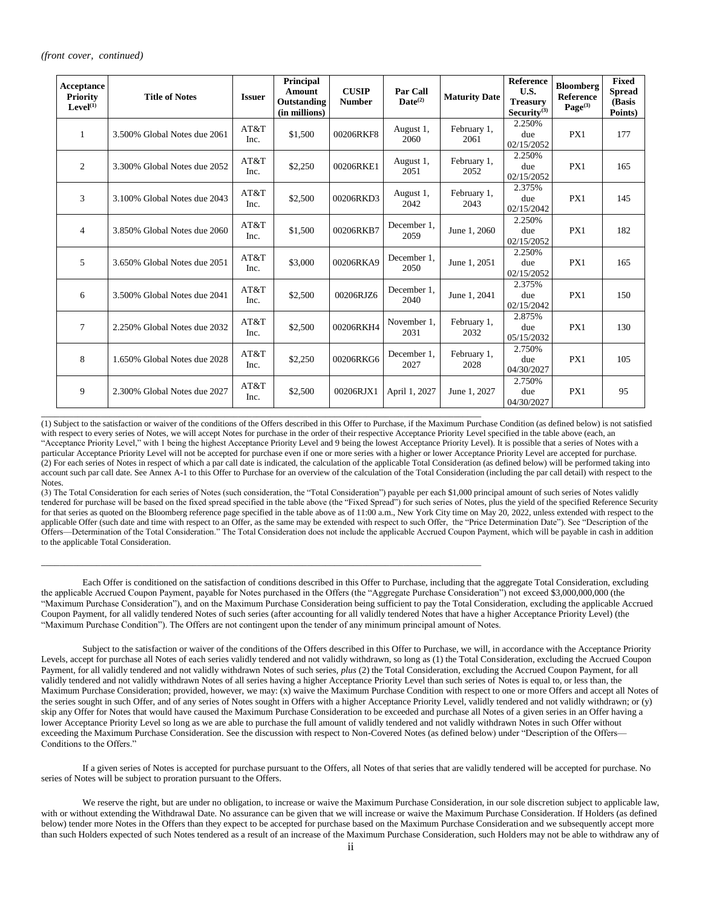*(front cover, continued)*

| Acceptance Priority Level(1) | Title of Notes | Issuer | Principal Amount Outstanding (in millions) | CUSIP Number | Par Call Date(2) | Maturity Date | Reference U.S. Treasury Security(3) | Bloomberg Reference Page(3) | Fixed Spread (Basis Points) |
|---|---|---|---|---|---|---|---|---|---|
| 1 | 3.500% Global Notes due 2061 | AT&T Inc. | $1,500 | 00206RKF8 | August 1, 2060 | February 1, 2061 | 2.250% due 02/15/2052 | PX1 | 177 |
| 2 | 3.300% Global Notes due 2052 | AT&T Inc. | $2,250 | 00206RKE1 | August 1, 2051 | February 1, 2052 | 2.250% due 02/15/2052 | PX1 | 165 |
| 3 | 3.100% Global Notes due 2043 | AT&T Inc. | $2,500 | 00206RKD3 | August 1, 2042 | February 1, 2043 | 2.375% due 02/15/2042 | PX1 | 145 |
| 4 | 3.850% Global Notes due 2060 | AT&T Inc. | $1,500 | 00206RKB7 | December 1, 2059 | June 1, 2060 | 2.250% due 02/15/2052 | PX1 | 182 |
| 5 | 3.650% Global Notes due 2051 | AT&T Inc. | $3,000 | 00206RKA9 | December 1, 2050 | June 1, 2051 | 2.250% due 02/15/2052 | PX1 | 165 |
| 6 | 3.500% Global Notes due 2041 | AT&T Inc. | $2,500 | 00206RJZ6 | December 1, 2040 | June 1, 2041 | 2.375% due 02/15/2042 | PX1 | 150 |
| 7 | 2.250% Global Notes due 2032 | AT&T Inc. | $2,500 | 00206RKH4 | November 1, 2031 | February 1, 2032 | 2.875% due 05/15/2032 | PX1 | 130 |
| 8 | 1.650% Global Notes due 2028 | AT&T Inc. | $2,250 | 00206RKG6 | December 1, 2027 | February 1, 2028 | 2.750% due 04/30/2027 | PX1 | 105 |
| 9 | 2.300% Global Notes due 2027 | AT&T Inc. | $2,500 | 00206RJX1 | April 1, 2027 | June 1, 2027 | 2.750% due 04/30/2027 | PX1 | 95 |

(1) Subject to the satisfaction or waiver of the conditions of the Offers described in this Offer to Purchase, if the Maximum Purchase Condition (as defined below) is not satisfied with respect to every series of Notes, we will accept Notes for purchase in the order of their respective Acceptance Priority Level specified in the table above (each, an "Acceptance Priority Level," with 1 being the highest Acceptance Priority Level and 9 being the lowest Acceptance Priority Level). It is possible that a series of Notes with a particular Acceptance Priority Level will not be accepted for purchase even if one or more series with a higher or lower Acceptance Priority Level are accepted for purchase.
(2) For each series of Notes in respect of which a par call date is indicated, the calculation of the applicable Total Consideration (as defined below) will be performed taking into account such par call date. See Annex A-1 to this Offer to Purchase for an overview of the calculation of the Total Consideration (including the par call detail) with respect to the Notes.
(3) The Total Consideration for each series of Notes (such consideration, the "Total Consideration") payable per each $1,000 principal amount of such series of Notes validly tendered for purchase will be based on the fixed spread specified in the table above (the "Fixed Spread") for such series of Notes, plus the yield of the specified Reference Security for that series as quoted on the Bloomberg reference page specified in the table above as of 11:00 a.m., New York City time on May 20, 2022, unless extended with respect to the applicable Offer (such date and time with respect to an Offer, as the same may be extended with respect to such Offer, the "Price Determination Date"). See "Description of the Offers—Determination of the Total Consideration." The Total Consideration does not include the applicable Accrued Coupon Payment, which will be payable in cash in addition to the applicable Total Consideration.

Each Offer is conditioned on the satisfaction of conditions described in this Offer to Purchase, including that the aggregate Total Consideration, excluding the applicable Accrued Coupon Payment, payable for Notes purchased in the Offers (the "Aggregate Purchase Consideration") not exceed $3,000,000,000 (the "Maximum Purchase Consideration"), and on the Maximum Purchase Consideration being sufficient to pay the Total Consideration, excluding the applicable Accrued Coupon Payment, for all validly tendered Notes of such series (after accounting for all validly tendered Notes that have a higher Acceptance Priority Level) (the "Maximum Purchase Condition"). The Offers are not contingent upon the tender of any minimum principal amount of Notes.

Subject to the satisfaction or waiver of the conditions of the Offers described in this Offer to Purchase, we will, in accordance with the Acceptance Priority Levels, accept for purchase all Notes of each series validly tendered and not validly withdrawn, so long as (1) the Total Consideration, excluding the Accrued Coupon Payment, for all validly tendered and not validly withdrawn Notes of such series, *plus* (2) the Total Consideration, excluding the Accrued Coupon Payment, for all validly tendered and not validly withdrawn Notes of all series having a higher Acceptance Priority Level than such series of Notes is equal to, or less than, the Maximum Purchase Consideration; provided, however, we may: (x) waive the Maximum Purchase Condition with respect to one or more Offers and accept all Notes of the series sought in such Offer, and of any series of Notes sought in Offers with a higher Acceptance Priority Level, validly tendered and not validly withdrawn; or (y) skip any Offer for Notes that would have caused the Maximum Purchase Consideration to be exceeded and purchase all Notes of a given series in an Offer having a lower Acceptance Priority Level so long as we are able to purchase the full amount of validly tendered and not validly withdrawn Notes in such Offer without exceeding the Maximum Purchase Consideration. See the discussion with respect to Non-Covered Notes (as defined below) under "Description of the Offers—Conditions to the Offers."

If a given series of Notes is accepted for purchase pursuant to the Offers, all Notes of that series that are validly tendered will be accepted for purchase. No series of Notes will be subject to proration pursuant to the Offers.

We reserve the right, but are under no obligation, to increase or waive the Maximum Purchase Consideration, in our sole discretion subject to applicable law, with or without extending the Withdrawal Date. No assurance can be given that we will increase or waive the Maximum Purchase Consideration. If Holders (as defined below) tender more Notes in the Offers than they expect to be accepted for purchase based on the Maximum Purchase Consideration and we subsequently accept more than such Holders expected of such Notes tendered as a result of an increase of the Maximum Purchase Consideration, such Holders may not be able to withdraw any of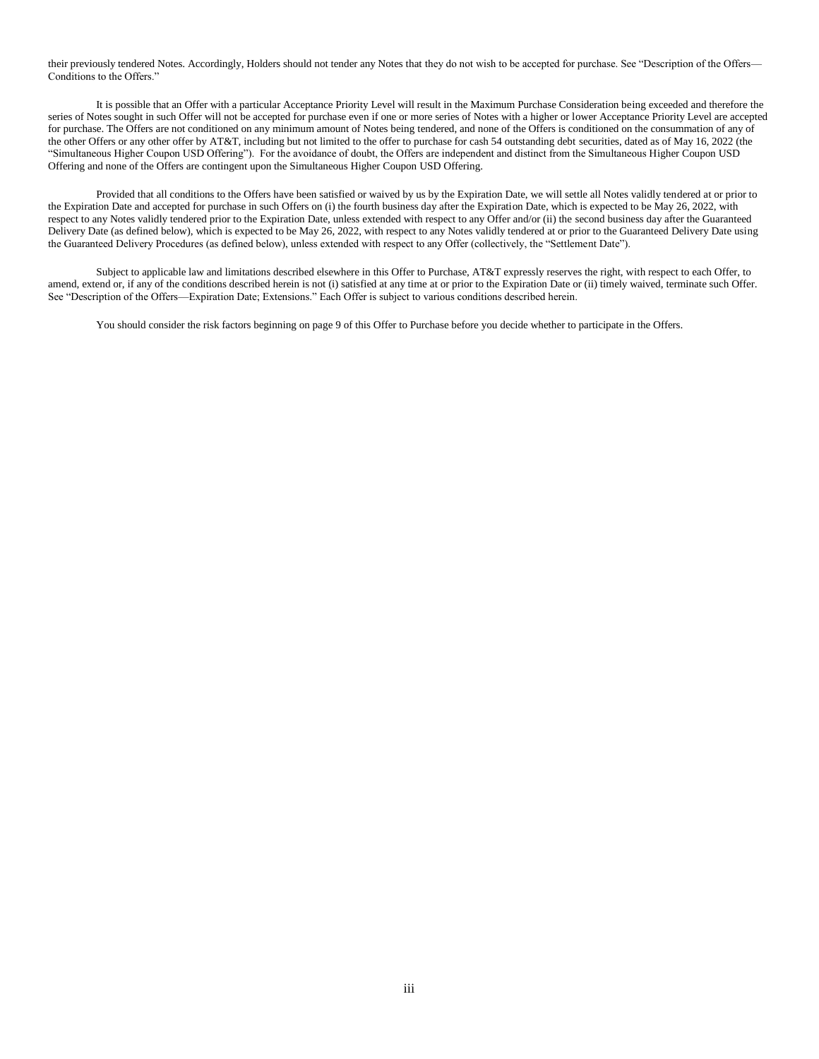their previously tendered Notes. Accordingly, Holders should not tender any Notes that they do not wish to be accepted for purchase. See "Description of the Offers—Conditions to the Offers."

It is possible that an Offer with a particular Acceptance Priority Level will result in the Maximum Purchase Consideration being exceeded and therefore the series of Notes sought in such Offer will not be accepted for purchase even if one or more series of Notes with a higher or lower Acceptance Priority Level are accepted for purchase. The Offers are not conditioned on any minimum amount of Notes being tendered, and none of the Offers is conditioned on the consummation of any of the other Offers or any other offer by AT&T, including but not limited to the offer to purchase for cash 54 outstanding debt securities, dated as of May 16, 2022 (the "Simultaneous Higher Coupon USD Offering"). For the avoidance of doubt, the Offers are independent and distinct from the Simultaneous Higher Coupon USD Offering and none of the Offers are contingent upon the Simultaneous Higher Coupon USD Offering.

Provided that all conditions to the Offers have been satisfied or waived by us by the Expiration Date, we will settle all Notes validly tendered at or prior to the Expiration Date and accepted for purchase in such Offers on (i) the fourth business day after the Expiration Date, which is expected to be May 26, 2022, with respect to any Notes validly tendered prior to the Expiration Date, unless extended with respect to any Offer and/or (ii) the second business day after the Guaranteed Delivery Date (as defined below), which is expected to be May 26, 2022, with respect to any Notes validly tendered at or prior to the Guaranteed Delivery Date using the Guaranteed Delivery Procedures (as defined below), unless extended with respect to any Offer (collectively, the "Settlement Date").

Subject to applicable law and limitations described elsewhere in this Offer to Purchase, AT&T expressly reserves the right, with respect to each Offer, to amend, extend or, if any of the conditions described herein is not (i) satisfied at any time at or prior to the Expiration Date or (ii) timely waived, terminate such Offer. See "Description of the Offers—Expiration Date; Extensions." Each Offer is subject to various conditions described herein.

You should consider the risk factors beginning on page 9 of this Offer to Purchase before you decide whether to participate in the Offers.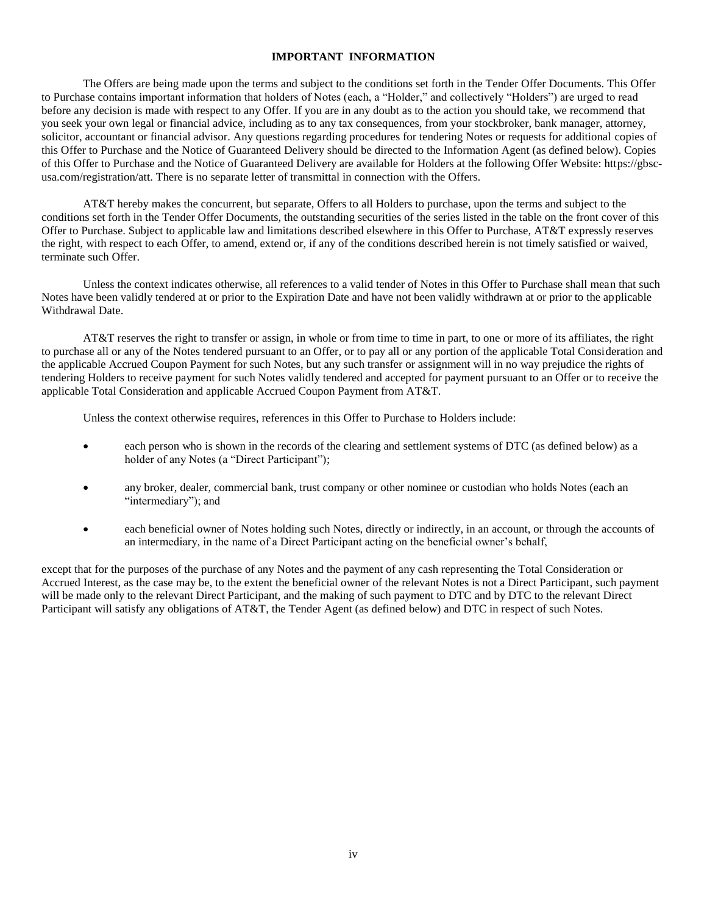## IMPORTANT INFORMATION

The Offers are being made upon the terms and subject to the conditions set forth in the Tender Offer Documents. This Offer to Purchase contains important information that holders of Notes (each, a "Holder," and collectively "Holders") are urged to read before any decision is made with respect to any Offer. If you are in any doubt as to the action you should take, we recommend that you seek your own legal or financial advice, including as to any tax consequences, from your stockbroker, bank manager, attorney, solicitor, accountant or financial advisor. Any questions regarding procedures for tendering Notes or requests for additional copies of this Offer to Purchase and the Notice of Guaranteed Delivery should be directed to the Information Agent (as defined below). Copies of this Offer to Purchase and the Notice of Guaranteed Delivery are available for Holders at the following Offer Website: https://gbsc-usa.com/registration/att. There is no separate letter of transmittal in connection with the Offers.

AT&T hereby makes the concurrent, but separate, Offers to all Holders to purchase, upon the terms and subject to the conditions set forth in the Tender Offer Documents, the outstanding securities of the series listed in the table on the front cover of this Offer to Purchase. Subject to applicable law and limitations described elsewhere in this Offer to Purchase, AT&T expressly reserves the right, with respect to each Offer, to amend, extend or, if any of the conditions described herein is not timely satisfied or waived, terminate such Offer.

Unless the context indicates otherwise, all references to a valid tender of Notes in this Offer to Purchase shall mean that such Notes have been validly tendered at or prior to the Expiration Date and have not been validly withdrawn at or prior to the applicable Withdrawal Date.

AT&T reserves the right to transfer or assign, in whole or from time to time in part, to one or more of its affiliates, the right to purchase all or any of the Notes tendered pursuant to an Offer, or to pay all or any portion of the applicable Total Consideration and the applicable Accrued Coupon Payment for such Notes, but any such transfer or assignment will in no way prejudice the rights of tendering Holders to receive payment for such Notes validly tendered and accepted for payment pursuant to an Offer or to receive the applicable Total Consideration and applicable Accrued Coupon Payment from AT&T.

Unless the context otherwise requires, references in this Offer to Purchase to Holders include:

- each person who is shown in the records of the clearing and settlement systems of DTC (as defined below) as a holder of any Notes (a "Direct Participant");
- any broker, dealer, commercial bank, trust company or other nominee or custodian who holds Notes (each an "intermediary"); and
- each beneficial owner of Notes holding such Notes, directly or indirectly, in an account, or through the accounts of an intermediary, in the name of a Direct Participant acting on the beneficial owner's behalf,

except that for the purposes of the purchase of any Notes and the payment of any cash representing the Total Consideration or Accrued Interest, as the case may be, to the extent the beneficial owner of the relevant Notes is not a Direct Participant, such payment will be made only to the relevant Direct Participant, and the making of such payment to DTC and by DTC to the relevant Direct Participant will satisfy any obligations of AT&T, the Tender Agent (as defined below) and DTC in respect of such Notes.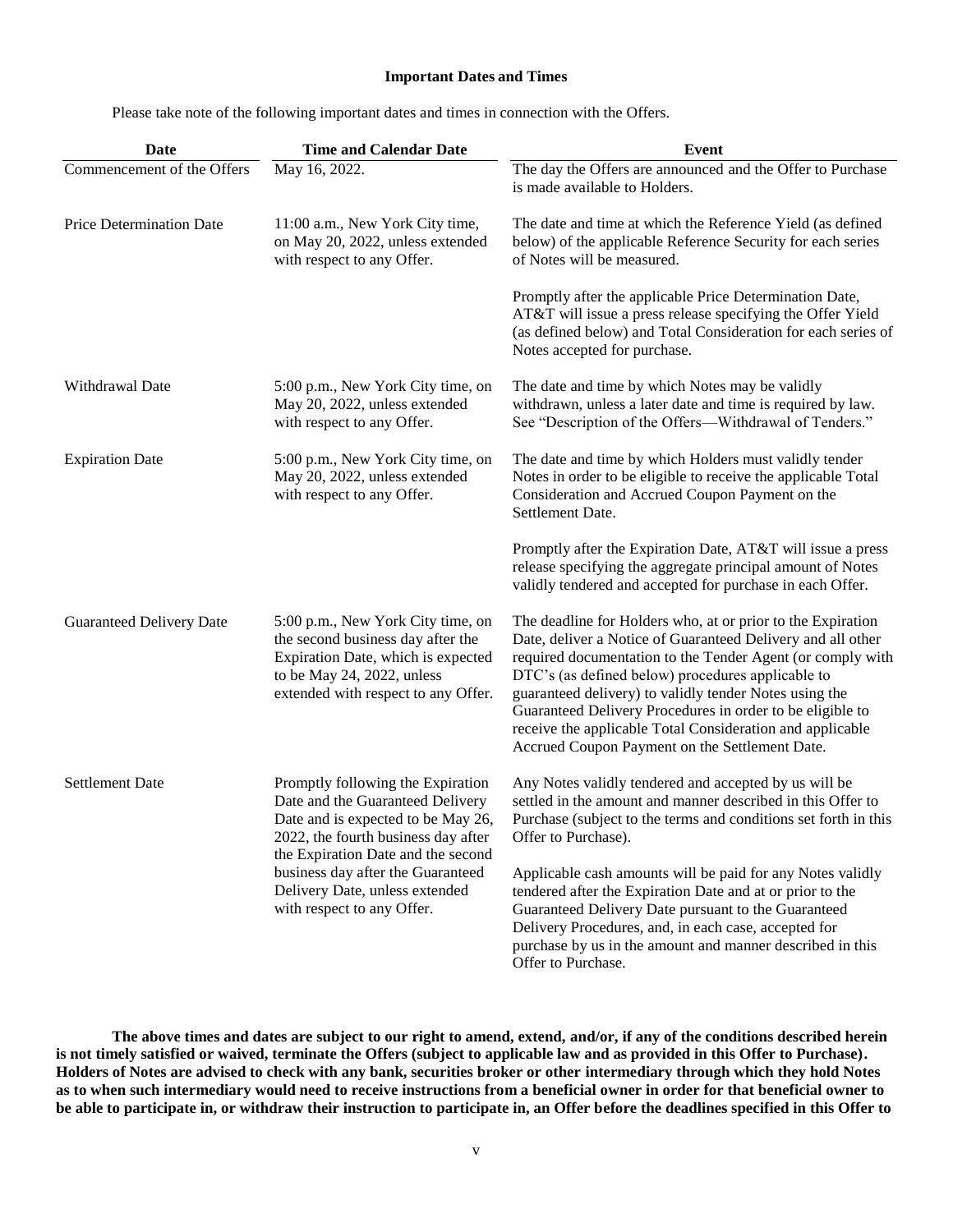## Important Dates and Times

Please take note of the following important dates and times in connection with the Offers.

| Date | Time and Calendar Date | Event |
|---|---|---|
| Commencement of the Offers | May 16, 2022. | The day the Offers are announced and the Offer to Purchase is made available to Holders. |
| Price Determination Date | 11:00 a.m., New York City time, on May 20, 2022, unless extended with respect to any Offer. | The date and time at which the Reference Yield (as defined below) of the applicable Reference Security for each series of Notes will be measured.<br><br>Promptly after the applicable Price Determination Date, AT&T will issue a press release specifying the Offer Yield (as defined below) and Total Consideration for each series of Notes accepted for purchase. |
| Withdrawal Date | 5:00 p.m., New York City time, on May 20, 2022, unless extended with respect to any Offer. | The date and time by which Notes may be validly withdrawn, unless a later date and time is required by law. See "Description of the Offers—Withdrawal of Tenders." |
| Expiration Date | 5:00 p.m., New York City time, on May 20, 2022, unless extended with respect to any Offer. | The date and time by which Holders must validly tender Notes in order to be eligible to receive the applicable Total Consideration and Accrued Coupon Payment on the Settlement Date.<br><br>Promptly after the Expiration Date, AT&T will issue a press release specifying the aggregate principal amount of Notes validly tendered and accepted for purchase in each Offer. |
| Guaranteed Delivery Date | 5:00 p.m., New York City time, on the second business day after the Expiration Date, which is expected to be May 24, 2022, unless extended with respect to any Offer. | The deadline for Holders who, at or prior to the Expiration Date, deliver a Notice of Guaranteed Delivery and all other required documentation to the Tender Agent (or comply with DTC's (as defined below) procedures applicable to guaranteed delivery) to validly tender Notes using the Guaranteed Delivery Procedures in order to be eligible to receive the applicable Total Consideration and applicable Accrued Coupon Payment on the Settlement Date. |
| Settlement Date | Promptly following the Expiration Date and the Guaranteed Delivery Date and is expected to be May 26, 2022, the fourth business day after the Expiration Date and the second business day after the Guaranteed Delivery Date, unless extended with respect to any Offer. | Any Notes validly tendered and accepted by us will be settled in the amount and manner described in this Offer to Purchase (subject to the terms and conditions set forth in this Offer to Purchase).<br><br>Applicable cash amounts will be paid for any Notes validly tendered after the Expiration Date and at or prior to the Guaranteed Delivery Date pursuant to the Guaranteed Delivery Procedures, and, in each case, accepted for purchase by us in the amount and manner described in this Offer to Purchase. |

**The above times and dates are subject to our right to amend, extend, and/or, if any of the conditions described herein is not timely satisfied or waived, terminate the Offers (subject to applicable law and as provided in this Offer to Purchase). Holders of Notes are advised to check with any bank, securities broker or other intermediary through which they hold Notes as to when such intermediary would need to receive instructions from a beneficial owner in order for that beneficial owner to be able to participate in, or withdraw their instruction to participate in, an Offer before the deadlines specified in this Offer to**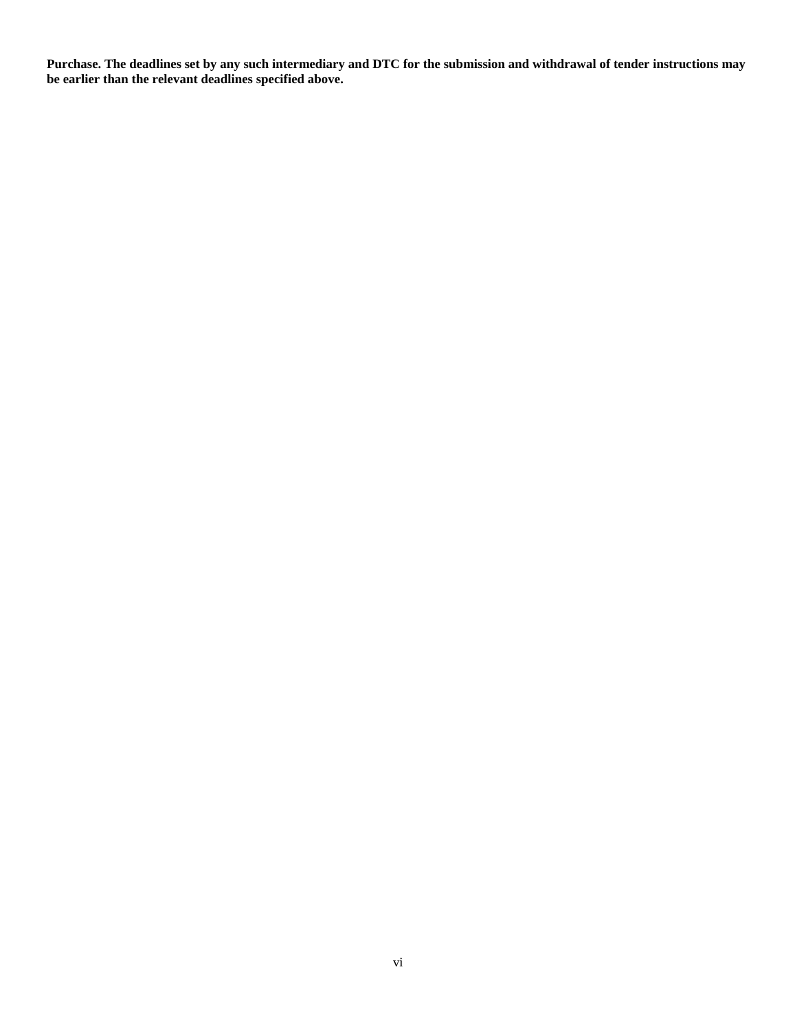**Purchase. The deadlines set by any such intermediary and DTC for the submission and withdrawal of tender instructions may be earlier than the relevant deadlines specified above.**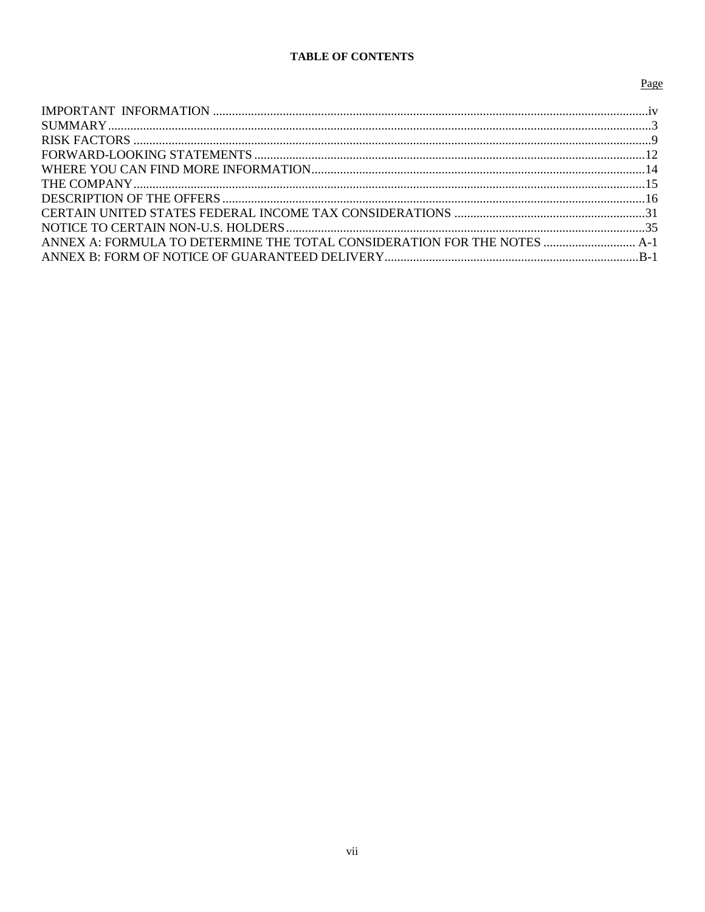**TABLE OF CONTENTS**

| | Page |
|---|---|
| IMPORTANT INFORMATION | iv |
| SUMMARY | 3 |
| RISK FACTORS | 9 |
| FORWARD-LOOKING STATEMENTS | 12 |
| WHERE YOU CAN FIND MORE INFORMATION | 14 |
| THE COMPANY | 15 |
| DESCRIPTION OF THE OFFERS | 16 |
| CERTAIN UNITED STATES FEDERAL INCOME TAX CONSIDERATIONS | 31 |
| NOTICE TO CERTAIN NON-U.S. HOLDERS | 35 |
| ANNEX A: FORMULA TO DETERMINE THE TOTAL CONSIDERATION FOR THE NOTES | A-1 |
| ANNEX B: FORM OF NOTICE OF GUARANTEED DELIVERY | B-1 |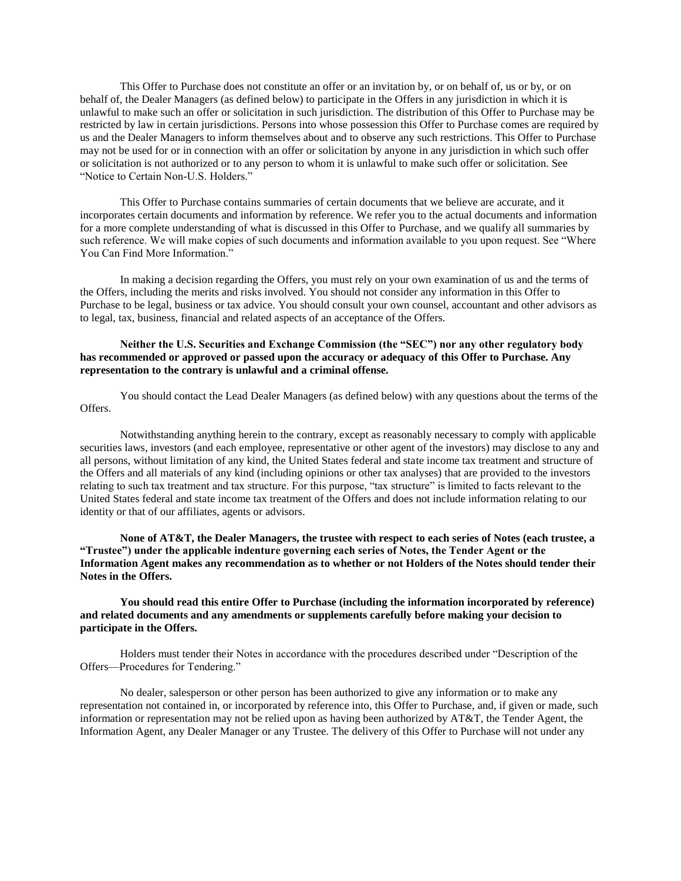This Offer to Purchase does not constitute an offer or an invitation by, or on behalf of, us or by, or on behalf of, the Dealer Managers (as defined below) to participate in the Offers in any jurisdiction in which it is unlawful to make such an offer or solicitation in such jurisdiction. The distribution of this Offer to Purchase may be restricted by law in certain jurisdictions. Persons into whose possession this Offer to Purchase comes are required by us and the Dealer Managers to inform themselves about and to observe any such restrictions. This Offer to Purchase may not be used for or in connection with an offer or solicitation by anyone in any jurisdiction in which such offer or solicitation is not authorized or to any person to whom it is unlawful to make such offer or solicitation. See "Notice to Certain Non-U.S. Holders."

This Offer to Purchase contains summaries of certain documents that we believe are accurate, and it incorporates certain documents and information by reference. We refer you to the actual documents and information for a more complete understanding of what is discussed in this Offer to Purchase, and we qualify all summaries by such reference. We will make copies of such documents and information available to you upon request. See "Where You Can Find More Information."

In making a decision regarding the Offers, you must rely on your own examination of us and the terms of the Offers, including the merits and risks involved. You should not consider any information in this Offer to Purchase to be legal, business or tax advice. You should consult your own counsel, accountant and other advisors as to legal, tax, business, financial and related aspects of an acceptance of the Offers.

**Neither the U.S. Securities and Exchange Commission (the "SEC") nor any other regulatory body has recommended or approved or passed upon the accuracy or adequacy of this Offer to Purchase. Any representation to the contrary is unlawful and a criminal offense.**

You should contact the Lead Dealer Managers (as defined below) with any questions about the terms of the Offers.

Notwithstanding anything herein to the contrary, except as reasonably necessary to comply with applicable securities laws, investors (and each employee, representative or other agent of the investors) may disclose to any and all persons, without limitation of any kind, the United States federal and state income tax treatment and structure of the Offers and all materials of any kind (including opinions or other tax analyses) that are provided to the investors relating to such tax treatment and tax structure. For this purpose, "tax structure" is limited to facts relevant to the United States federal and state income tax treatment of the Offers and does not include information relating to our identity or that of our affiliates, agents or advisors.

**None of AT&T, the Dealer Managers, the trustee with respect to each series of Notes (each trustee, a "Trustee") under the applicable indenture governing each series of Notes, the Tender Agent or the Information Agent makes any recommendation as to whether or not Holders of the Notes should tender their Notes in the Offers.**

**You should read this entire Offer to Purchase (including the information incorporated by reference) and related documents and any amendments or supplements carefully before making your decision to participate in the Offers.**

Holders must tender their Notes in accordance with the procedures described under "Description of the Offers—Procedures for Tendering."

No dealer, salesperson or other person has been authorized to give any information or to make any representation not contained in, or incorporated by reference into, this Offer to Purchase, and, if given or made, such information or representation may not be relied upon as having been authorized by AT&T, the Tender Agent, the Information Agent, any Dealer Manager or any Trustee. The delivery of this Offer to Purchase will not under any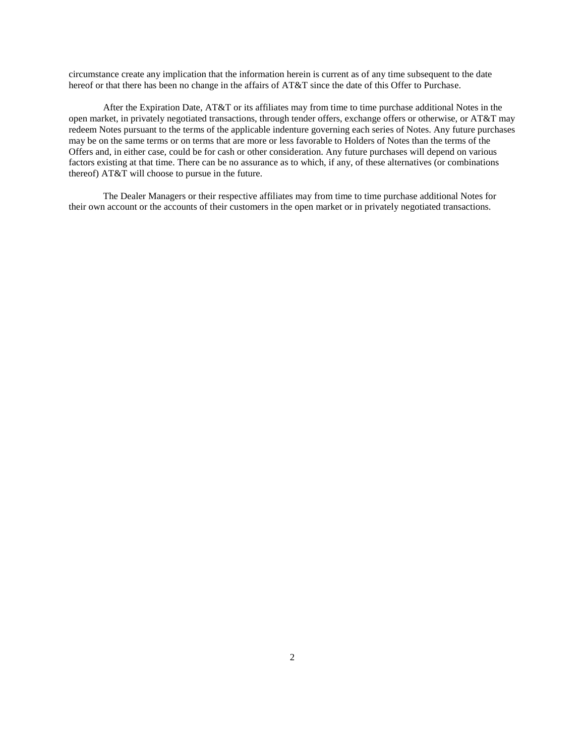circumstance create any implication that the information herein is current as of any time subsequent to the date hereof or that there has been no change in the affairs of AT&T since the date of this Offer to Purchase.

After the Expiration Date, AT&T or its affiliates may from time to time purchase additional Notes in the open market, in privately negotiated transactions, through tender offers, exchange offers or otherwise, or AT&T may redeem Notes pursuant to the terms of the applicable indenture governing each series of Notes. Any future purchases may be on the same terms or on terms that are more or less favorable to Holders of Notes than the terms of the Offers and, in either case, could be for cash or other consideration. Any future purchases will depend on various factors existing at that time. There can be no assurance as to which, if any, of these alternatives (or combinations thereof) AT&T will choose to pursue in the future.

The Dealer Managers or their respective affiliates may from time to time purchase additional Notes for their own account or the accounts of their customers in the open market or in privately negotiated transactions.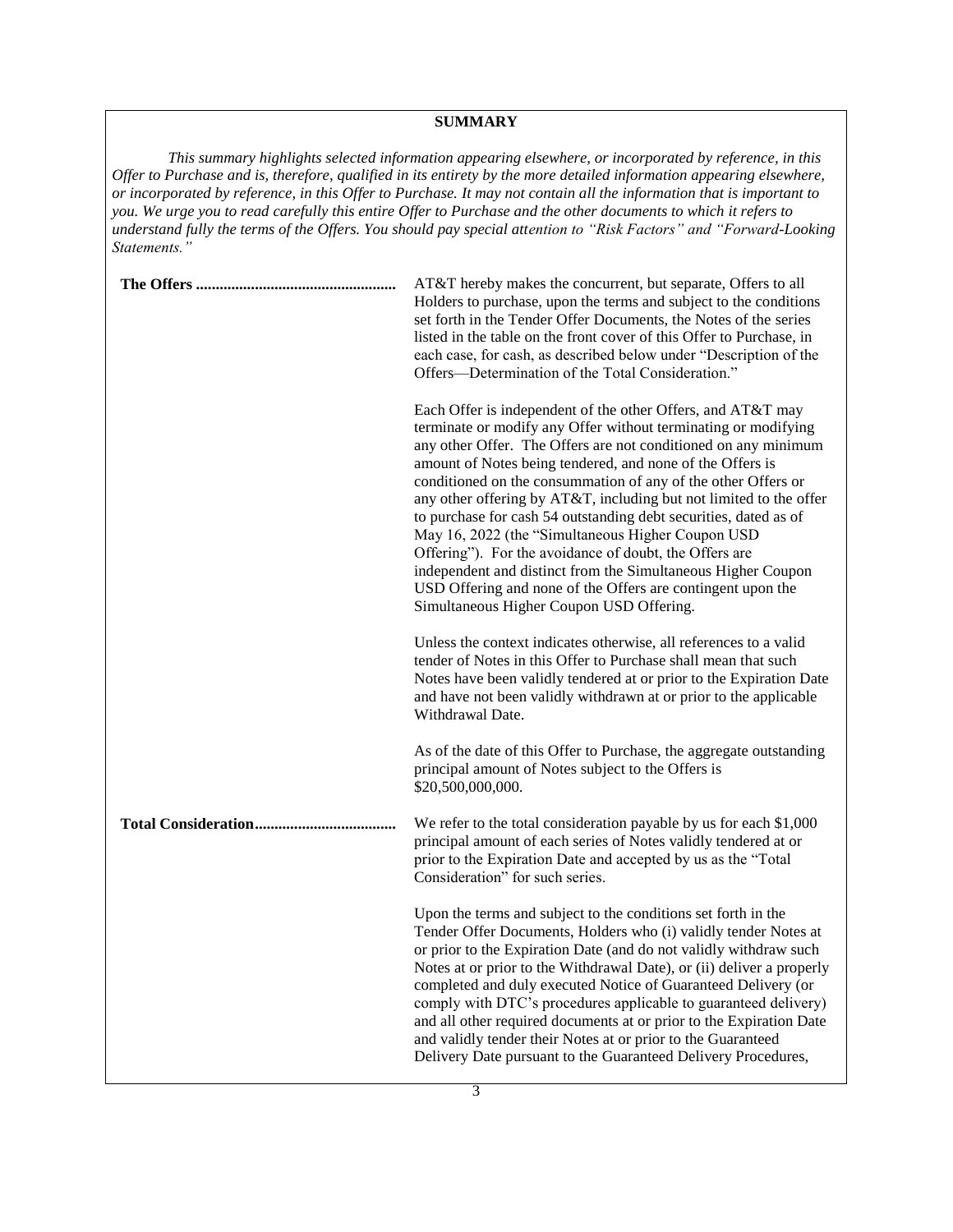## SUMMARY

*This summary highlights selected information appearing elsewhere, or incorporated by reference, in this Offer to Purchase and is, therefore, qualified in its entirety by the more detailed information appearing elsewhere, or incorporated by reference, in this Offer to Purchase. It may not contain all the information that is important to you. We urge you to read carefully this entire Offer to Purchase and the other documents to which it refers to understand fully the terms of the Offers. You should pay special attention to "Risk Factors" and "Forward-Looking Statements."*

**The Offers** .................................................. AT&T hereby makes the concurrent, but separate, Offers to all Holders to purchase, upon the terms and subject to the conditions set forth in the Tender Offer Documents, the Notes of the series listed in the table on the front cover of this Offer to Purchase, in each case, for cash, as described below under "Description of the Offers—Determination of the Total Consideration."

Each Offer is independent of the other Offers, and AT&T may terminate or modify any Offer without terminating or modifying any other Offer. The Offers are not conditioned on any minimum amount of Notes being tendered, and none of the Offers is conditioned on the consummation of any of the other Offers or any other offering by AT&T, including but not limited to the offer to purchase for cash 54 outstanding debt securities, dated as of May 16, 2022 (the "Simultaneous Higher Coupon USD Offering"). For the avoidance of doubt, the Offers are independent and distinct from the Simultaneous Higher Coupon USD Offering and none of the Offers are contingent upon the Simultaneous Higher Coupon USD Offering.

Unless the context indicates otherwise, all references to a valid tender of Notes in this Offer to Purchase shall mean that such Notes have been validly tendered at or prior to the Expiration Date and have not been validly withdrawn at or prior to the applicable Withdrawal Date.

As of the date of this Offer to Purchase, the aggregate outstanding principal amount of Notes subject to the Offers is $20,500,000,000.

**Total Consideration**.................................... We refer to the total consideration payable by us for each $1,000 principal amount of each series of Notes validly tendered at or prior to the Expiration Date and accepted by us as the "Total Consideration" for such series.

Upon the terms and subject to the conditions set forth in the Tender Offer Documents, Holders who (i) validly tender Notes at or prior to the Expiration Date (and do not validly withdraw such Notes at or prior to the Withdrawal Date), or (ii) deliver a properly completed and duly executed Notice of Guaranteed Delivery (or comply with DTC's procedures applicable to guaranteed delivery) and all other required documents at or prior to the Expiration Date and validly tender their Notes at or prior to the Guaranteed Delivery Date pursuant to the Guaranteed Delivery Procedures,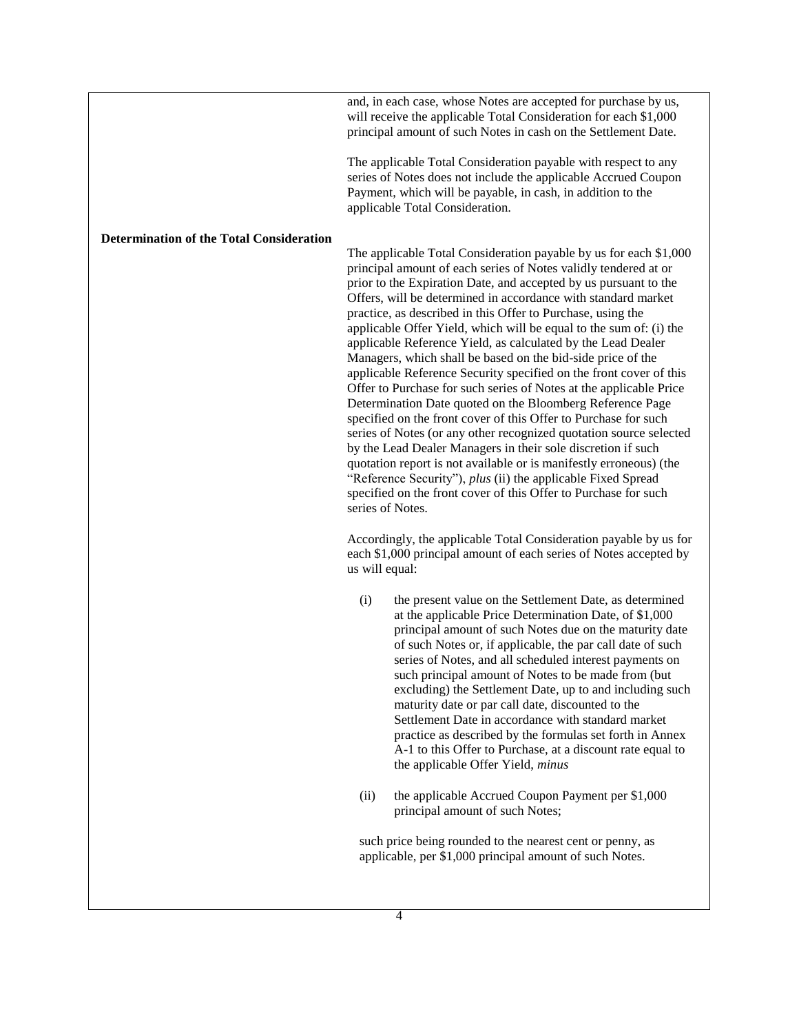and, in each case, whose Notes are accepted for purchase by us, will receive the applicable Total Consideration for each $1,000 principal amount of such Notes in cash on the Settlement Date.

The applicable Total Consideration payable with respect to any series of Notes does not include the applicable Accrued Coupon Payment, which will be payable, in cash, in addition to the applicable Total Consideration.

**Determination of the Total Consideration**

The applicable Total Consideration payable by us for each $1,000 principal amount of each series of Notes validly tendered at or prior to the Expiration Date, and accepted by us pursuant to the Offers, will be determined in accordance with standard market practice, as described in this Offer to Purchase, using the applicable Offer Yield, which will be equal to the sum of: (i) the applicable Reference Yield, as calculated by the Lead Dealer Managers, which shall be based on the bid-side price of the applicable Reference Security specified on the front cover of this Offer to Purchase for such series of Notes at the applicable Price Determination Date quoted on the Bloomberg Reference Page specified on the front cover of this Offer to Purchase for such series of Notes (or any other recognized quotation source selected by the Lead Dealer Managers in their sole discretion if such quotation report is not available or is manifestly erroneous) (the "Reference Security"), *plus* (ii) the applicable Fixed Spread specified on the front cover of this Offer to Purchase for such series of Notes.

Accordingly, the applicable Total Consideration payable by us for each $1,000 principal amount of each series of Notes accepted by us will equal:

(i) the present value on the Settlement Date, as determined at the applicable Price Determination Date, of $1,000 principal amount of such Notes due on the maturity date of such Notes or, if applicable, the par call date of such series of Notes, and all scheduled interest payments on such principal amount of Notes to be made from (but excluding) the Settlement Date, up to and including such maturity date or par call date, discounted to the Settlement Date in accordance with standard market practice as described by the formulas set forth in Annex A-1 to this Offer to Purchase, at a discount rate equal to the applicable Offer Yield, *minus*

(ii) the applicable Accrued Coupon Payment per $1,000 principal amount of such Notes;

such price being rounded to the nearest cent or penny, as applicable, per $1,000 principal amount of such Notes.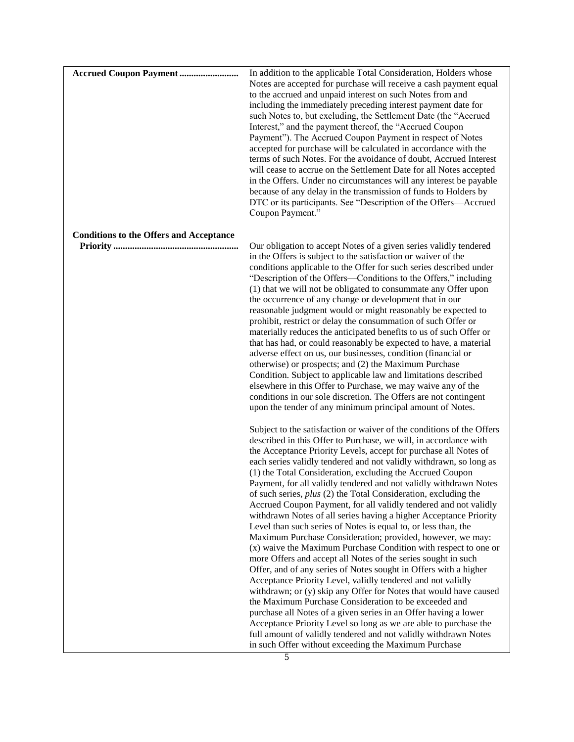| | |
|---|---|
| **Accrued Coupon Payment** | In addition to the applicable Total Consideration, Holders whose Notes are accepted for purchase will receive a cash payment equal to the accrued and unpaid interest on such Notes from and including the immediately preceding interest payment date for such Notes to, but excluding, the Settlement Date (the "Accrued Interest," and the payment thereof, the "Accrued Coupon Payment"). The Accrued Coupon Payment in respect of Notes accepted for purchase will be calculated in accordance with the terms of such Notes. For the avoidance of doubt, Accrued Interest will cease to accrue on the Settlement Date for all Notes accepted in the Offers. Under no circumstances will any interest be payable because of any delay in the transmission of funds to Holders by DTC or its participants. See "Description of the Offers—Accrued Coupon Payment." |
| **Conditions to the Offers and Acceptance Priority** | Our obligation to accept Notes of a given series validly tendered in the Offers is subject to the satisfaction or waiver of the conditions applicable to the Offer for such series described under "Description of the Offers—Conditions to the Offers," including (1) that we will not be obligated to consummate any Offer upon the occurrence of any change or development that in our reasonable judgment would or might reasonably be expected to prohibit, restrict or delay the consummation of such Offer or materially reduces the anticipated benefits to us of such Offer or that has had, or could reasonably be expected to have, a material adverse effect on us, our businesses, condition (financial or otherwise) or prospects; and (2) the Maximum Purchase Condition. Subject to applicable law and limitations described elsewhere in this Offer to Purchase, we may waive any of the conditions in our sole discretion. The Offers are not contingent upon the tender of any minimum principal amount of Notes.<br><br>Subject to the satisfaction or waiver of the conditions of the Offers described in this Offer to Purchase, we will, in accordance with the Acceptance Priority Levels, accept for purchase all Notes of each series validly tendered and not validly withdrawn, so long as (1) the Total Consideration, excluding the Accrued Coupon Payment, for all validly tendered and not validly withdrawn Notes of such series, *plus* (2) the Total Consideration, excluding the Accrued Coupon Payment, for all validly tendered and not validly withdrawn Notes of all series having a higher Acceptance Priority Level than such series of Notes is equal to, or less than, the Maximum Purchase Consideration; provided, however, we may: (x) waive the Maximum Purchase Condition with respect to one or more Offers and accept all Notes of the series sought in such Offer, and of any series of Notes sought in Offers with a higher Acceptance Priority Level, validly tendered and not validly withdrawn; or (y) skip any Offer for Notes that would have caused the Maximum Purchase Consideration to be exceeded and purchase all Notes of a given series in an Offer having a lower Acceptance Priority Level so long as we are able to purchase the full amount of validly tendered and not validly withdrawn Notes in such Offer without exceeding the Maximum Purchase |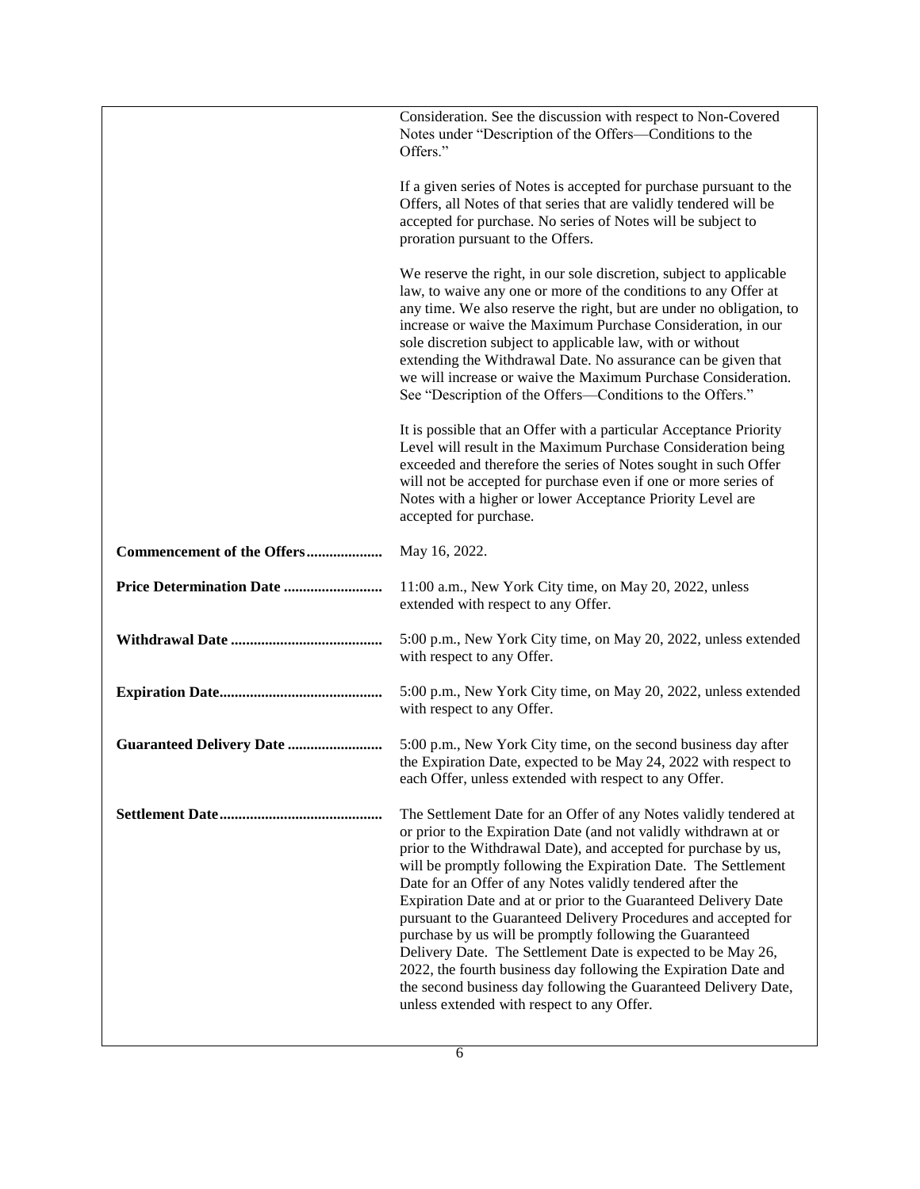| | |
|---|---|
| | Consideration. See the discussion with respect to Non-Covered Notes under "Description of the Offers—Conditions to the Offers."<br><br>If a given series of Notes is accepted for purchase pursuant to the Offers, all Notes of that series that are validly tendered will be accepted for purchase. No series of Notes will be subject to proration pursuant to the Offers.<br><br>We reserve the right, in our sole discretion, subject to applicable law, to waive any one or more of the conditions to any Offer at any time. We also reserve the right, but are under no obligation, to increase or waive the Maximum Purchase Consideration, in our sole discretion subject to applicable law, with or without extending the Withdrawal Date. No assurance can be given that we will increase or waive the Maximum Purchase Consideration. See "Description of the Offers—Conditions to the Offers."<br><br>It is possible that an Offer with a particular Acceptance Priority Level will result in the Maximum Purchase Consideration being exceeded and therefore the series of Notes sought in such Offer will not be accepted for purchase even if one or more series of Notes with a higher or lower Acceptance Priority Level are accepted for purchase. |
| **Commencement of the Offers** | May 16, 2022. |
| **Price Determination Date** | 11:00 a.m., New York City time, on May 20, 2022, unless extended with respect to any Offer. |
| **Withdrawal Date** | 5:00 p.m., New York City time, on May 20, 2022, unless extended with respect to any Offer. |
| **Expiration Date** | 5:00 p.m., New York City time, on May 20, 2022, unless extended with respect to any Offer. |
| **Guaranteed Delivery Date** | 5:00 p.m., New York City time, on the second business day after the Expiration Date, expected to be May 24, 2022 with respect to each Offer, unless extended with respect to any Offer. |
| **Settlement Date** | The Settlement Date for an Offer of any Notes validly tendered at or prior to the Expiration Date (and not validly withdrawn at or prior to the Withdrawal Date), and accepted for purchase by us, will be promptly following the Expiration Date. The Settlement Date for an Offer of any Notes validly tendered after the Expiration Date and at or prior to the Guaranteed Delivery Date pursuant to the Guaranteed Delivery Procedures and accepted for purchase by us will be promptly following the Guaranteed Delivery Date. The Settlement Date is expected to be May 26, 2022, the fourth business day following the Expiration Date and the second business day following the Guaranteed Delivery Date, unless extended with respect to any Offer. |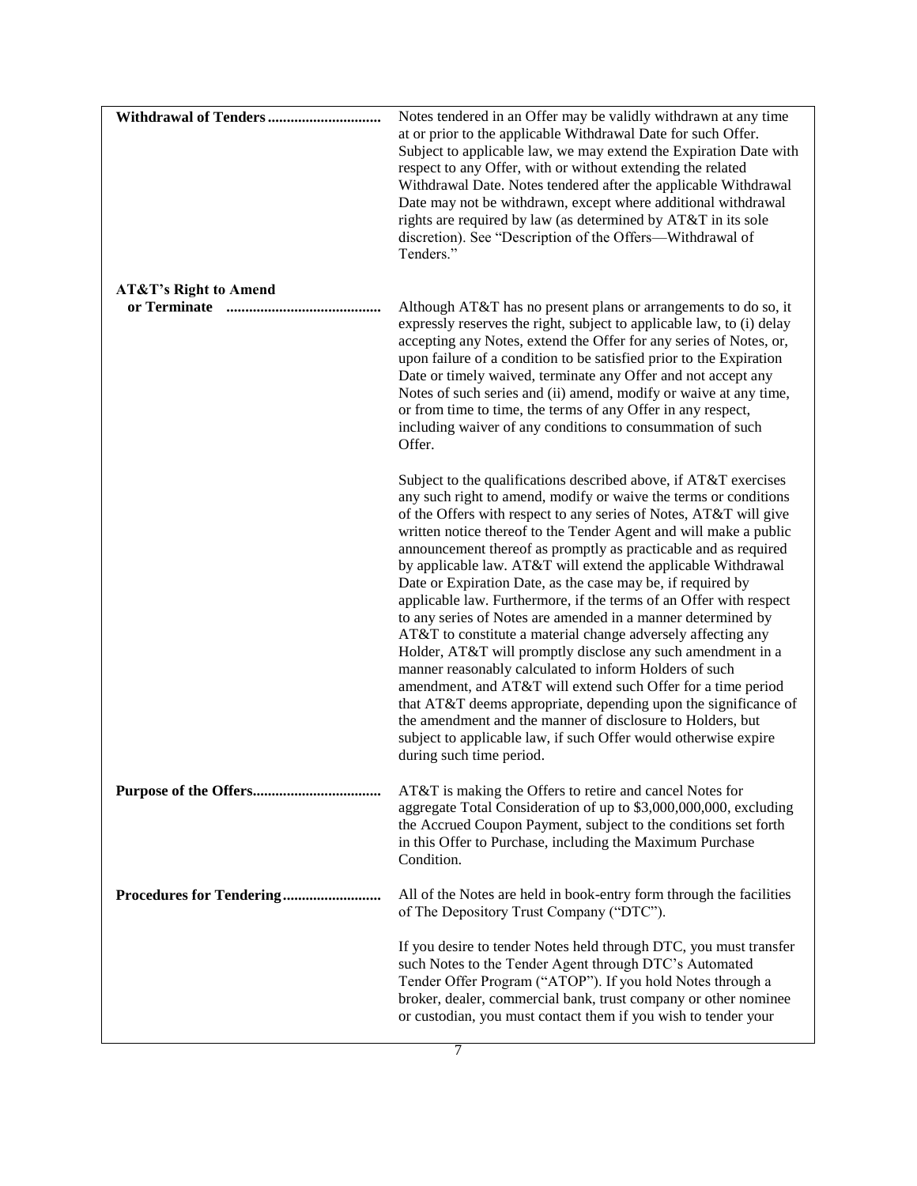| | |
|---|---|
| **Withdrawal of Tenders** | Notes tendered in an Offer may be validly withdrawn at any time at or prior to the applicable Withdrawal Date for such Offer. Subject to applicable law, we may extend the Expiration Date with respect to any Offer, with or without extending the related Withdrawal Date. Notes tendered after the applicable Withdrawal Date may not be withdrawn, except where additional withdrawal rights are required by law (as determined by AT&T in its sole discretion). See "Description of the Offers—Withdrawal of Tenders." |
| **AT&T's Right to Amend or Terminate** | Although AT&T has no present plans or arrangements to do so, it expressly reserves the right, subject to applicable law, to (i) delay accepting any Notes, extend the Offer for any series of Notes, or, upon failure of a condition to be satisfied prior to the Expiration Date or timely waived, terminate any Offer and not accept any Notes of such series and (ii) amend, modify or waive at any time, or from time to time, the terms of any Offer in any respect, including waiver of any conditions to consummation of such Offer. |
| | Subject to the qualifications described above, if AT&T exercises any such right to amend, modify or waive the terms or conditions of the Offers with respect to any series of Notes, AT&T will give written notice thereof to the Tender Agent and will make a public announcement thereof as promptly as practicable and as required by applicable law. AT&T will extend the applicable Withdrawal Date or Expiration Date, as the case may be, if required by applicable law. Furthermore, if the terms of an Offer with respect to any series of Notes are amended in a manner determined by AT&T to constitute a material change adversely affecting any Holder, AT&T will promptly disclose any such amendment in a manner reasonably calculated to inform Holders of such amendment, and AT&T will extend such Offer for a time period that AT&T deems appropriate, depending upon the significance of the amendment and the manner of disclosure to Holders, but subject to applicable law, if such Offer would otherwise expire during such time period. |
| **Purpose of the Offers** | AT&T is making the Offers to retire and cancel Notes for aggregate Total Consideration of up to $3,000,000,000, excluding the Accrued Coupon Payment, subject to the conditions set forth in this Offer to Purchase, including the Maximum Purchase Condition. |
| **Procedures for Tendering** | All of the Notes are held in book-entry form through the facilities of The Depository Trust Company ("DTC"). |
| | If you desire to tender Notes held through DTC, you must transfer such Notes to the Tender Agent through DTC's Automated Tender Offer Program ("ATOP"). If you hold Notes through a broker, dealer, commercial bank, trust company or other nominee or custodian, you must contact them if you wish to tender your |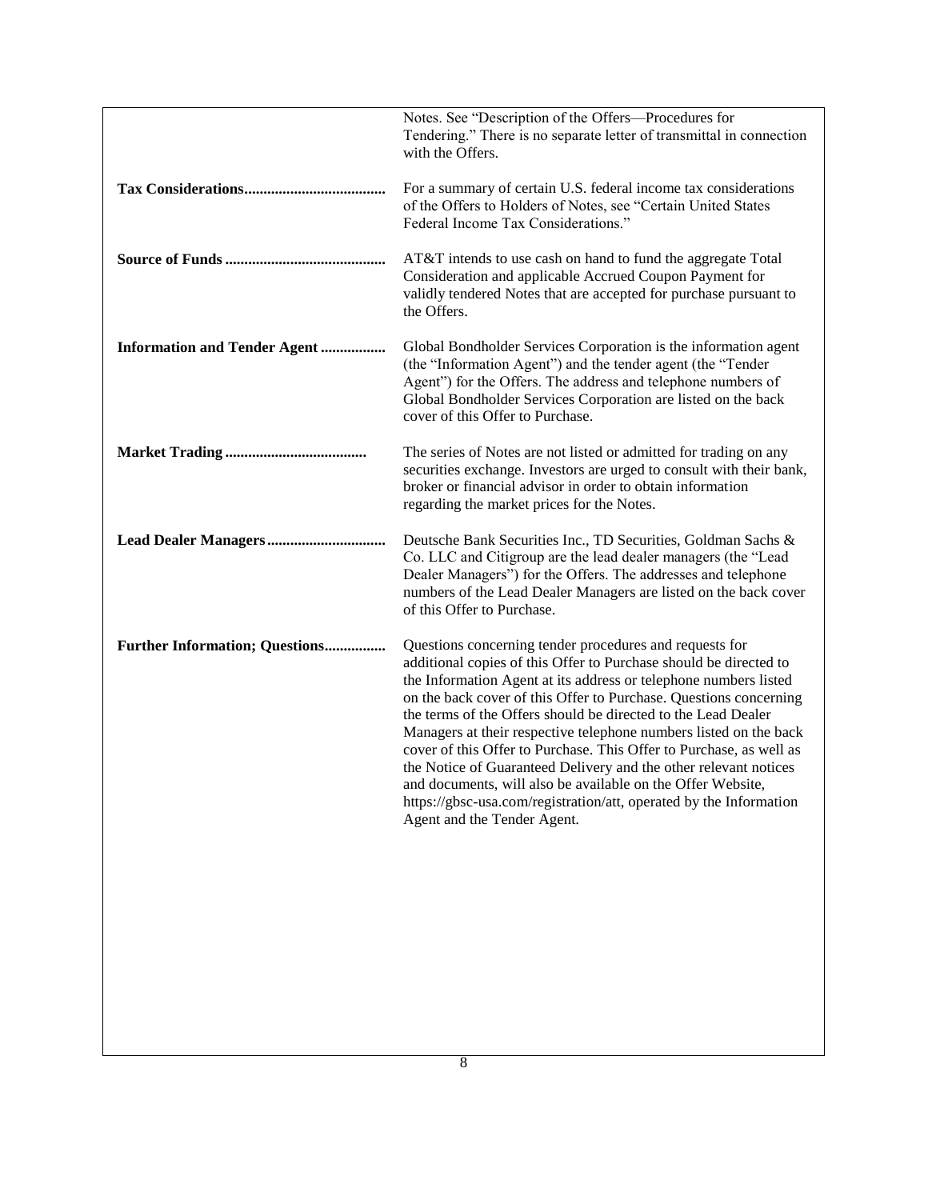| | |
|---|---|
| | Notes. See "Description of the Offers—Procedures for Tendering." There is no separate letter of transmittal in connection with the Offers. |
| **Tax Considerations....................................** | For a summary of certain U.S. federal income tax considerations of the Offers to Holders of Notes, see "Certain United States Federal Income Tax Considerations." |
| **Source of Funds .........................................** | AT&T intends to use cash on hand to fund the aggregate Total Consideration and applicable Accrued Coupon Payment for validly tendered Notes that are accepted for purchase pursuant to the Offers. |
| **Information and Tender Agent ................** | Global Bondholder Services Corporation is the information agent (the "Information Agent") and the tender agent (the "Tender Agent") for the Offers. The address and telephone numbers of Global Bondholder Services Corporation are listed on the back cover of this Offer to Purchase. |
| **Market Trading ....................................** | The series of Notes are not listed or admitted for trading on any securities exchange. Investors are urged to consult with their bank, broker or financial advisor in order to obtain information regarding the market prices for the Notes. |
| **Lead Dealer Managers..............................** | Deutsche Bank Securities Inc., TD Securities, Goldman Sachs & Co. LLC and Citigroup are the lead dealer managers (the "Lead Dealer Managers") for the Offers. The addresses and telephone numbers of the Lead Dealer Managers are listed on the back cover of this Offer to Purchase. |
| **Further Information; Questions................** | Questions concerning tender procedures and requests for additional copies of this Offer to Purchase should be directed to the Information Agent at its address or telephone numbers listed on the back cover of this Offer to Purchase. Questions concerning the terms of the Offers should be directed to the Lead Dealer Managers at their respective telephone numbers listed on the back cover of this Offer to Purchase. This Offer to Purchase, as well as the Notice of Guaranteed Delivery and the other relevant notices and documents, will also be available on the Offer Website, https://gbsc-usa.com/registration/att, operated by the Information Agent and the Tender Agent. |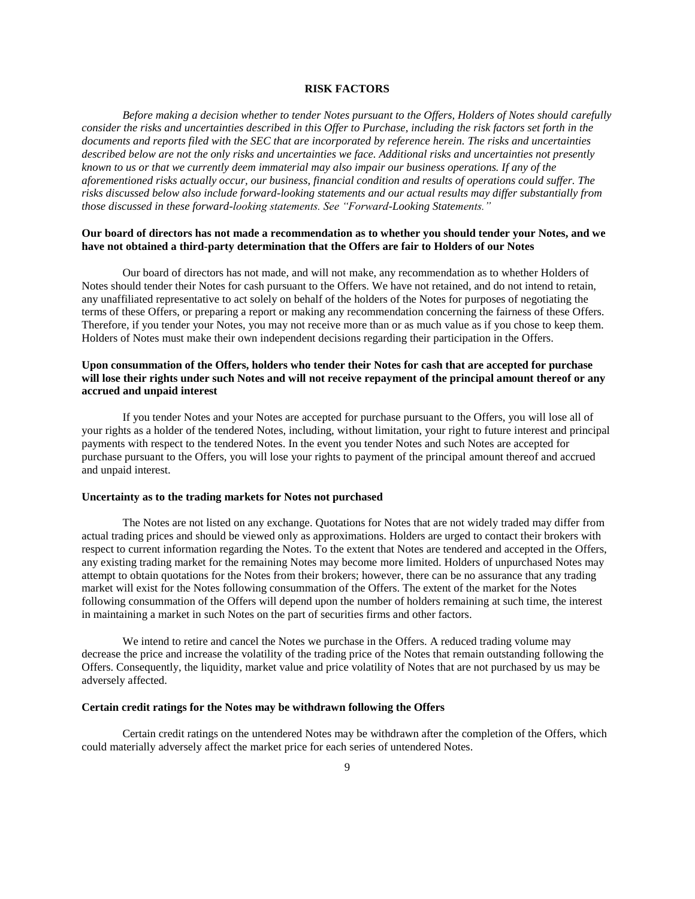# RISK FACTORS

*Before making a decision whether to tender Notes pursuant to the Offers, Holders of Notes should carefully consider the risks and uncertainties described in this Offer to Purchase, including the risk factors set forth in the documents and reports filed with the SEC that are incorporated by reference herein. The risks and uncertainties described below are not the only risks and uncertainties we face. Additional risks and uncertainties not presently known to us or that we currently deem immaterial may also impair our business operations. If any of the aforementioned risks actually occur, our business, financial condition and results of operations could suffer. The risks discussed below also include forward-looking statements and our actual results may differ substantially from those discussed in these forward-looking statements. See "Forward-Looking Statements."*

**Our board of directors has not made a recommendation as to whether you should tender your Notes, and we have not obtained a third-party determination that the Offers are fair to Holders of our Notes**

Our board of directors has not made, and will not make, any recommendation as to whether Holders of Notes should tender their Notes for cash pursuant to the Offers. We have not retained, and do not intend to retain, any unaffiliated representative to act solely on behalf of the holders of the Notes for purposes of negotiating the terms of these Offers, or preparing a report or making any recommendation concerning the fairness of these Offers. Therefore, if you tender your Notes, you may not receive more than or as much value as if you chose to keep them. Holders of Notes must make their own independent decisions regarding their participation in the Offers.

**Upon consummation of the Offers, holders who tender their Notes for cash that are accepted for purchase will lose their rights under such Notes and will not receive repayment of the principal amount thereof or any accrued and unpaid interest**

If you tender Notes and your Notes are accepted for purchase pursuant to the Offers, you will lose all of your rights as a holder of the tendered Notes, including, without limitation, your right to future interest and principal payments with respect to the tendered Notes. In the event you tender Notes and such Notes are accepted for purchase pursuant to the Offers, you will lose your rights to payment of the principal amount thereof and accrued and unpaid interest.

**Uncertainty as to the trading markets for Notes not purchased**

The Notes are not listed on any exchange. Quotations for Notes that are not widely traded may differ from actual trading prices and should be viewed only as approximations. Holders are urged to contact their brokers with respect to current information regarding the Notes. To the extent that Notes are tendered and accepted in the Offers, any existing trading market for the remaining Notes may become more limited. Holders of unpurchased Notes may attempt to obtain quotations for the Notes from their brokers; however, there can be no assurance that any trading market will exist for the Notes following consummation of the Offers. The extent of the market for the Notes following consummation of the Offers will depend upon the number of holders remaining at such time, the interest in maintaining a market in such Notes on the part of securities firms and other factors.

We intend to retire and cancel the Notes we purchase in the Offers. A reduced trading volume may decrease the price and increase the volatility of the trading price of the Notes that remain outstanding following the Offers. Consequently, the liquidity, market value and price volatility of Notes that are not purchased by us may be adversely affected.

**Certain credit ratings for the Notes may be withdrawn following the Offers**

Certain credit ratings on the untendered Notes may be withdrawn after the completion of the Offers, which could materially adversely affect the market price for each series of untendered Notes.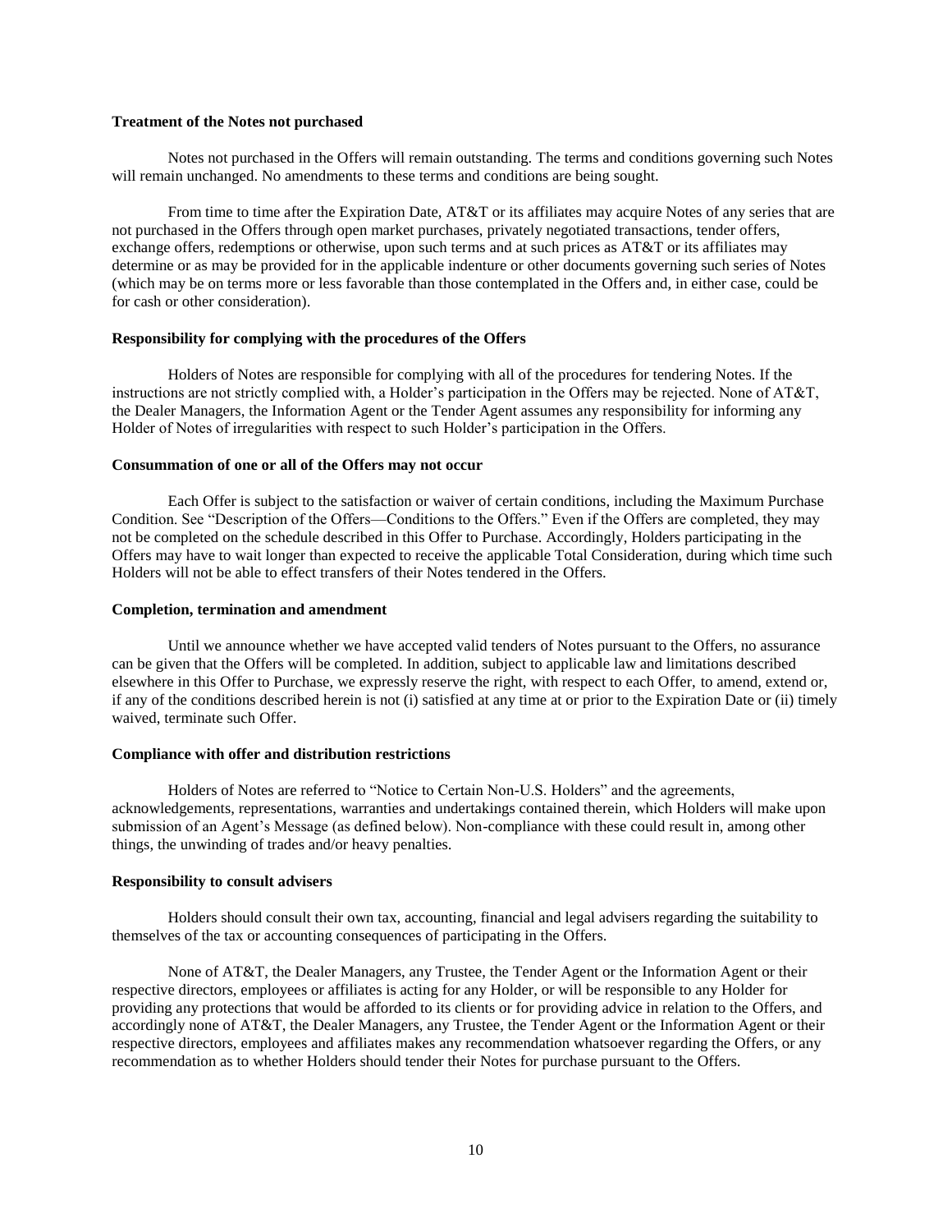**Treatment of the Notes not purchased**

Notes not purchased in the Offers will remain outstanding. The terms and conditions governing such Notes will remain unchanged. No amendments to these terms and conditions are being sought.

From time to time after the Expiration Date, AT&T or its affiliates may acquire Notes of any series that are not purchased in the Offers through open market purchases, privately negotiated transactions, tender offers, exchange offers, redemptions or otherwise, upon such terms and at such prices as AT&T or its affiliates may determine or as may be provided for in the applicable indenture or other documents governing such series of Notes (which may be on terms more or less favorable than those contemplated in the Offers and, in either case, could be for cash or other consideration).

**Responsibility for complying with the procedures of the Offers**

Holders of Notes are responsible for complying with all of the procedures for tendering Notes. If the instructions are not strictly complied with, a Holder's participation in the Offers may be rejected. None of AT&T, the Dealer Managers, the Information Agent or the Tender Agent assumes any responsibility for informing any Holder of Notes of irregularities with respect to such Holder's participation in the Offers.

**Consummation of one or all of the Offers may not occur**

Each Offer is subject to the satisfaction or waiver of certain conditions, including the Maximum Purchase Condition. See "Description of the Offers—Conditions to the Offers." Even if the Offers are completed, they may not be completed on the schedule described in this Offer to Purchase. Accordingly, Holders participating in the Offers may have to wait longer than expected to receive the applicable Total Consideration, during which time such Holders will not be able to effect transfers of their Notes tendered in the Offers.

**Completion, termination and amendment**

Until we announce whether we have accepted valid tenders of Notes pursuant to the Offers, no assurance can be given that the Offers will be completed. In addition, subject to applicable law and limitations described elsewhere in this Offer to Purchase, we expressly reserve the right, with respect to each Offer, to amend, extend or, if any of the conditions described herein is not (i) satisfied at any time at or prior to the Expiration Date or (ii) timely waived, terminate such Offer.

**Compliance with offer and distribution restrictions**

Holders of Notes are referred to "Notice to Certain Non-U.S. Holders" and the agreements, acknowledgements, representations, warranties and undertakings contained therein, which Holders will make upon submission of an Agent's Message (as defined below). Non-compliance with these could result in, among other things, the unwinding of trades and/or heavy penalties.

**Responsibility to consult advisers**

Holders should consult their own tax, accounting, financial and legal advisers regarding the suitability to themselves of the tax or accounting consequences of participating in the Offers.

None of AT&T, the Dealer Managers, any Trustee, the Tender Agent or the Information Agent or their respective directors, employees or affiliates is acting for any Holder, or will be responsible to any Holder for providing any protections that would be afforded to its clients or for providing advice in relation to the Offers, and accordingly none of AT&T, the Dealer Managers, any Trustee, the Tender Agent or the Information Agent or their respective directors, employees and affiliates makes any recommendation whatsoever regarding the Offers, or any recommendation as to whether Holders should tender their Notes for purchase pursuant to the Offers.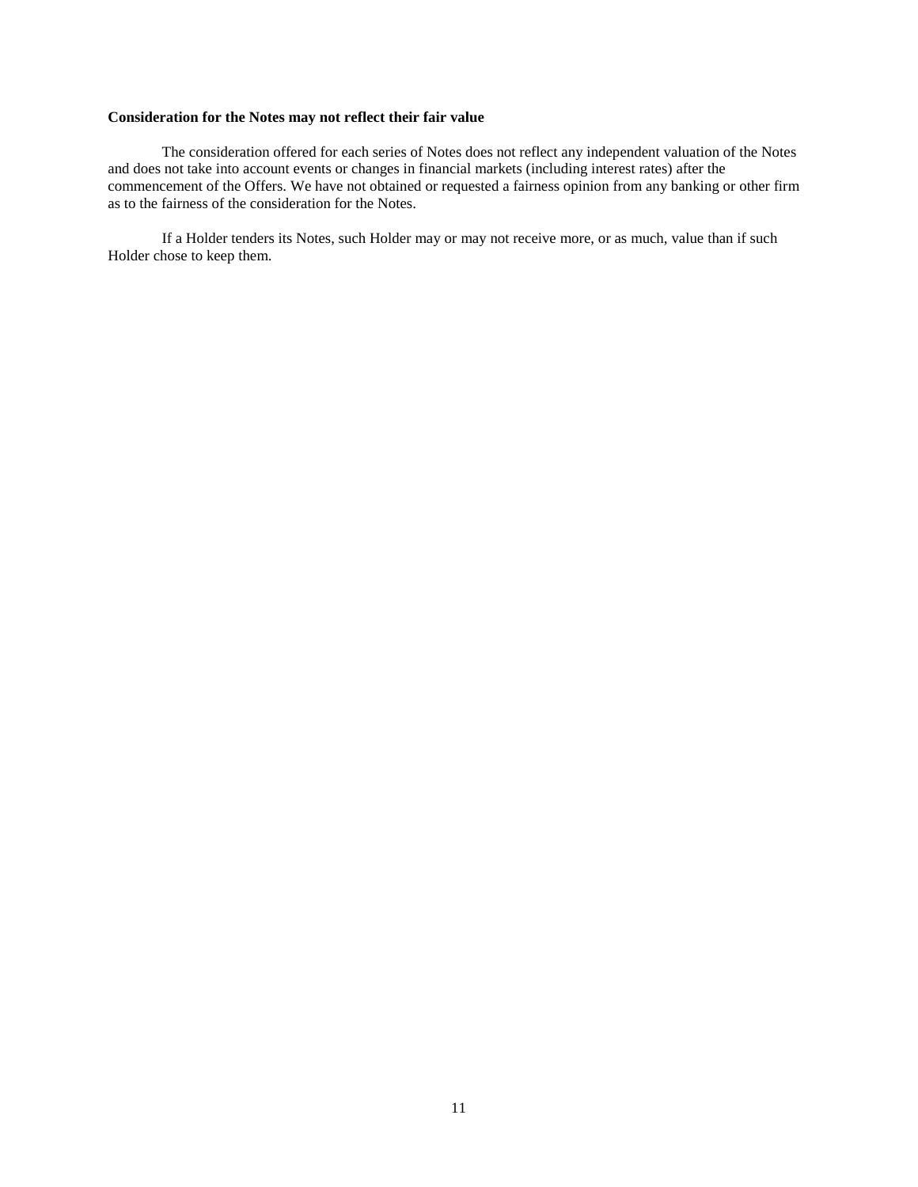**Consideration for the Notes may not reflect their fair value**

The consideration offered for each series of Notes does not reflect any independent valuation of the Notes and does not take into account events or changes in financial markets (including interest rates) after the commencement of the Offers. We have not obtained or requested a fairness opinion from any banking or other firm as to the fairness of the consideration for the Notes.

If a Holder tenders its Notes, such Holder may or may not receive more, or as much, value than if such Holder chose to keep them.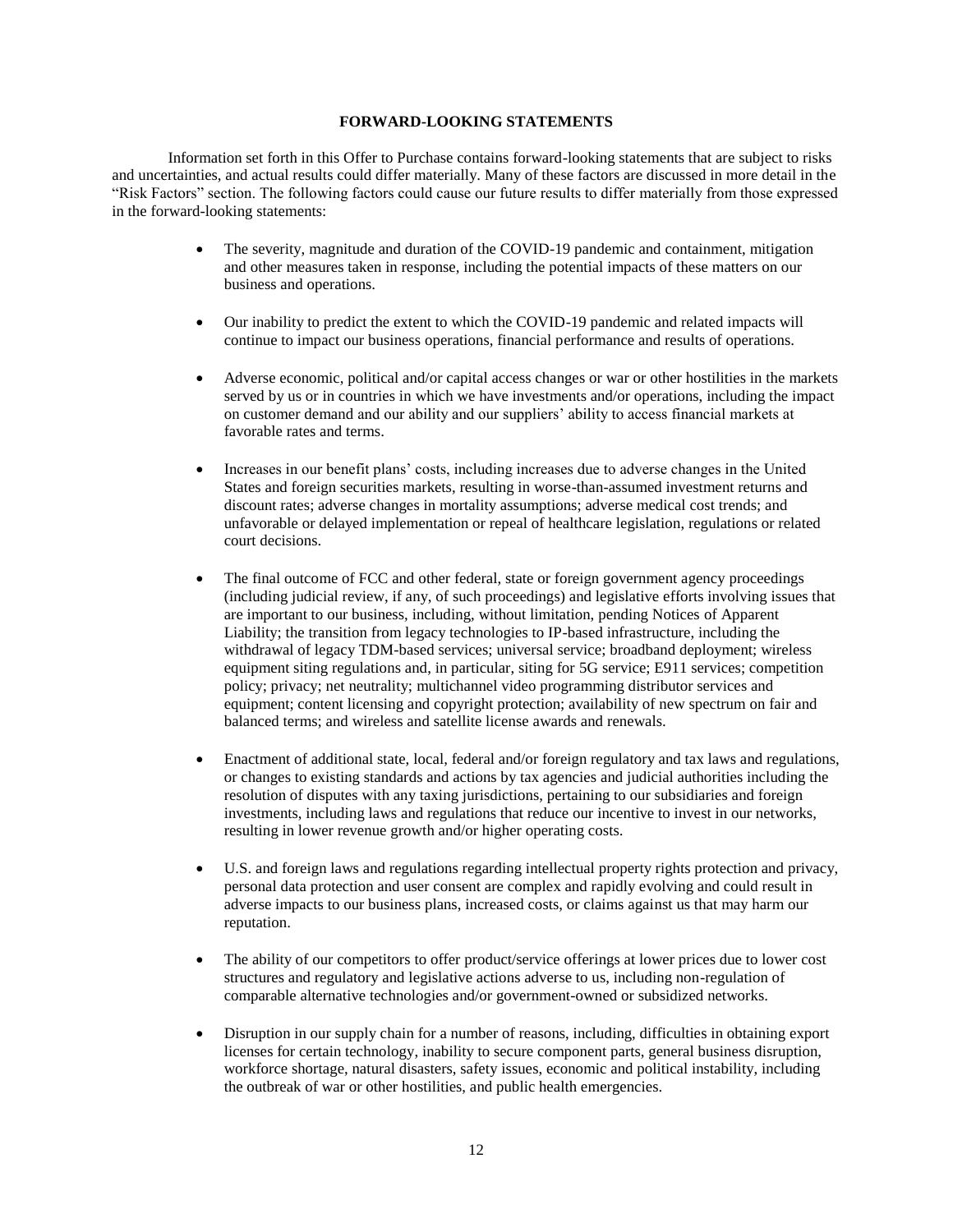## FORWARD-LOOKING STATEMENTS

Information set forth in this Offer to Purchase contains forward-looking statements that are subject to risks and uncertainties, and actual results could differ materially. Many of these factors are discussed in more detail in the "Risk Factors" section. The following factors could cause our future results to differ materially from those expressed in the forward-looking statements:

- The severity, magnitude and duration of the COVID-19 pandemic and containment, mitigation and other measures taken in response, including the potential impacts of these matters on our business and operations.
- Our inability to predict the extent to which the COVID-19 pandemic and related impacts will continue to impact our business operations, financial performance and results of operations.
- Adverse economic, political and/or capital access changes or war or other hostilities in the markets served by us or in countries in which we have investments and/or operations, including the impact on customer demand and our ability and our suppliers' ability to access financial markets at favorable rates and terms.
- Increases in our benefit plans' costs, including increases due to adverse changes in the United States and foreign securities markets, resulting in worse-than-assumed investment returns and discount rates; adverse changes in mortality assumptions; adverse medical cost trends; and unfavorable or delayed implementation or repeal of healthcare legislation, regulations or related court decisions.
- The final outcome of FCC and other federal, state or foreign government agency proceedings (including judicial review, if any, of such proceedings) and legislative efforts involving issues that are important to our business, including, without limitation, pending Notices of Apparent Liability; the transition from legacy technologies to IP-based infrastructure, including the withdrawal of legacy TDM-based services; universal service; broadband deployment; wireless equipment siting regulations and, in particular, siting for 5G service; E911 services; competition policy; privacy; net neutrality; multichannel video programming distributor services and equipment; content licensing and copyright protection; availability of new spectrum on fair and balanced terms; and wireless and satellite license awards and renewals.
- Enactment of additional state, local, federal and/or foreign regulatory and tax laws and regulations, or changes to existing standards and actions by tax agencies and judicial authorities including the resolution of disputes with any taxing jurisdictions, pertaining to our subsidiaries and foreign investments, including laws and regulations that reduce our incentive to invest in our networks, resulting in lower revenue growth and/or higher operating costs.
- U.S. and foreign laws and regulations regarding intellectual property rights protection and privacy, personal data protection and user consent are complex and rapidly evolving and could result in adverse impacts to our business plans, increased costs, or claims against us that may harm our reputation.
- The ability of our competitors to offer product/service offerings at lower prices due to lower cost structures and regulatory and legislative actions adverse to us, including non-regulation of comparable alternative technologies and/or government-owned or subsidized networks.
- Disruption in our supply chain for a number of reasons, including, difficulties in obtaining export licenses for certain technology, inability to secure component parts, general business disruption, workforce shortage, natural disasters, safety issues, economic and political instability, including the outbreak of war or other hostilities, and public health emergencies.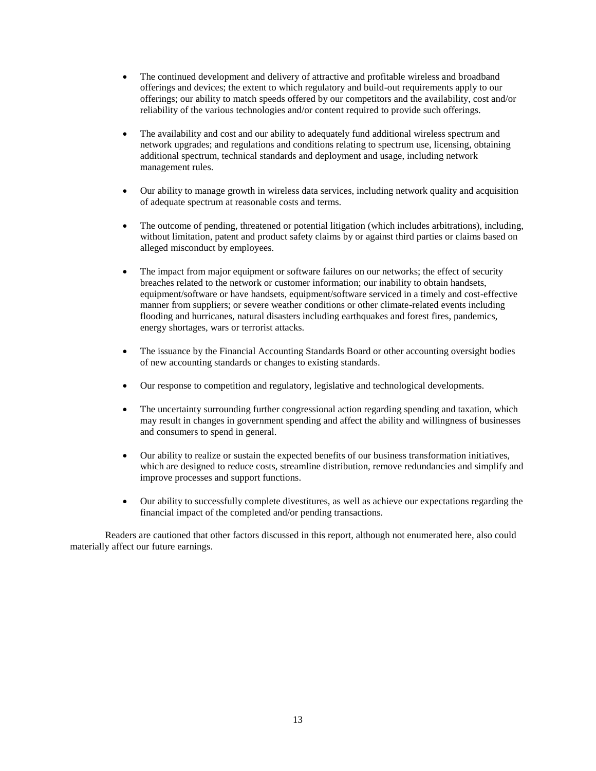- The continued development and delivery of attractive and profitable wireless and broadband offerings and devices; the extent to which regulatory and build-out requirements apply to our offerings; our ability to match speeds offered by our competitors and the availability, cost and/or reliability of the various technologies and/or content required to provide such offerings.

- The availability and cost and our ability to adequately fund additional wireless spectrum and network upgrades; and regulations and conditions relating to spectrum use, licensing, obtaining additional spectrum, technical standards and deployment and usage, including network management rules.

- Our ability to manage growth in wireless data services, including network quality and acquisition of adequate spectrum at reasonable costs and terms.

- The outcome of pending, threatened or potential litigation (which includes arbitrations), including, without limitation, patent and product safety claims by or against third parties or claims based on alleged misconduct by employees.

- The impact from major equipment or software failures on our networks; the effect of security breaches related to the network or customer information; our inability to obtain handsets, equipment/software or have handsets, equipment/software serviced in a timely and cost-effective manner from suppliers; or severe weather conditions or other climate-related events including flooding and hurricanes, natural disasters including earthquakes and forest fires, pandemics, energy shortages, wars or terrorist attacks.

- The issuance by the Financial Accounting Standards Board or other accounting oversight bodies of new accounting standards or changes to existing standards.

- Our response to competition and regulatory, legislative and technological developments.

- The uncertainty surrounding further congressional action regarding spending and taxation, which may result in changes in government spending and affect the ability and willingness of businesses and consumers to spend in general.

- Our ability to realize or sustain the expected benefits of our business transformation initiatives, which are designed to reduce costs, streamline distribution, remove redundancies and simplify and improve processes and support functions.

- Our ability to successfully complete divestitures, as well as achieve our expectations regarding the financial impact of the completed and/or pending transactions.

Readers are cautioned that other factors discussed in this report, although not enumerated here, also could materially affect our future earnings.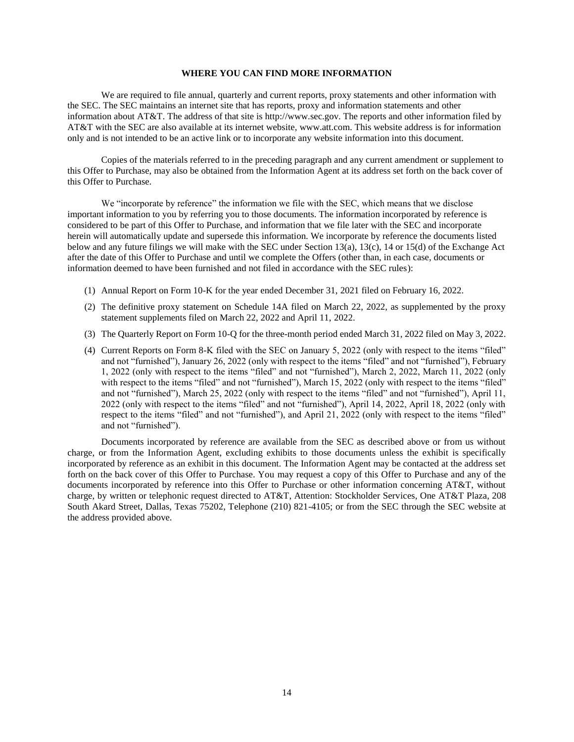## WHERE YOU CAN FIND MORE INFORMATION

We are required to file annual, quarterly and current reports, proxy statements and other information with the SEC. The SEC maintains an internet site that has reports, proxy and information statements and other information about AT&T. The address of that site is http://www.sec.gov. The reports and other information filed by AT&T with the SEC are also available at its internet website, www.att.com. This website address is for information only and is not intended to be an active link or to incorporate any website information into this document.

Copies of the materials referred to in the preceding paragraph and any current amendment or supplement to this Offer to Purchase, may also be obtained from the Information Agent at its address set forth on the back cover of this Offer to Purchase.

We "incorporate by reference" the information we file with the SEC, which means that we disclose important information to you by referring you to those documents. The information incorporated by reference is considered to be part of this Offer to Purchase, and information that we file later with the SEC and incorporate herein will automatically update and supersede this information. We incorporate by reference the documents listed below and any future filings we will make with the SEC under Section 13(a), 13(c), 14 or 15(d) of the Exchange Act after the date of this Offer to Purchase and until we complete the Offers (other than, in each case, documents or information deemed to have been furnished and not filed in accordance with the SEC rules):

(1) Annual Report on Form 10-K for the year ended December 31, 2021 filed on February 16, 2022.

(2) The definitive proxy statement on Schedule 14A filed on March 22, 2022, as supplemented by the proxy statement supplements filed on March 22, 2022 and April 11, 2022.

(3) The Quarterly Report on Form 10-Q for the three-month period ended March 31, 2022 filed on May 3, 2022.

(4) Current Reports on Form 8-K filed with the SEC on January 5, 2022 (only with respect to the items "filed" and not "furnished"), January 26, 2022 (only with respect to the items "filed" and not "furnished"), February 1, 2022 (only with respect to the items "filed" and not "furnished"), March 2, 2022, March 11, 2022 (only with respect to the items "filed" and not "furnished"), March 15, 2022 (only with respect to the items "filed" and not "furnished"), March 25, 2022 (only with respect to the items "filed" and not "furnished"), April 11, 2022 (only with respect to the items "filed" and not "furnished"), April 14, 2022, April 18, 2022 (only with respect to the items "filed" and not "furnished"), and April 21, 2022 (only with respect to the items "filed" and not "furnished").

Documents incorporated by reference are available from the SEC as described above or from us without charge, or from the Information Agent, excluding exhibits to those documents unless the exhibit is specifically incorporated by reference as an exhibit in this document. The Information Agent may be contacted at the address set forth on the back cover of this Offer to Purchase. You may request a copy of this Offer to Purchase and any of the documents incorporated by reference into this Offer to Purchase or other information concerning AT&T, without charge, by written or telephonic request directed to AT&T, Attention: Stockholder Services, One AT&T Plaza, 208 South Akard Street, Dallas, Texas 75202, Telephone (210) 821-4105; or from the SEC through the SEC website at the address provided above.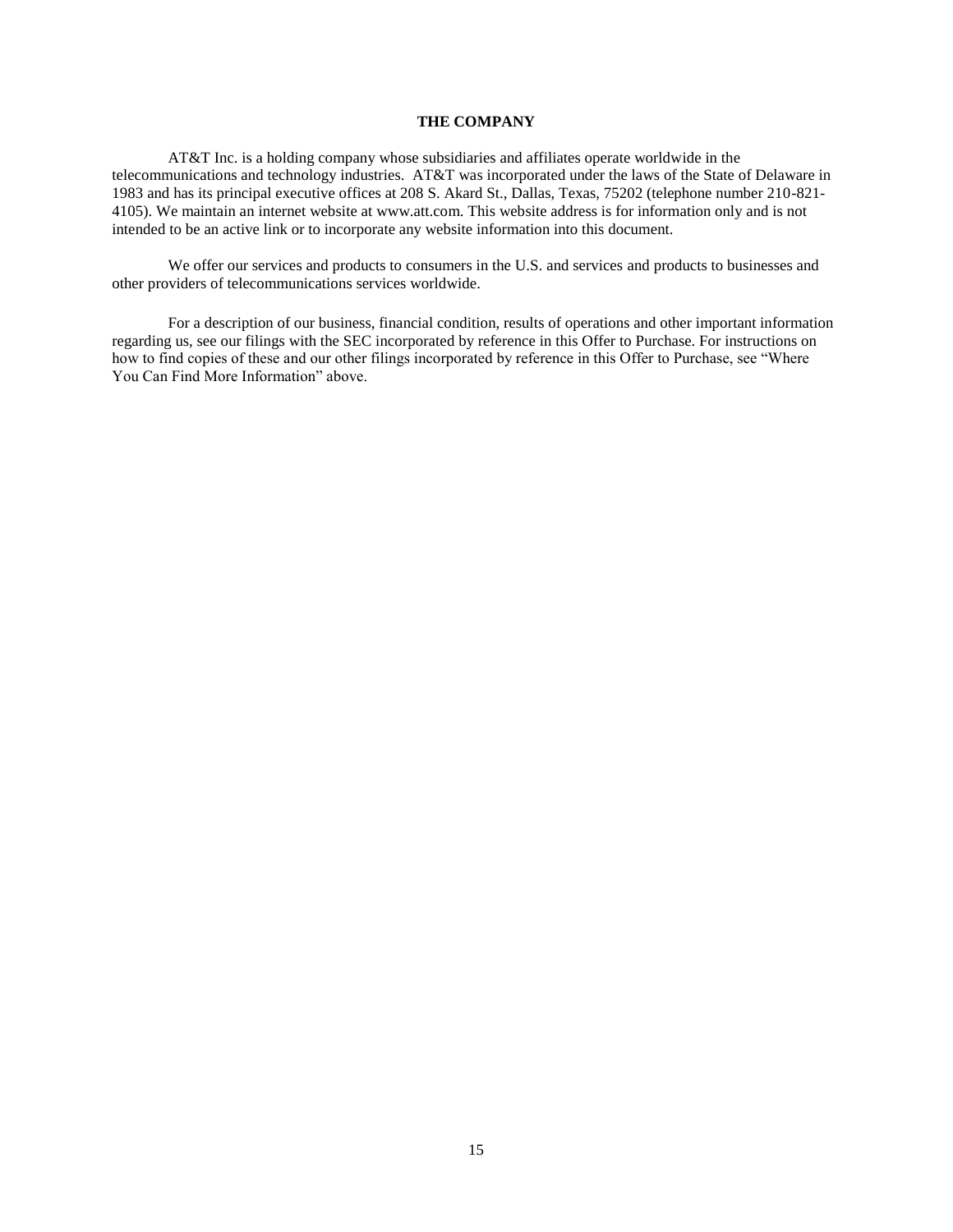## THE COMPANY

AT&T Inc. is a holding company whose subsidiaries and affiliates operate worldwide in the telecommunications and technology industries. AT&T was incorporated under the laws of the State of Delaware in 1983 and has its principal executive offices at 208 S. Akard St., Dallas, Texas, 75202 (telephone number 210-821-4105). We maintain an internet website at www.att.com. This website address is for information only and is not intended to be an active link or to incorporate any website information into this document.

We offer our services and products to consumers in the U.S. and services and products to businesses and other providers of telecommunications services worldwide.

For a description of our business, financial condition, results of operations and other important information regarding us, see our filings with the SEC incorporated by reference in this Offer to Purchase. For instructions on how to find copies of these and our other filings incorporated by reference in this Offer to Purchase, see "Where You Can Find More Information" above.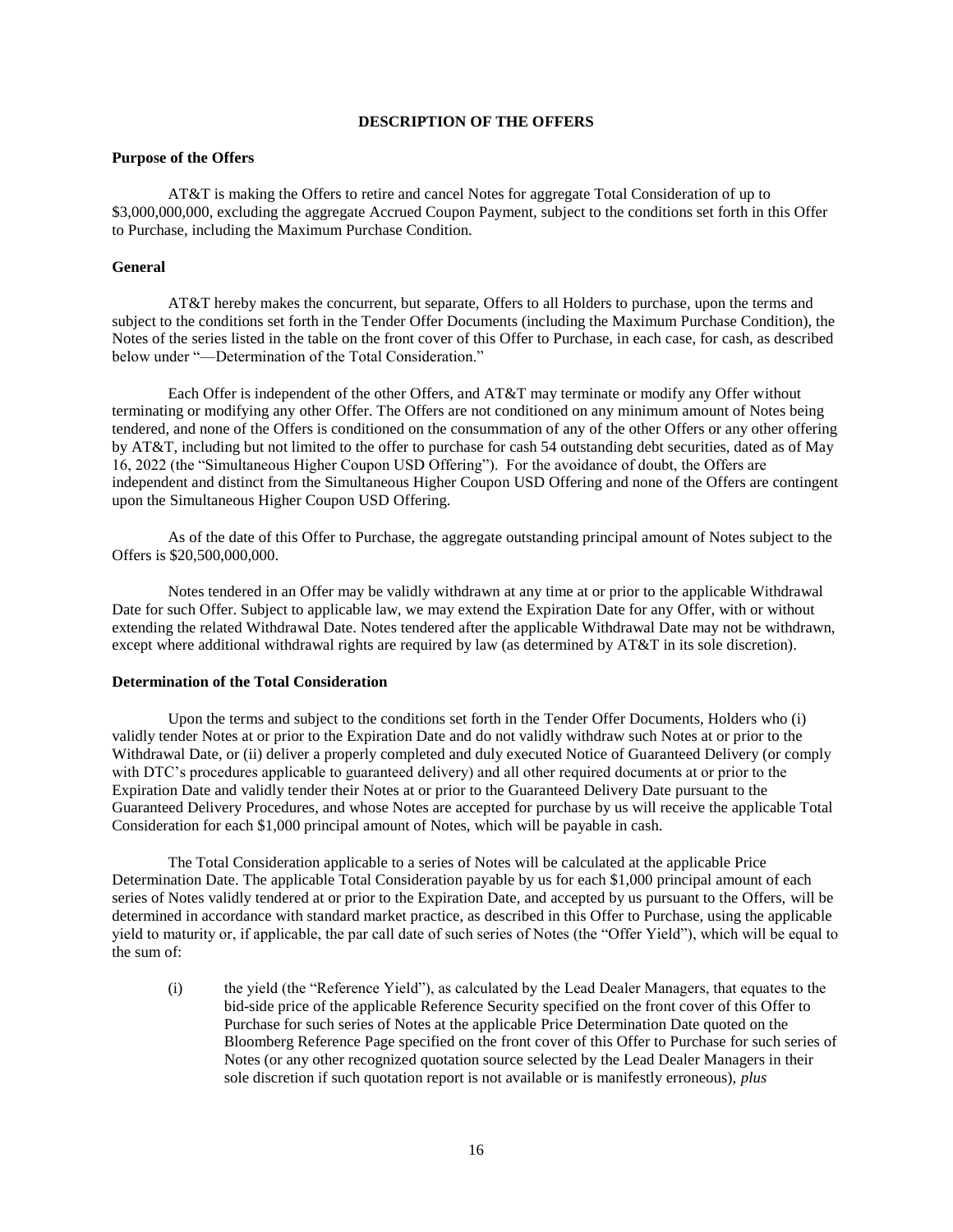# DESCRIPTION OF THE OFFERS

## Purpose of the Offers

AT&T is making the Offers to retire and cancel Notes for aggregate Total Consideration of up to $3,000,000,000, excluding the aggregate Accrued Coupon Payment, subject to the conditions set forth in this Offer to Purchase, including the Maximum Purchase Condition.

## General

AT&T hereby makes the concurrent, but separate, Offers to all Holders to purchase, upon the terms and subject to the conditions set forth in the Tender Offer Documents (including the Maximum Purchase Condition), the Notes of the series listed in the table on the front cover of this Offer to Purchase, in each case, for cash, as described below under "—Determination of the Total Consideration."

Each Offer is independent of the other Offers, and AT&T may terminate or modify any Offer without terminating or modifying any other Offer. The Offers are not conditioned on any minimum amount of Notes being tendered, and none of the Offers is conditioned on the consummation of any of the other Offers or any other offering by AT&T, including but not limited to the offer to purchase for cash 54 outstanding debt securities, dated as of May 16, 2022 (the "Simultaneous Higher Coupon USD Offering"). For the avoidance of doubt, the Offers are independent and distinct from the Simultaneous Higher Coupon USD Offering and none of the Offers are contingent upon the Simultaneous Higher Coupon USD Offering.

As of the date of this Offer to Purchase, the aggregate outstanding principal amount of Notes subject to the Offers is $20,500,000,000.

Notes tendered in an Offer may be validly withdrawn at any time at or prior to the applicable Withdrawal Date for such Offer. Subject to applicable law, we may extend the Expiration Date for any Offer, with or without extending the related Withdrawal Date. Notes tendered after the applicable Withdrawal Date may not be withdrawn, except where additional withdrawal rights are required by law (as determined by AT&T in its sole discretion).

## Determination of the Total Consideration

Upon the terms and subject to the conditions set forth in the Tender Offer Documents, Holders who (i) validly tender Notes at or prior to the Expiration Date and do not validly withdraw such Notes at or prior to the Withdrawal Date, or (ii) deliver a properly completed and duly executed Notice of Guaranteed Delivery (or comply with DTC's procedures applicable to guaranteed delivery) and all other required documents at or prior to the Expiration Date and validly tender their Notes at or prior to the Guaranteed Delivery Date pursuant to the Guaranteed Delivery Procedures, and whose Notes are accepted for purchase by us will receive the applicable Total Consideration for each $1,000 principal amount of Notes, which will be payable in cash.

The Total Consideration applicable to a series of Notes will be calculated at the applicable Price Determination Date. The applicable Total Consideration payable by us for each $1,000 principal amount of each series of Notes validly tendered at or prior to the Expiration Date, and accepted by us pursuant to the Offers, will be determined in accordance with standard market practice, as described in this Offer to Purchase, using the applicable yield to maturity or, if applicable, the par call date of such series of Notes (the "Offer Yield"), which will be equal to the sum of:

(i) the yield (the "Reference Yield"), as calculated by the Lead Dealer Managers, that equates to the bid-side price of the applicable Reference Security specified on the front cover of this Offer to Purchase for such series of Notes at the applicable Price Determination Date quoted on the Bloomberg Reference Page specified on the front cover of this Offer to Purchase for such series of Notes (or any other recognized quotation source selected by the Lead Dealer Managers in their sole discretion if such quotation report is not available or is manifestly erroneous), *plus*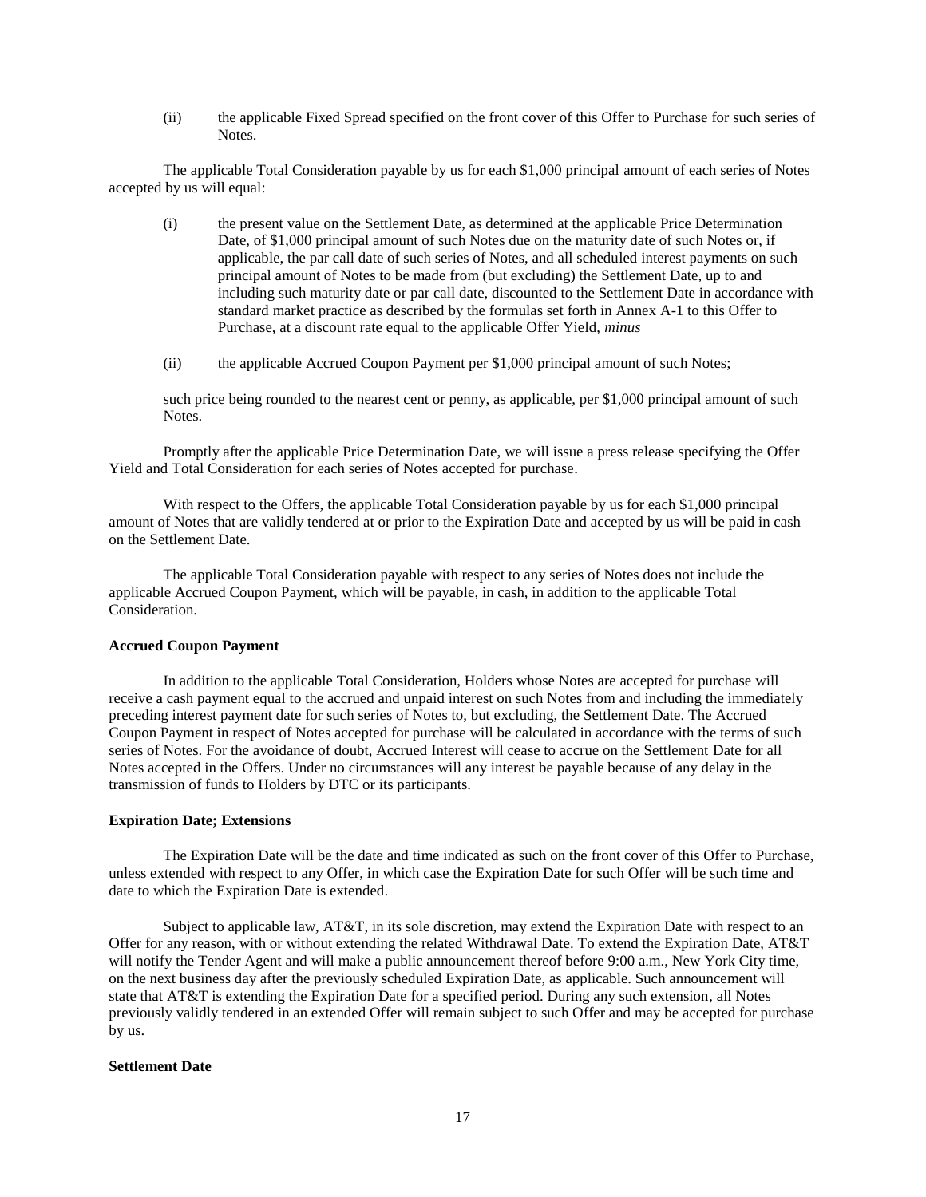(ii) the applicable Fixed Spread specified on the front cover of this Offer to Purchase for such series of Notes.

The applicable Total Consideration payable by us for each $1,000 principal amount of each series of Notes accepted by us will equal:

(i) the present value on the Settlement Date, as determined at the applicable Price Determination Date, of $1,000 principal amount of such Notes due on the maturity date of such Notes or, if applicable, the par call date of such series of Notes, and all scheduled interest payments on such principal amount of Notes to be made from (but excluding) the Settlement Date, up to and including such maturity date or par call date, discounted to the Settlement Date in accordance with standard market practice as described by the formulas set forth in Annex A-1 to this Offer to Purchase, at a discount rate equal to the applicable Offer Yield, *minus*

(ii) the applicable Accrued Coupon Payment per $1,000 principal amount of such Notes;

such price being rounded to the nearest cent or penny, as applicable, per $1,000 principal amount of such Notes.

Promptly after the applicable Price Determination Date, we will issue a press release specifying the Offer Yield and Total Consideration for each series of Notes accepted for purchase.

With respect to the Offers, the applicable Total Consideration payable by us for each $1,000 principal amount of Notes that are validly tendered at or prior to the Expiration Date and accepted by us will be paid in cash on the Settlement Date.

The applicable Total Consideration payable with respect to any series of Notes does not include the applicable Accrued Coupon Payment, which will be payable, in cash, in addition to the applicable Total Consideration.

**Accrued Coupon Payment**

In addition to the applicable Total Consideration, Holders whose Notes are accepted for purchase will receive a cash payment equal to the accrued and unpaid interest on such Notes from and including the immediately preceding interest payment date for such series of Notes to, but excluding, the Settlement Date. The Accrued Coupon Payment in respect of Notes accepted for purchase will be calculated in accordance with the terms of such series of Notes. For the avoidance of doubt, Accrued Interest will cease to accrue on the Settlement Date for all Notes accepted in the Offers. Under no circumstances will any interest be payable because of any delay in the transmission of funds to Holders by DTC or its participants.

**Expiration Date; Extensions**

The Expiration Date will be the date and time indicated as such on the front cover of this Offer to Purchase, unless extended with respect to any Offer, in which case the Expiration Date for such Offer will be such time and date to which the Expiration Date is extended.

Subject to applicable law, AT&T, in its sole discretion, may extend the Expiration Date with respect to an Offer for any reason, with or without extending the related Withdrawal Date. To extend the Expiration Date, AT&T will notify the Tender Agent and will make a public announcement thereof before 9:00 a.m., New York City time, on the next business day after the previously scheduled Expiration Date, as applicable. Such announcement will state that AT&T is extending the Expiration Date for a specified period. During any such extension, all Notes previously validly tendered in an extended Offer will remain subject to such Offer and may be accepted for purchase by us.

**Settlement Date**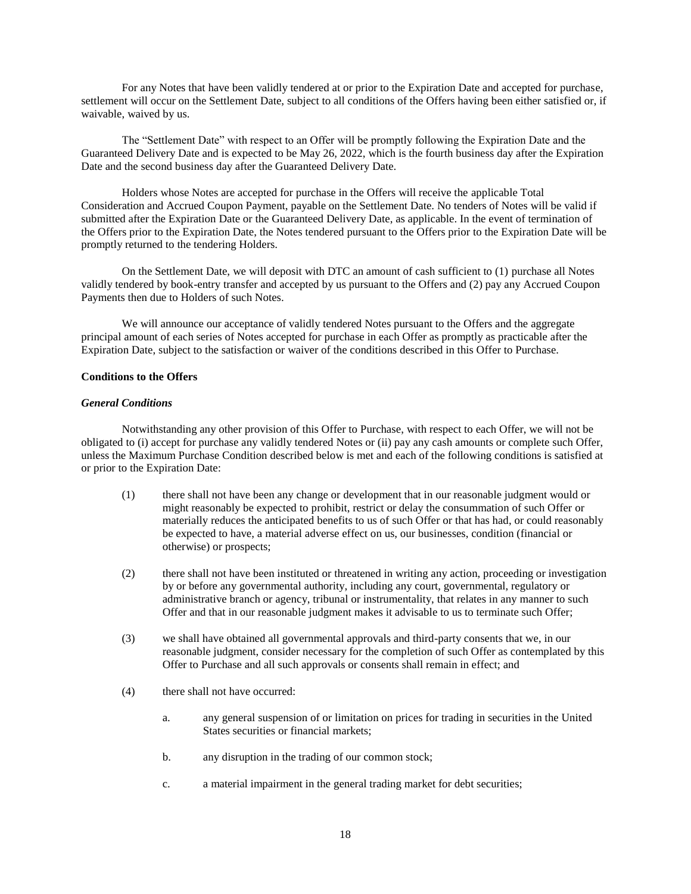For any Notes that have been validly tendered at or prior to the Expiration Date and accepted for purchase, settlement will occur on the Settlement Date, subject to all conditions of the Offers having been either satisfied or, if waivable, waived by us.

The "Settlement Date" with respect to an Offer will be promptly following the Expiration Date and the Guaranteed Delivery Date and is expected to be May 26, 2022, which is the fourth business day after the Expiration Date and the second business day after the Guaranteed Delivery Date.

Holders whose Notes are accepted for purchase in the Offers will receive the applicable Total Consideration and Accrued Coupon Payment, payable on the Settlement Date. No tenders of Notes will be valid if submitted after the Expiration Date or the Guaranteed Delivery Date, as applicable. In the event of termination of the Offers prior to the Expiration Date, the Notes tendered pursuant to the Offers prior to the Expiration Date will be promptly returned to the tendering Holders.

On the Settlement Date, we will deposit with DTC an amount of cash sufficient to (1) purchase all Notes validly tendered by book-entry transfer and accepted by us pursuant to the Offers and (2) pay any Accrued Coupon Payments then due to Holders of such Notes.

We will announce our acceptance of validly tendered Notes pursuant to the Offers and the aggregate principal amount of each series of Notes accepted for purchase in each Offer as promptly as practicable after the Expiration Date, subject to the satisfaction or waiver of the conditions described in this Offer to Purchase.

**Conditions to the Offers**

***General Conditions***

Notwithstanding any other provision of this Offer to Purchase, with respect to each Offer, we will not be obligated to (i) accept for purchase any validly tendered Notes or (ii) pay any cash amounts or complete such Offer, unless the Maximum Purchase Condition described below is met and each of the following conditions is satisfied at or prior to the Expiration Date:

(1) there shall not have been any change or development that in our reasonable judgment would or might reasonably be expected to prohibit, restrict or delay the consummation of such Offer or materially reduces the anticipated benefits to us of such Offer or that has had, or could reasonably be expected to have, a material adverse effect on us, our businesses, condition (financial or otherwise) or prospects;

(2) there shall not have been instituted or threatened in writing any action, proceeding or investigation by or before any governmental authority, including any court, governmental, regulatory or administrative branch or agency, tribunal or instrumentality, that relates in any manner to such Offer and that in our reasonable judgment makes it advisable to us to terminate such Offer;

(3) we shall have obtained all governmental approvals and third-party consents that we, in our reasonable judgment, consider necessary for the completion of such Offer as contemplated by this Offer to Purchase and all such approvals or consents shall remain in effect; and

(4) there shall not have occurred:

   a. any general suspension of or limitation on prices for trading in securities in the United States securities or financial markets;

   b. any disruption in the trading of our common stock;

   c. a material impairment in the general trading market for debt securities;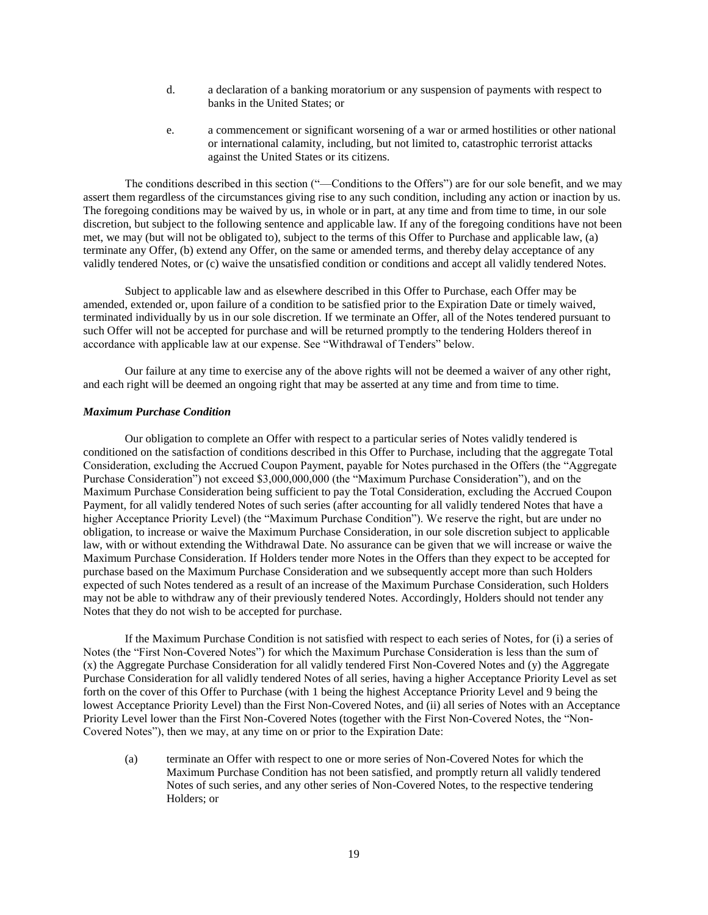d. a declaration of a banking moratorium or any suspension of payments with respect to banks in the United States; or

e. a commencement or significant worsening of a war or armed hostilities or other national or international calamity, including, but not limited to, catastrophic terrorist attacks against the United States or its citizens.

The conditions described in this section ("—Conditions to the Offers") are for our sole benefit, and we may assert them regardless of the circumstances giving rise to any such condition, including any action or inaction by us. The foregoing conditions may be waived by us, in whole or in part, at any time and from time to time, in our sole discretion, but subject to the following sentence and applicable law. If any of the foregoing conditions have not been met, we may (but will not be obligated to), subject to the terms of this Offer to Purchase and applicable law, (a) terminate any Offer, (b) extend any Offer, on the same or amended terms, and thereby delay acceptance of any validly tendered Notes, or (c) waive the unsatisfied condition or conditions and accept all validly tendered Notes.

Subject to applicable law and as elsewhere described in this Offer to Purchase, each Offer may be amended, extended or, upon failure of a condition to be satisfied prior to the Expiration Date or timely waived, terminated individually by us in our sole discretion. If we terminate an Offer, all of the Notes tendered pursuant to such Offer will not be accepted for purchase and will be returned promptly to the tendering Holders thereof in accordance with applicable law at our expense. See "Withdrawal of Tenders" below.

Our failure at any time to exercise any of the above rights will not be deemed a waiver of any other right, and each right will be deemed an ongoing right that may be asserted at any time and from time to time.

***Maximum Purchase Condition***

Our obligation to complete an Offer with respect to a particular series of Notes validly tendered is conditioned on the satisfaction of conditions described in this Offer to Purchase, including that the aggregate Total Consideration, excluding the Accrued Coupon Payment, payable for Notes purchased in the Offers (the "Aggregate Purchase Consideration") not exceed $3,000,000,000 (the "Maximum Purchase Consideration"), and on the Maximum Purchase Consideration being sufficient to pay the Total Consideration, excluding the Accrued Coupon Payment, for all validly tendered Notes of such series (after accounting for all validly tendered Notes that have a higher Acceptance Priority Level) (the "Maximum Purchase Condition"). We reserve the right, but are under no obligation, to increase or waive the Maximum Purchase Consideration, in our sole discretion subject to applicable law, with or without extending the Withdrawal Date. No assurance can be given that we will increase or waive the Maximum Purchase Consideration. If Holders tender more Notes in the Offers than they expect to be accepted for purchase based on the Maximum Purchase Consideration and we subsequently accept more than such Holders expected of such Notes tendered as a result of an increase of the Maximum Purchase Consideration, such Holders may not be able to withdraw any of their previously tendered Notes. Accordingly, Holders should not tender any Notes that they do not wish to be accepted for purchase.

If the Maximum Purchase Condition is not satisfied with respect to each series of Notes, for (i) a series of Notes (the "First Non-Covered Notes") for which the Maximum Purchase Consideration is less than the sum of (x) the Aggregate Purchase Consideration for all validly tendered First Non-Covered Notes and (y) the Aggregate Purchase Consideration for all validly tendered Notes of all series, having a higher Acceptance Priority Level as set forth on the cover of this Offer to Purchase (with 1 being the highest Acceptance Priority Level and 9 being the lowest Acceptance Priority Level) than the First Non-Covered Notes, and (ii) all series of Notes with an Acceptance Priority Level lower than the First Non-Covered Notes (together with the First Non-Covered Notes, the "Non-Covered Notes"), then we may, at any time on or prior to the Expiration Date:

(a) terminate an Offer with respect to one or more series of Non-Covered Notes for which the Maximum Purchase Condition has not been satisfied, and promptly return all validly tendered Notes of such series, and any other series of Non-Covered Notes, to the respective tendering Holders; or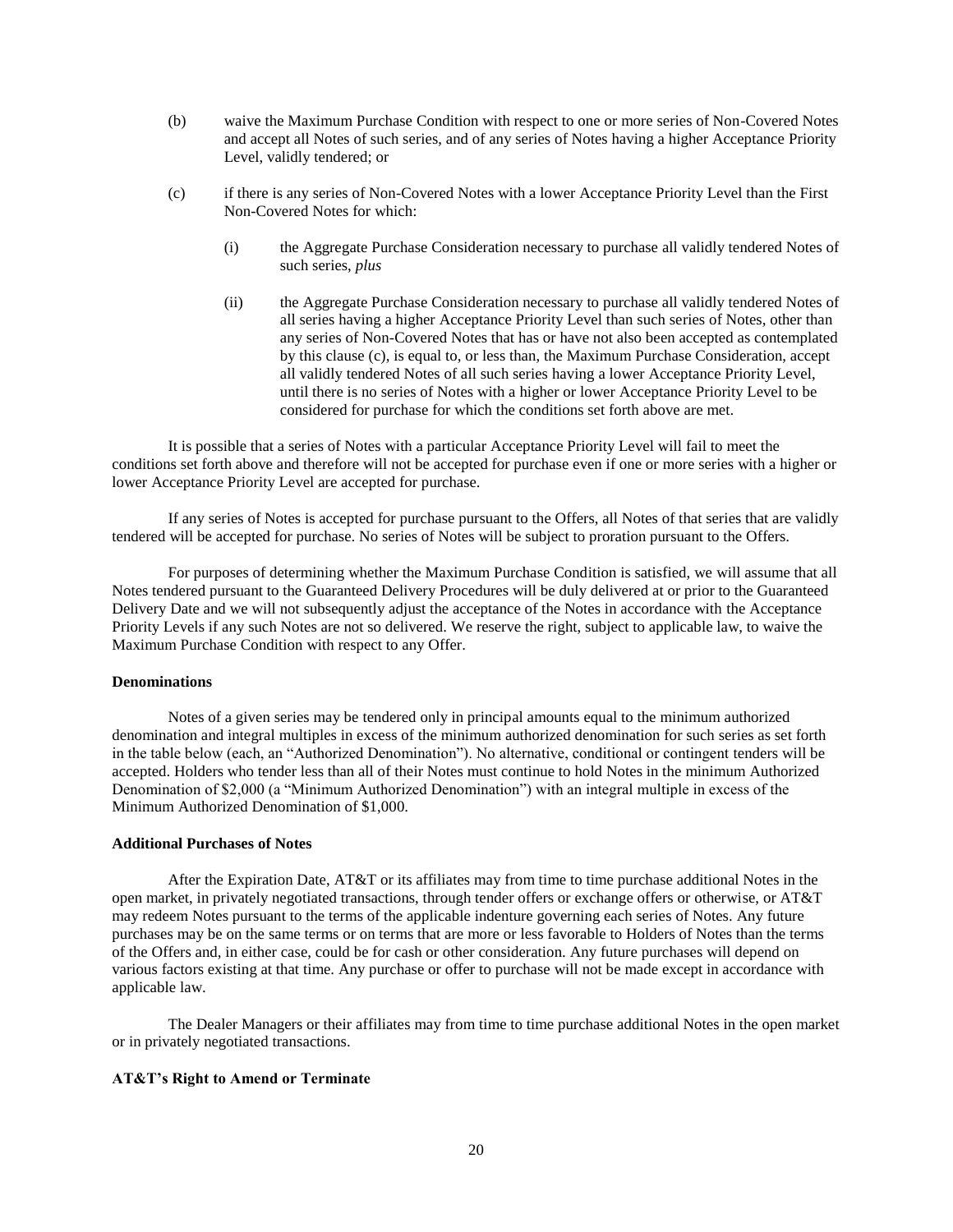(b) waive the Maximum Purchase Condition with respect to one or more series of Non-Covered Notes and accept all Notes of such series, and of any series of Notes having a higher Acceptance Priority Level, validly tendered; or

(c) if there is any series of Non-Covered Notes with a lower Acceptance Priority Level than the First Non-Covered Notes for which:

  (i) the Aggregate Purchase Consideration necessary to purchase all validly tendered Notes of such series, *plus*

  (ii) the Aggregate Purchase Consideration necessary to purchase all validly tendered Notes of all series having a higher Acceptance Priority Level than such series of Notes, other than any series of Non-Covered Notes that has or have not also been accepted as contemplated by this clause (c), is equal to, or less than, the Maximum Purchase Consideration, accept all validly tendered Notes of all such series having a lower Acceptance Priority Level, until there is no series of Notes with a higher or lower Acceptance Priority Level to be considered for purchase for which the conditions set forth above are met.

It is possible that a series of Notes with a particular Acceptance Priority Level will fail to meet the conditions set forth above and therefore will not be accepted for purchase even if one or more series with a higher or lower Acceptance Priority Level are accepted for purchase.

If any series of Notes is accepted for purchase pursuant to the Offers, all Notes of that series that are validly tendered will be accepted for purchase. No series of Notes will be subject to proration pursuant to the Offers.

For purposes of determining whether the Maximum Purchase Condition is satisfied, we will assume that all Notes tendered pursuant to the Guaranteed Delivery Procedures will be duly delivered at or prior to the Guaranteed Delivery Date and we will not subsequently adjust the acceptance of the Notes in accordance with the Acceptance Priority Levels if any such Notes are not so delivered. We reserve the right, subject to applicable law, to waive the Maximum Purchase Condition with respect to any Offer.

**Denominations**

Notes of a given series may be tendered only in principal amounts equal to the minimum authorized denomination and integral multiples in excess of the minimum authorized denomination for such series as set forth in the table below (each, an "Authorized Denomination"). No alternative, conditional or contingent tenders will be accepted. Holders who tender less than all of their Notes must continue to hold Notes in the minimum Authorized Denomination of $2,000 (a "Minimum Authorized Denomination") with an integral multiple in excess of the Minimum Authorized Denomination of $1,000.

**Additional Purchases of Notes**

After the Expiration Date, AT&T or its affiliates may from time to time purchase additional Notes in the open market, in privately negotiated transactions, through tender offers or exchange offers or otherwise, or AT&T may redeem Notes pursuant to the terms of the applicable indenture governing each series of Notes. Any future purchases may be on the same terms or on terms that are more or less favorable to Holders of Notes than the terms of the Offers and, in either case, could be for cash or other consideration. Any future purchases will depend on various factors existing at that time. Any purchase or offer to purchase will not be made except in accordance with applicable law.

The Dealer Managers or their affiliates may from time to time purchase additional Notes in the open market or in privately negotiated transactions.

**AT&T's Right to Amend or Terminate**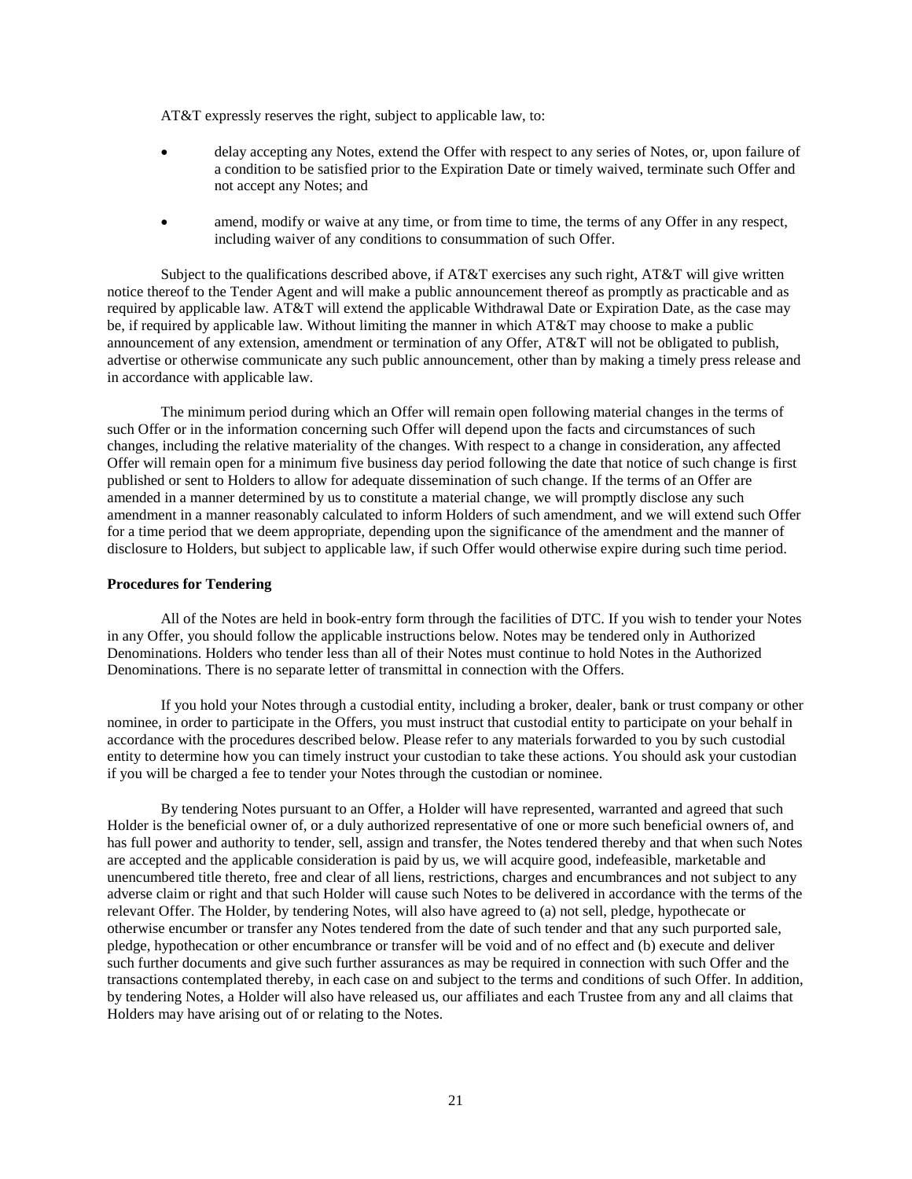AT&T expressly reserves the right, subject to applicable law, to:

- delay accepting any Notes, extend the Offer with respect to any series of Notes, or, upon failure of a condition to be satisfied prior to the Expiration Date or timely waived, terminate such Offer and not accept any Notes; and
- amend, modify or waive at any time, or from time to time, the terms of any Offer in any respect, including waiver of any conditions to consummation of such Offer.

Subject to the qualifications described above, if AT&T exercises any such right, AT&T will give written notice thereof to the Tender Agent and will make a public announcement thereof as promptly as practicable and as required by applicable law. AT&T will extend the applicable Withdrawal Date or Expiration Date, as the case may be, if required by applicable law. Without limiting the manner in which AT&T may choose to make a public announcement of any extension, amendment or termination of any Offer, AT&T will not be obligated to publish, advertise or otherwise communicate any such public announcement, other than by making a timely press release and in accordance with applicable law.

The minimum period during which an Offer will remain open following material changes in the terms of such Offer or in the information concerning such Offer will depend upon the facts and circumstances of such changes, including the relative materiality of the changes. With respect to a change in consideration, any affected Offer will remain open for a minimum five business day period following the date that notice of such change is first published or sent to Holders to allow for adequate dissemination of such change. If the terms of an Offer are amended in a manner determined by us to constitute a material change, we will promptly disclose any such amendment in a manner reasonably calculated to inform Holders of such amendment, and we will extend such Offer for a time period that we deem appropriate, depending upon the significance of the amendment and the manner of disclosure to Holders, but subject to applicable law, if such Offer would otherwise expire during such time period.

**Procedures for Tendering**

All of the Notes are held in book-entry form through the facilities of DTC. If you wish to tender your Notes in any Offer, you should follow the applicable instructions below. Notes may be tendered only in Authorized Denominations. Holders who tender less than all of their Notes must continue to hold Notes in the Authorized Denominations. There is no separate letter of transmittal in connection with the Offers.

If you hold your Notes through a custodial entity, including a broker, dealer, bank or trust company or other nominee, in order to participate in the Offers, you must instruct that custodial entity to participate on your behalf in accordance with the procedures described below. Please refer to any materials forwarded to you by such custodial entity to determine how you can timely instruct your custodian to take these actions. You should ask your custodian if you will be charged a fee to tender your Notes through the custodian or nominee.

By tendering Notes pursuant to an Offer, a Holder will have represented, warranted and agreed that such Holder is the beneficial owner of, or a duly authorized representative of one or more such beneficial owners of, and has full power and authority to tender, sell, assign and transfer, the Notes tendered thereby and that when such Notes are accepted and the applicable consideration is paid by us, we will acquire good, indefeasible, marketable and unencumbered title thereto, free and clear of all liens, restrictions, charges and encumbrances and not subject to any adverse claim or right and that such Holder will cause such Notes to be delivered in accordance with the terms of the relevant Offer. The Holder, by tendering Notes, will also have agreed to (a) not sell, pledge, hypothecate or otherwise encumber or transfer any Notes tendered from the date of such tender and that any such purported sale, pledge, hypothecation or other encumbrance or transfer will be void and of no effect and (b) execute and deliver such further documents and give such further assurances as may be required in connection with such Offer and the transactions contemplated thereby, in each case on and subject to the terms and conditions of such Offer. In addition, by tendering Notes, a Holder will also have released us, our affiliates and each Trustee from any and all claims that Holders may have arising out of or relating to the Notes.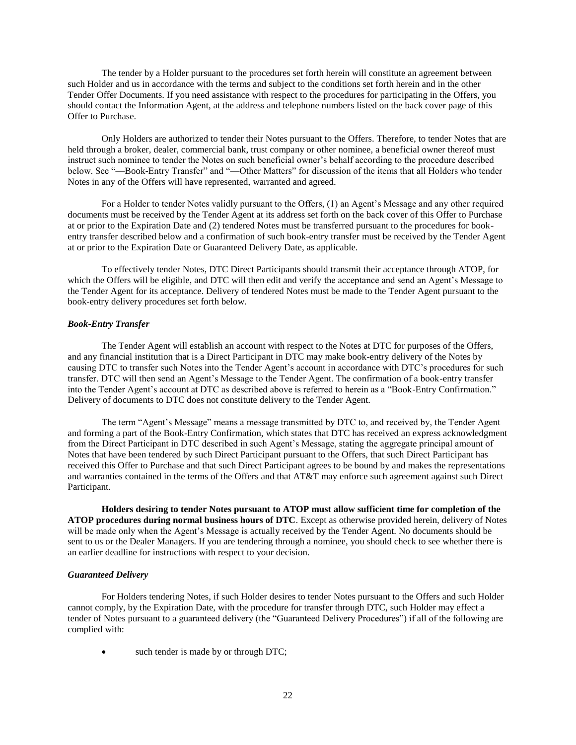The tender by a Holder pursuant to the procedures set forth herein will constitute an agreement between such Holder and us in accordance with the terms and subject to the conditions set forth herein and in the other Tender Offer Documents. If you need assistance with respect to the procedures for participating in the Offers, you should contact the Information Agent, at the address and telephone numbers listed on the back cover page of this Offer to Purchase.

Only Holders are authorized to tender their Notes pursuant to the Offers. Therefore, to tender Notes that are held through a broker, dealer, commercial bank, trust company or other nominee, a beneficial owner thereof must instruct such nominee to tender the Notes on such beneficial owner's behalf according to the procedure described below. See "—Book-Entry Transfer" and "—Other Matters" for discussion of the items that all Holders who tender Notes in any of the Offers will have represented, warranted and agreed.

For a Holder to tender Notes validly pursuant to the Offers, (1) an Agent's Message and any other required documents must be received by the Tender Agent at its address set forth on the back cover of this Offer to Purchase at or prior to the Expiration Date and (2) tendered Notes must be transferred pursuant to the procedures for book-entry transfer described below and a confirmation of such book-entry transfer must be received by the Tender Agent at or prior to the Expiration Date or Guaranteed Delivery Date, as applicable.

To effectively tender Notes, DTC Direct Participants should transmit their acceptance through ATOP, for which the Offers will be eligible, and DTC will then edit and verify the acceptance and send an Agent's Message to the Tender Agent for its acceptance. Delivery of tendered Notes must be made to the Tender Agent pursuant to the book-entry delivery procedures set forth below.

***Book-Entry Transfer***

The Tender Agent will establish an account with respect to the Notes at DTC for purposes of the Offers, and any financial institution that is a Direct Participant in DTC may make book-entry delivery of the Notes by causing DTC to transfer such Notes into the Tender Agent's account in accordance with DTC's procedures for such transfer. DTC will then send an Agent's Message to the Tender Agent. The confirmation of a book-entry transfer into the Tender Agent's account at DTC as described above is referred to herein as a "Book-Entry Confirmation." Delivery of documents to DTC does not constitute delivery to the Tender Agent.

The term "Agent's Message" means a message transmitted by DTC to, and received by, the Tender Agent and forming a part of the Book-Entry Confirmation, which states that DTC has received an express acknowledgment from the Direct Participant in DTC described in such Agent's Message, stating the aggregate principal amount of Notes that have been tendered by such Direct Participant pursuant to the Offers, that such Direct Participant has received this Offer to Purchase and that such Direct Participant agrees to be bound by and makes the representations and warranties contained in the terms of the Offers and that AT&T may enforce such agreement against such Direct Participant.

**Holders desiring to tender Notes pursuant to ATOP must allow sufficient time for completion of the ATOP procedures during normal business hours of DTC**. Except as otherwise provided herein, delivery of Notes will be made only when the Agent's Message is actually received by the Tender Agent. No documents should be sent to us or the Dealer Managers. If you are tendering through a nominee, you should check to see whether there is an earlier deadline for instructions with respect to your decision.

***Guaranteed Delivery***

For Holders tendering Notes, if such Holder desires to tender Notes pursuant to the Offers and such Holder cannot comply, by the Expiration Date, with the procedure for transfer through DTC, such Holder may effect a tender of Notes pursuant to a guaranteed delivery (the "Guaranteed Delivery Procedures") if all of the following are complied with:

- such tender is made by or through DTC;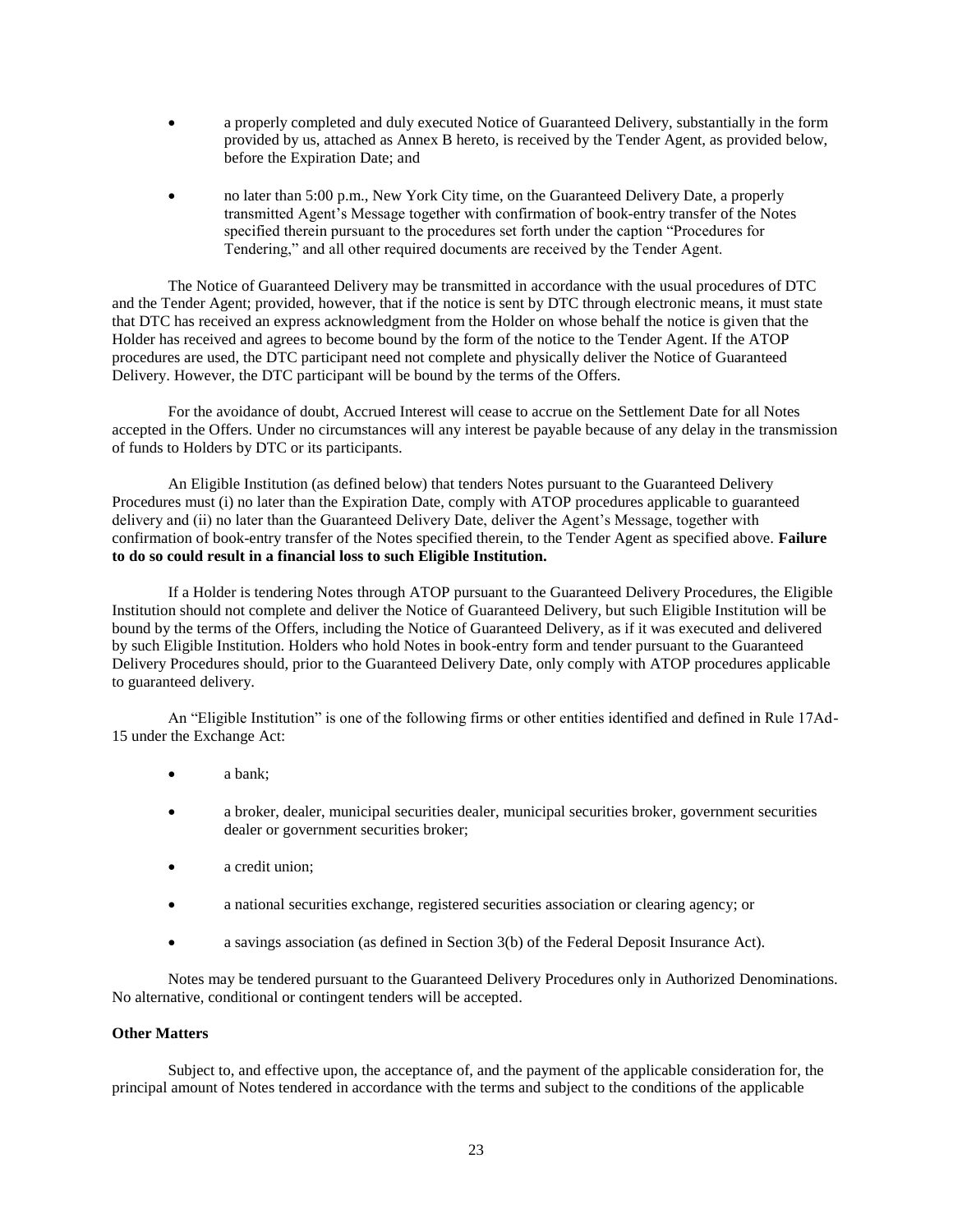- a properly completed and duly executed Notice of Guaranteed Delivery, substantially in the form provided by us, attached as Annex B hereto, is received by the Tender Agent, as provided below, before the Expiration Date; and

- no later than 5:00 p.m., New York City time, on the Guaranteed Delivery Date, a properly transmitted Agent's Message together with confirmation of book-entry transfer of the Notes specified therein pursuant to the procedures set forth under the caption "Procedures for Tendering," and all other required documents are received by the Tender Agent.

The Notice of Guaranteed Delivery may be transmitted in accordance with the usual procedures of DTC and the Tender Agent; provided, however, that if the notice is sent by DTC through electronic means, it must state that DTC has received an express acknowledgment from the Holder on whose behalf the notice is given that the Holder has received and agrees to become bound by the form of the notice to the Tender Agent. If the ATOP procedures are used, the DTC participant need not complete and physically deliver the Notice of Guaranteed Delivery. However, the DTC participant will be bound by the terms of the Offers.

For the avoidance of doubt, Accrued Interest will cease to accrue on the Settlement Date for all Notes accepted in the Offers. Under no circumstances will any interest be payable because of any delay in the transmission of funds to Holders by DTC or its participants.

An Eligible Institution (as defined below) that tenders Notes pursuant to the Guaranteed Delivery Procedures must (i) no later than the Expiration Date, comply with ATOP procedures applicable to guaranteed delivery and (ii) no later than the Guaranteed Delivery Date, deliver the Agent's Message, together with confirmation of book-entry transfer of the Notes specified therein, to the Tender Agent as specified above. **Failure to do so could result in a financial loss to such Eligible Institution.**

If a Holder is tendering Notes through ATOP pursuant to the Guaranteed Delivery Procedures, the Eligible Institution should not complete and deliver the Notice of Guaranteed Delivery, but such Eligible Institution will be bound by the terms of the Offers, including the Notice of Guaranteed Delivery, as if it was executed and delivered by such Eligible Institution. Holders who hold Notes in book-entry form and tender pursuant to the Guaranteed Delivery Procedures should, prior to the Guaranteed Delivery Date, only comply with ATOP procedures applicable to guaranteed delivery.

An "Eligible Institution" is one of the following firms or other entities identified and defined in Rule 17Ad-15 under the Exchange Act:

- a bank;
- a broker, dealer, municipal securities dealer, municipal securities broker, government securities dealer or government securities broker;
- a credit union;
- a national securities exchange, registered securities association or clearing agency; or
- a savings association (as defined in Section 3(b) of the Federal Deposit Insurance Act).

Notes may be tendered pursuant to the Guaranteed Delivery Procedures only in Authorized Denominations. No alternative, conditional or contingent tenders will be accepted.

**Other Matters**

Subject to, and effective upon, the acceptance of, and the payment of the applicable consideration for, the principal amount of Notes tendered in accordance with the terms and subject to the conditions of the applicable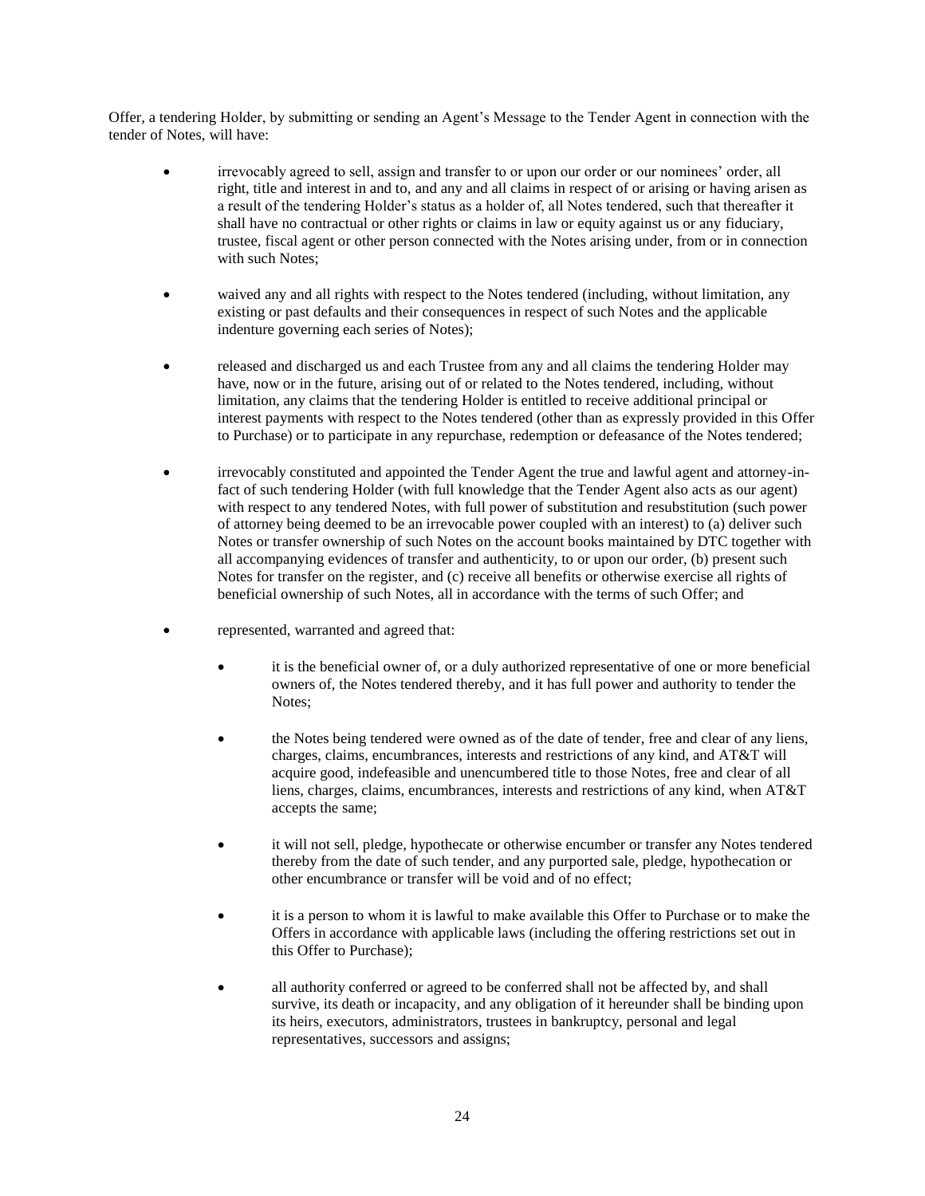Offer, a tendering Holder, by submitting or sending an Agent's Message to the Tender Agent in connection with the tender of Notes, will have:

- irrevocably agreed to sell, assign and transfer to or upon our order or our nominees' order, all right, title and interest in and to, and any and all claims in respect of or arising or having arisen as a result of the tendering Holder's status as a holder of, all Notes tendered, such that thereafter it shall have no contractual or other rights or claims in law or equity against us or any fiduciary, trustee, fiscal agent or other person connected with the Notes arising under, from or in connection with such Notes;

- waived any and all rights with respect to the Notes tendered (including, without limitation, any existing or past defaults and their consequences in respect of such Notes and the applicable indenture governing each series of Notes);

- released and discharged us and each Trustee from any and all claims the tendering Holder may have, now or in the future, arising out of or related to the Notes tendered, including, without limitation, any claims that the tendering Holder is entitled to receive additional principal or interest payments with respect to the Notes tendered (other than as expressly provided in this Offer to Purchase) or to participate in any repurchase, redemption or defeasance of the Notes tendered;

- irrevocably constituted and appointed the Tender Agent the true and lawful agent and attorney-in-fact of such tendering Holder (with full knowledge that the Tender Agent also acts as our agent) with respect to any tendered Notes, with full power of substitution and resubstitution (such power of attorney being deemed to be an irrevocable power coupled with an interest) to (a) deliver such Notes or transfer ownership of such Notes on the account books maintained by DTC together with all accompanying evidences of transfer and authenticity, to or upon our order, (b) present such Notes for transfer on the register, and (c) receive all benefits or otherwise exercise all rights of beneficial ownership of such Notes, all in accordance with the terms of such Offer; and

- represented, warranted and agreed that:

  - it is the beneficial owner of, or a duly authorized representative of one or more beneficial owners of, the Notes tendered thereby, and it has full power and authority to tender the Notes;

  - the Notes being tendered were owned as of the date of tender, free and clear of any liens, charges, claims, encumbrances, interests and restrictions of any kind, and AT&T will acquire good, indefeasible and unencumbered title to those Notes, free and clear of all liens, charges, claims, encumbrances, interests and restrictions of any kind, when AT&T accepts the same;

  - it will not sell, pledge, hypothecate or otherwise encumber or transfer any Notes tendered thereby from the date of such tender, and any purported sale, pledge, hypothecation or other encumbrance or transfer will be void and of no effect;

  - it is a person to whom it is lawful to make available this Offer to Purchase or to make the Offers in accordance with applicable laws (including the offering restrictions set out in this Offer to Purchase);

  - all authority conferred or agreed to be conferred shall not be affected by, and shall survive, its death or incapacity, and any obligation of it hereunder shall be binding upon its heirs, executors, administrators, trustees in bankruptcy, personal and legal representatives, successors and assigns;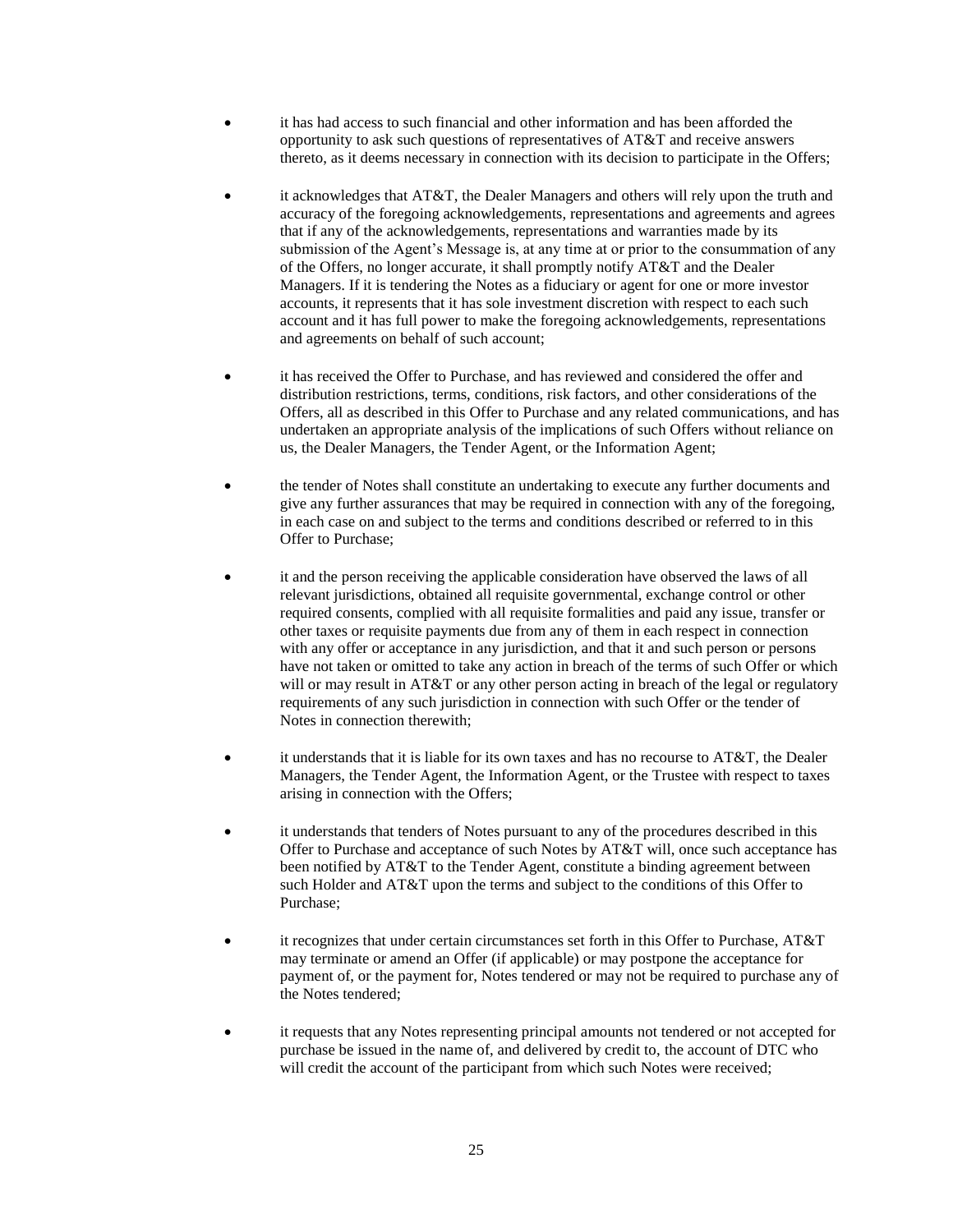- it has had access to such financial and other information and has been afforded the opportunity to ask such questions of representatives of AT&T and receive answers thereto, as it deems necessary in connection with its decision to participate in the Offers;

- it acknowledges that AT&T, the Dealer Managers and others will rely upon the truth and accuracy of the foregoing acknowledgements, representations and agreements and agrees that if any of the acknowledgements, representations and warranties made by its submission of the Agent's Message is, at any time at or prior to the consummation of any of the Offers, no longer accurate, it shall promptly notify AT&T and the Dealer Managers. If it is tendering the Notes as a fiduciary or agent for one or more investor accounts, it represents that it has sole investment discretion with respect to each such account and it has full power to make the foregoing acknowledgements, representations and agreements on behalf of such account;

- it has received the Offer to Purchase, and has reviewed and considered the offer and distribution restrictions, terms, conditions, risk factors, and other considerations of the Offers, all as described in this Offer to Purchase and any related communications, and has undertaken an appropriate analysis of the implications of such Offers without reliance on us, the Dealer Managers, the Tender Agent, or the Information Agent;

- the tender of Notes shall constitute an undertaking to execute any further documents and give any further assurances that may be required in connection with any of the foregoing, in each case on and subject to the terms and conditions described or referred to in this Offer to Purchase;

- it and the person receiving the applicable consideration have observed the laws of all relevant jurisdictions, obtained all requisite governmental, exchange control or other required consents, complied with all requisite formalities and paid any issue, transfer or other taxes or requisite payments due from any of them in each respect in connection with any offer or acceptance in any jurisdiction, and that it and such person or persons have not taken or omitted to take any action in breach of the terms of such Offer or which will or may result in AT&T or any other person acting in breach of the legal or regulatory requirements of any such jurisdiction in connection with such Offer or the tender of Notes in connection therewith;

- it understands that it is liable for its own taxes and has no recourse to AT&T, the Dealer Managers, the Tender Agent, the Information Agent, or the Trustee with respect to taxes arising in connection with the Offers;

- it understands that tenders of Notes pursuant to any of the procedures described in this Offer to Purchase and acceptance of such Notes by AT&T will, once such acceptance has been notified by AT&T to the Tender Agent, constitute a binding agreement between such Holder and AT&T upon the terms and subject to the conditions of this Offer to Purchase;

- it recognizes that under certain circumstances set forth in this Offer to Purchase, AT&T may terminate or amend an Offer (if applicable) or may postpone the acceptance for payment of, or the payment for, Notes tendered or may not be required to purchase any of the Notes tendered;

- it requests that any Notes representing principal amounts not tendered or not accepted for purchase be issued in the name of, and delivered by credit to, the account of DTC who will credit the account of the participant from which such Notes were received;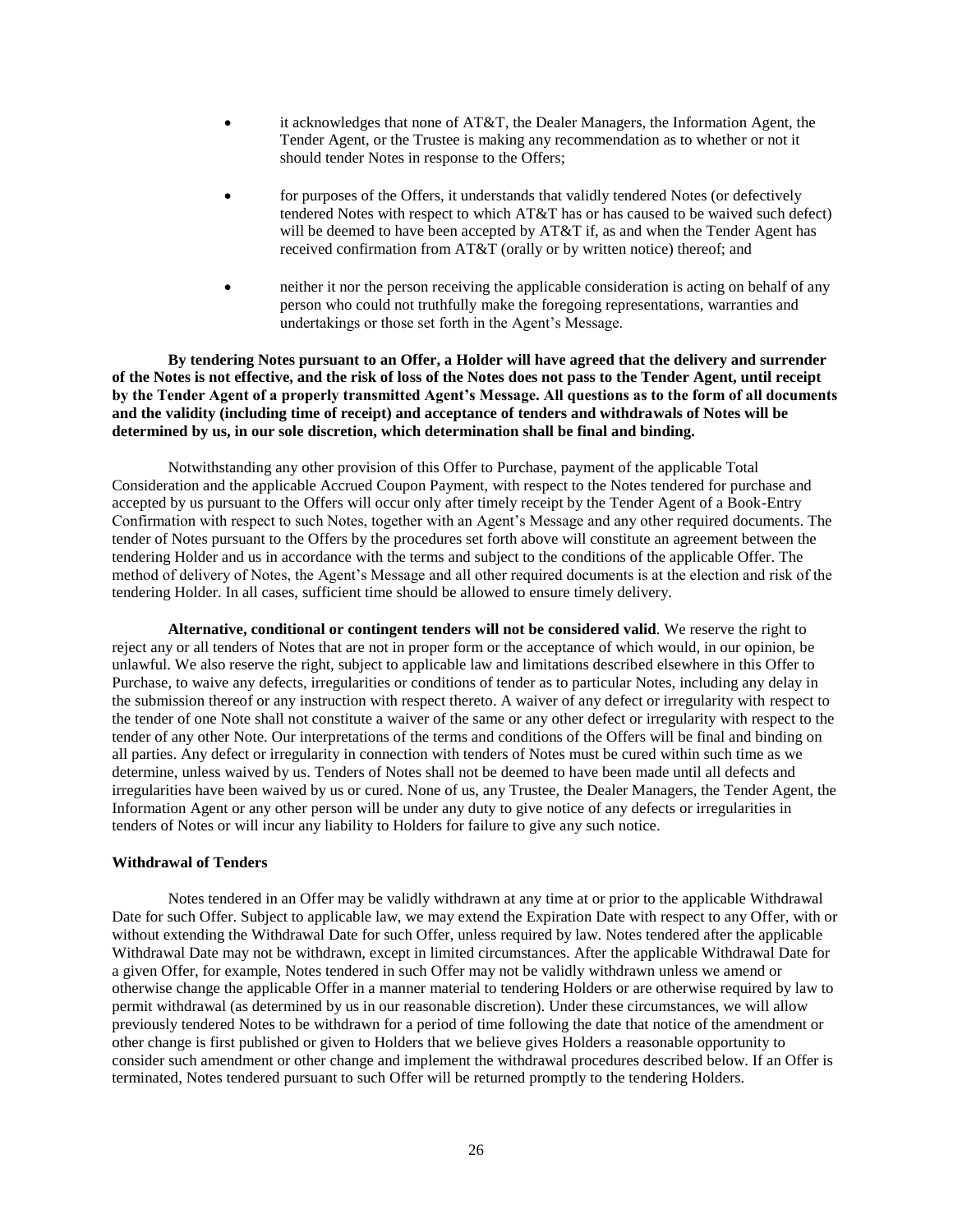- it acknowledges that none of AT&T, the Dealer Managers, the Information Agent, the Tender Agent, or the Trustee is making any recommendation as to whether or not it should tender Notes in response to the Offers;

- for purposes of the Offers, it understands that validly tendered Notes (or defectively tendered Notes with respect to which AT&T has or has caused to be waived such defect) will be deemed to have been accepted by AT&T if, as and when the Tender Agent has received confirmation from AT&T (orally or by written notice) thereof; and

- neither it nor the person receiving the applicable consideration is acting on behalf of any person who could not truthfully make the foregoing representations, warranties and undertakings or those set forth in the Agent's Message.

**By tendering Notes pursuant to an Offer, a Holder will have agreed that the delivery and surrender of the Notes is not effective, and the risk of loss of the Notes does not pass to the Tender Agent, until receipt by the Tender Agent of a properly transmitted Agent's Message. All questions as to the form of all documents and the validity (including time of receipt) and acceptance of tenders and withdrawals of Notes will be determined by us, in our sole discretion, which determination shall be final and binding.**

Notwithstanding any other provision of this Offer to Purchase, payment of the applicable Total Consideration and the applicable Accrued Coupon Payment, with respect to the Notes tendered for purchase and accepted by us pursuant to the Offers will occur only after timely receipt by the Tender Agent of a Book-Entry Confirmation with respect to such Notes, together with an Agent's Message and any other required documents. The tender of Notes pursuant to the Offers by the procedures set forth above will constitute an agreement between the tendering Holder and us in accordance with the terms and subject to the conditions of the applicable Offer. The method of delivery of Notes, the Agent's Message and all other required documents is at the election and risk of the tendering Holder. In all cases, sufficient time should be allowed to ensure timely delivery.

**Alternative, conditional or contingent tenders will not be considered valid**. We reserve the right to reject any or all tenders of Notes that are not in proper form or the acceptance of which would, in our opinion, be unlawful. We also reserve the right, subject to applicable law and limitations described elsewhere in this Offer to Purchase, to waive any defects, irregularities or conditions of tender as to particular Notes, including any delay in the submission thereof or any instruction with respect thereto. A waiver of any defect or irregularity with respect to the tender of one Note shall not constitute a waiver of the same or any other defect or irregularity with respect to the tender of any other Note. Our interpretations of the terms and conditions of the Offers will be final and binding on all parties. Any defect or irregularity in connection with tenders of Notes must be cured within such time as we determine, unless waived by us. Tenders of Notes shall not be deemed to have been made until all defects and irregularities have been waived by us or cured. None of us, any Trustee, the Dealer Managers, the Tender Agent, the Information Agent or any other person will be under any duty to give notice of any defects or irregularities in tenders of Notes or will incur any liability to Holders for failure to give any such notice.

### Withdrawal of Tenders

Notes tendered in an Offer may be validly withdrawn at any time at or prior to the applicable Withdrawal Date for such Offer. Subject to applicable law, we may extend the Expiration Date with respect to any Offer, with or without extending the Withdrawal Date for such Offer, unless required by law. Notes tendered after the applicable Withdrawal Date may not be withdrawn, except in limited circumstances. After the applicable Withdrawal Date for a given Offer, for example, Notes tendered in such Offer may not be validly withdrawn unless we amend or otherwise change the applicable Offer in a manner material to tendering Holders or are otherwise required by law to permit withdrawal (as determined by us in our reasonable discretion). Under these circumstances, we will allow previously tendered Notes to be withdrawn for a period of time following the date that notice of the amendment or other change is first published or given to Holders that we believe gives Holders a reasonable opportunity to consider such amendment or other change and implement the withdrawal procedures described below. If an Offer is terminated, Notes tendered pursuant to such Offer will be returned promptly to the tendering Holders.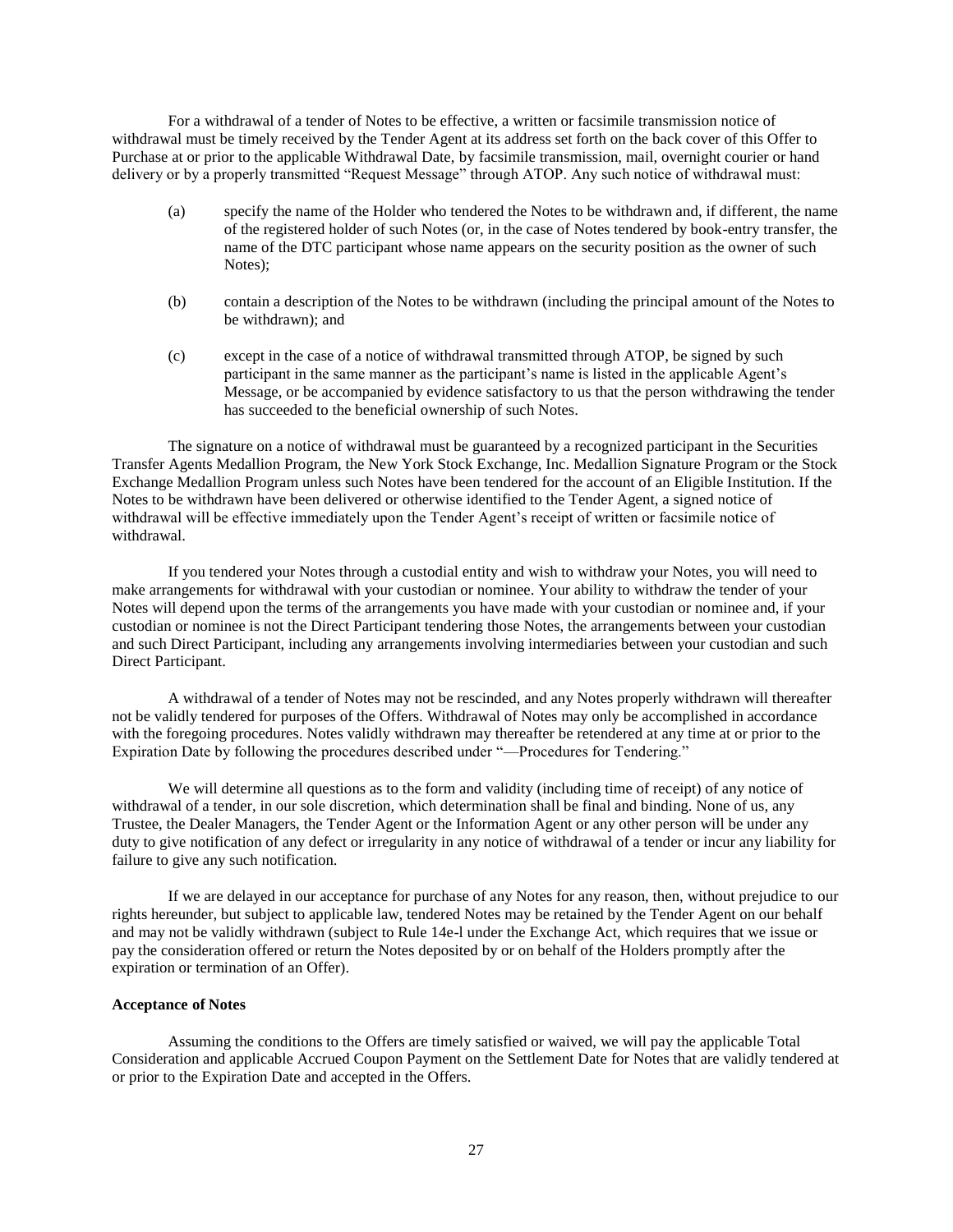For a withdrawal of a tender of Notes to be effective, a written or facsimile transmission notice of withdrawal must be timely received by the Tender Agent at its address set forth on the back cover of this Offer to Purchase at or prior to the applicable Withdrawal Date, by facsimile transmission, mail, overnight courier or hand delivery or by a properly transmitted "Request Message" through ATOP. Any such notice of withdrawal must:

(a) specify the name of the Holder who tendered the Notes to be withdrawn and, if different, the name of the registered holder of such Notes (or, in the case of Notes tendered by book-entry transfer, the name of the DTC participant whose name appears on the security position as the owner of such Notes);

(b) contain a description of the Notes to be withdrawn (including the principal amount of the Notes to be withdrawn); and

(c) except in the case of a notice of withdrawal transmitted through ATOP, be signed by such participant in the same manner as the participant's name is listed in the applicable Agent's Message, or be accompanied by evidence satisfactory to us that the person withdrawing the tender has succeeded to the beneficial ownership of such Notes.

The signature on a notice of withdrawal must be guaranteed by a recognized participant in the Securities Transfer Agents Medallion Program, the New York Stock Exchange, Inc. Medallion Signature Program or the Stock Exchange Medallion Program unless such Notes have been tendered for the account of an Eligible Institution. If the Notes to be withdrawn have been delivered or otherwise identified to the Tender Agent, a signed notice of withdrawal will be effective immediately upon the Tender Agent's receipt of written or facsimile notice of withdrawal.

If you tendered your Notes through a custodial entity and wish to withdraw your Notes, you will need to make arrangements for withdrawal with your custodian or nominee. Your ability to withdraw the tender of your Notes will depend upon the terms of the arrangements you have made with your custodian or nominee and, if your custodian or nominee is not the Direct Participant tendering those Notes, the arrangements between your custodian and such Direct Participant, including any arrangements involving intermediaries between your custodian and such Direct Participant.

A withdrawal of a tender of Notes may not be rescinded, and any Notes properly withdrawn will thereafter not be validly tendered for purposes of the Offers. Withdrawal of Notes may only be accomplished in accordance with the foregoing procedures. Notes validly withdrawn may thereafter be retendered at any time at or prior to the Expiration Date by following the procedures described under "—Procedures for Tendering."

We will determine all questions as to the form and validity (including time of receipt) of any notice of withdrawal of a tender, in our sole discretion, which determination shall be final and binding. None of us, any Trustee, the Dealer Managers, the Tender Agent or the Information Agent or any other person will be under any duty to give notification of any defect or irregularity in any notice of withdrawal of a tender or incur any liability for failure to give any such notification.

If we are delayed in our acceptance for purchase of any Notes for any reason, then, without prejudice to our rights hereunder, but subject to applicable law, tendered Notes may be retained by the Tender Agent on our behalf and may not be validly withdrawn (subject to Rule 14e-l under the Exchange Act, which requires that we issue or pay the consideration offered or return the Notes deposited by or on behalf of the Holders promptly after the expiration or termination of an Offer).

**Acceptance of Notes**

Assuming the conditions to the Offers are timely satisfied or waived, we will pay the applicable Total Consideration and applicable Accrued Coupon Payment on the Settlement Date for Notes that are validly tendered at or prior to the Expiration Date and accepted in the Offers.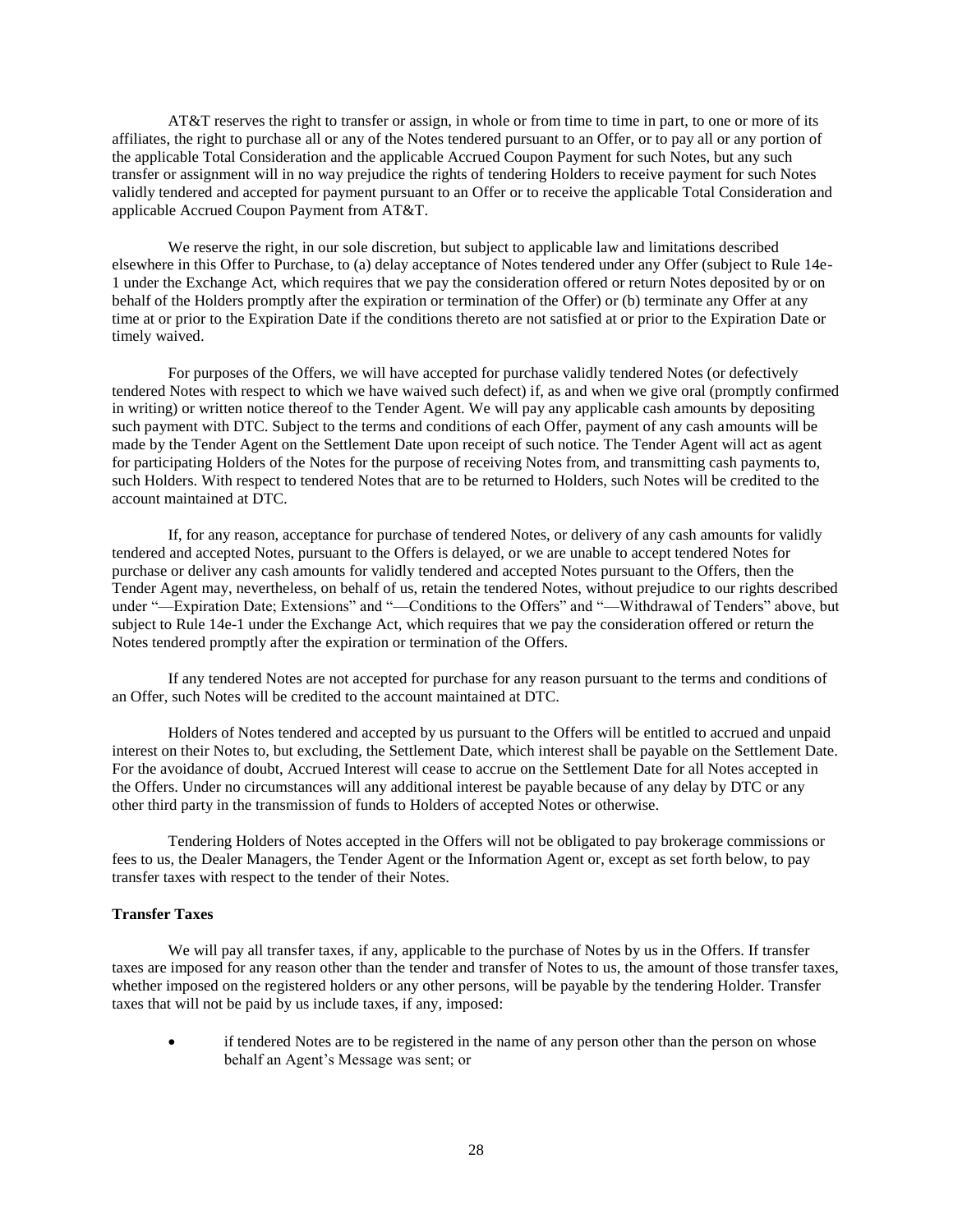AT&T reserves the right to transfer or assign, in whole or from time to time in part, to one or more of its affiliates, the right to purchase all or any of the Notes tendered pursuant to an Offer, or to pay all or any portion of the applicable Total Consideration and the applicable Accrued Coupon Payment for such Notes, but any such transfer or assignment will in no way prejudice the rights of tendering Holders to receive payment for such Notes validly tendered and accepted for payment pursuant to an Offer or to receive the applicable Total Consideration and applicable Accrued Coupon Payment from AT&T.

We reserve the right, in our sole discretion, but subject to applicable law and limitations described elsewhere in this Offer to Purchase, to (a) delay acceptance of Notes tendered under any Offer (subject to Rule 14e-1 under the Exchange Act, which requires that we pay the consideration offered or return Notes deposited by or on behalf of the Holders promptly after the expiration or termination of the Offer) or (b) terminate any Offer at any time at or prior to the Expiration Date if the conditions thereto are not satisfied at or prior to the Expiration Date or timely waived.

For purposes of the Offers, we will have accepted for purchase validly tendered Notes (or defectively tendered Notes with respect to which we have waived such defect) if, as and when we give oral (promptly confirmed in writing) or written notice thereof to the Tender Agent. We will pay any applicable cash amounts by depositing such payment with DTC. Subject to the terms and conditions of each Offer, payment of any cash amounts will be made by the Tender Agent on the Settlement Date upon receipt of such notice. The Tender Agent will act as agent for participating Holders of the Notes for the purpose of receiving Notes from, and transmitting cash payments to, such Holders. With respect to tendered Notes that are to be returned to Holders, such Notes will be credited to the account maintained at DTC.

If, for any reason, acceptance for purchase of tendered Notes, or delivery of any cash amounts for validly tendered and accepted Notes, pursuant to the Offers is delayed, or we are unable to accept tendered Notes for purchase or deliver any cash amounts for validly tendered and accepted Notes pursuant to the Offers, then the Tender Agent may, nevertheless, on behalf of us, retain the tendered Notes, without prejudice to our rights described under "—Expiration Date; Extensions" and "—Conditions to the Offers" and "—Withdrawal of Tenders" above, but subject to Rule 14e-1 under the Exchange Act, which requires that we pay the consideration offered or return the Notes tendered promptly after the expiration or termination of the Offers.

If any tendered Notes are not accepted for purchase for any reason pursuant to the terms and conditions of an Offer, such Notes will be credited to the account maintained at DTC.

Holders of Notes tendered and accepted by us pursuant to the Offers will be entitled to accrued and unpaid interest on their Notes to, but excluding, the Settlement Date, which interest shall be payable on the Settlement Date. For the avoidance of doubt, Accrued Interest will cease to accrue on the Settlement Date for all Notes accepted in the Offers. Under no circumstances will any additional interest be payable because of any delay by DTC or any other third party in the transmission of funds to Holders of accepted Notes or otherwise.

Tendering Holders of Notes accepted in the Offers will not be obligated to pay brokerage commissions or fees to us, the Dealer Managers, the Tender Agent or the Information Agent or, except as set forth below, to pay transfer taxes with respect to the tender of their Notes.

**Transfer Taxes**

We will pay all transfer taxes, if any, applicable to the purchase of Notes by us in the Offers. If transfer taxes are imposed for any reason other than the tender and transfer of Notes to us, the amount of those transfer taxes, whether imposed on the registered holders or any other persons, will be payable by the tendering Holder. Transfer taxes that will not be paid by us include taxes, if any, imposed:

- if tendered Notes are to be registered in the name of any person other than the person on whose behalf an Agent's Message was sent; or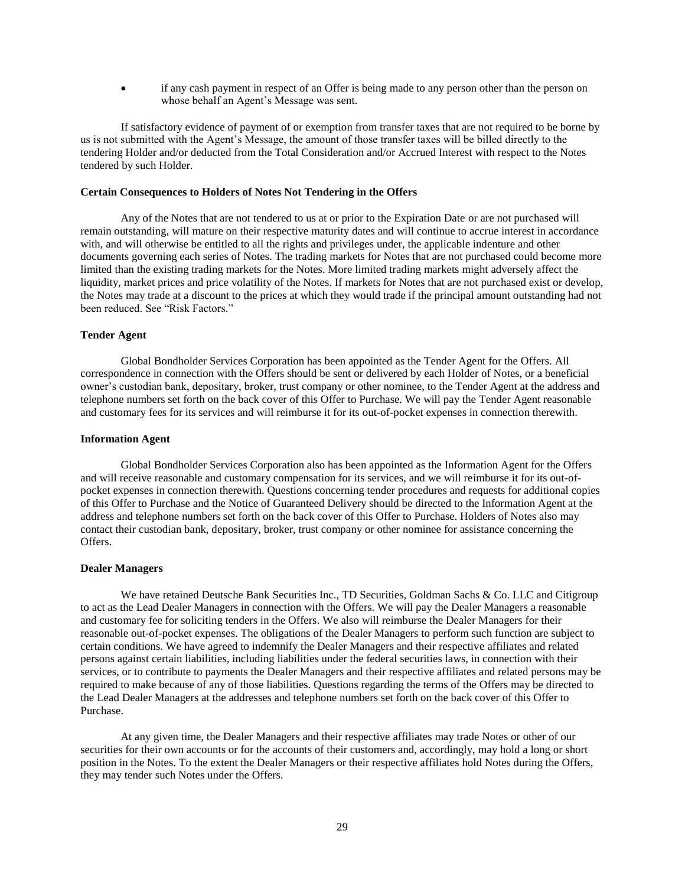- if any cash payment in respect of an Offer is being made to any person other than the person on whose behalf an Agent's Message was sent.

If satisfactory evidence of payment of or exemption from transfer taxes that are not required to be borne by us is not submitted with the Agent's Message, the amount of those transfer taxes will be billed directly to the tendering Holder and/or deducted from the Total Consideration and/or Accrued Interest with respect to the Notes tendered by such Holder.

**Certain Consequences to Holders of Notes Not Tendering in the Offers**

Any of the Notes that are not tendered to us at or prior to the Expiration Date or are not purchased will remain outstanding, will mature on their respective maturity dates and will continue to accrue interest in accordance with, and will otherwise be entitled to all the rights and privileges under, the applicable indenture and other documents governing each series of Notes. The trading markets for Notes that are not purchased could become more limited than the existing trading markets for the Notes. More limited trading markets might adversely affect the liquidity, market prices and price volatility of the Notes. If markets for Notes that are not purchased exist or develop, the Notes may trade at a discount to the prices at which they would trade if the principal amount outstanding had not been reduced. See "Risk Factors."

**Tender Agent**

Global Bondholder Services Corporation has been appointed as the Tender Agent for the Offers. All correspondence in connection with the Offers should be sent or delivered by each Holder of Notes, or a beneficial owner's custodian bank, depositary, broker, trust company or other nominee, to the Tender Agent at the address and telephone numbers set forth on the back cover of this Offer to Purchase. We will pay the Tender Agent reasonable and customary fees for its services and will reimburse it for its out-of-pocket expenses in connection therewith.

**Information Agent**

Global Bondholder Services Corporation also has been appointed as the Information Agent for the Offers and will receive reasonable and customary compensation for its services, and we will reimburse it for its out-of-pocket expenses in connection therewith. Questions concerning tender procedures and requests for additional copies of this Offer to Purchase and the Notice of Guaranteed Delivery should be directed to the Information Agent at the address and telephone numbers set forth on the back cover of this Offer to Purchase. Holders of Notes also may contact their custodian bank, depositary, broker, trust company or other nominee for assistance concerning the Offers.

**Dealer Managers**

We have retained Deutsche Bank Securities Inc., TD Securities, Goldman Sachs & Co. LLC and Citigroup to act as the Lead Dealer Managers in connection with the Offers. We will pay the Dealer Managers a reasonable and customary fee for soliciting tenders in the Offers. We also will reimburse the Dealer Managers for their reasonable out-of-pocket expenses. The obligations of the Dealer Managers to perform such function are subject to certain conditions. We have agreed to indemnify the Dealer Managers and their respective affiliates and related persons against certain liabilities, including liabilities under the federal securities laws, in connection with their services, or to contribute to payments the Dealer Managers and their respective affiliates and related persons may be required to make because of any of those liabilities. Questions regarding the terms of the Offers may be directed to the Lead Dealer Managers at the addresses and telephone numbers set forth on the back cover of this Offer to Purchase.

At any given time, the Dealer Managers and their respective affiliates may trade Notes or other of our securities for their own accounts or for the accounts of their customers and, accordingly, may hold a long or short position in the Notes. To the extent the Dealer Managers or their respective affiliates hold Notes during the Offers, they may tender such Notes under the Offers.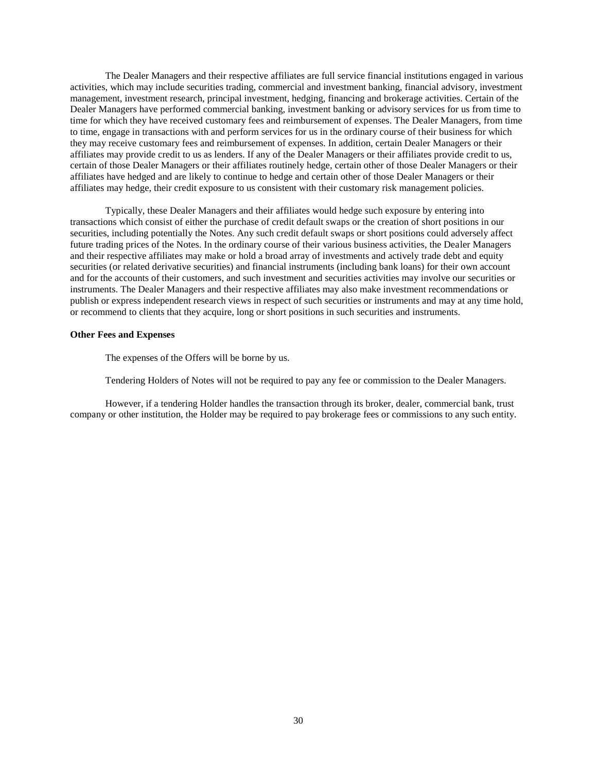The Dealer Managers and their respective affiliates are full service financial institutions engaged in various activities, which may include securities trading, commercial and investment banking, financial advisory, investment management, investment research, principal investment, hedging, financing and brokerage activities. Certain of the Dealer Managers have performed commercial banking, investment banking or advisory services for us from time to time for which they have received customary fees and reimbursement of expenses. The Dealer Managers, from time to time, engage in transactions with and perform services for us in the ordinary course of their business for which they may receive customary fees and reimbursement of expenses. In addition, certain Dealer Managers or their affiliates may provide credit to us as lenders. If any of the Dealer Managers or their affiliates provide credit to us, certain of those Dealer Managers or their affiliates routinely hedge, certain other of those Dealer Managers or their affiliates have hedged and are likely to continue to hedge and certain other of those Dealer Managers or their affiliates may hedge, their credit exposure to us consistent with their customary risk management policies.

Typically, these Dealer Managers and their affiliates would hedge such exposure by entering into transactions which consist of either the purchase of credit default swaps or the creation of short positions in our securities, including potentially the Notes. Any such credit default swaps or short positions could adversely affect future trading prices of the Notes. In the ordinary course of their various business activities, the Dealer Managers and their respective affiliates may make or hold a broad array of investments and actively trade debt and equity securities (or related derivative securities) and financial instruments (including bank loans) for their own account and for the accounts of their customers, and such investment and securities activities may involve our securities or instruments. The Dealer Managers and their respective affiliates may also make investment recommendations or publish or express independent research views in respect of such securities or instruments and may at any time hold, or recommend to clients that they acquire, long or short positions in such securities and instruments.

**Other Fees and Expenses**

The expenses of the Offers will be borne by us.

Tendering Holders of Notes will not be required to pay any fee or commission to the Dealer Managers.

However, if a tendering Holder handles the transaction through its broker, dealer, commercial bank, trust company or other institution, the Holder may be required to pay brokerage fees or commissions to any such entity.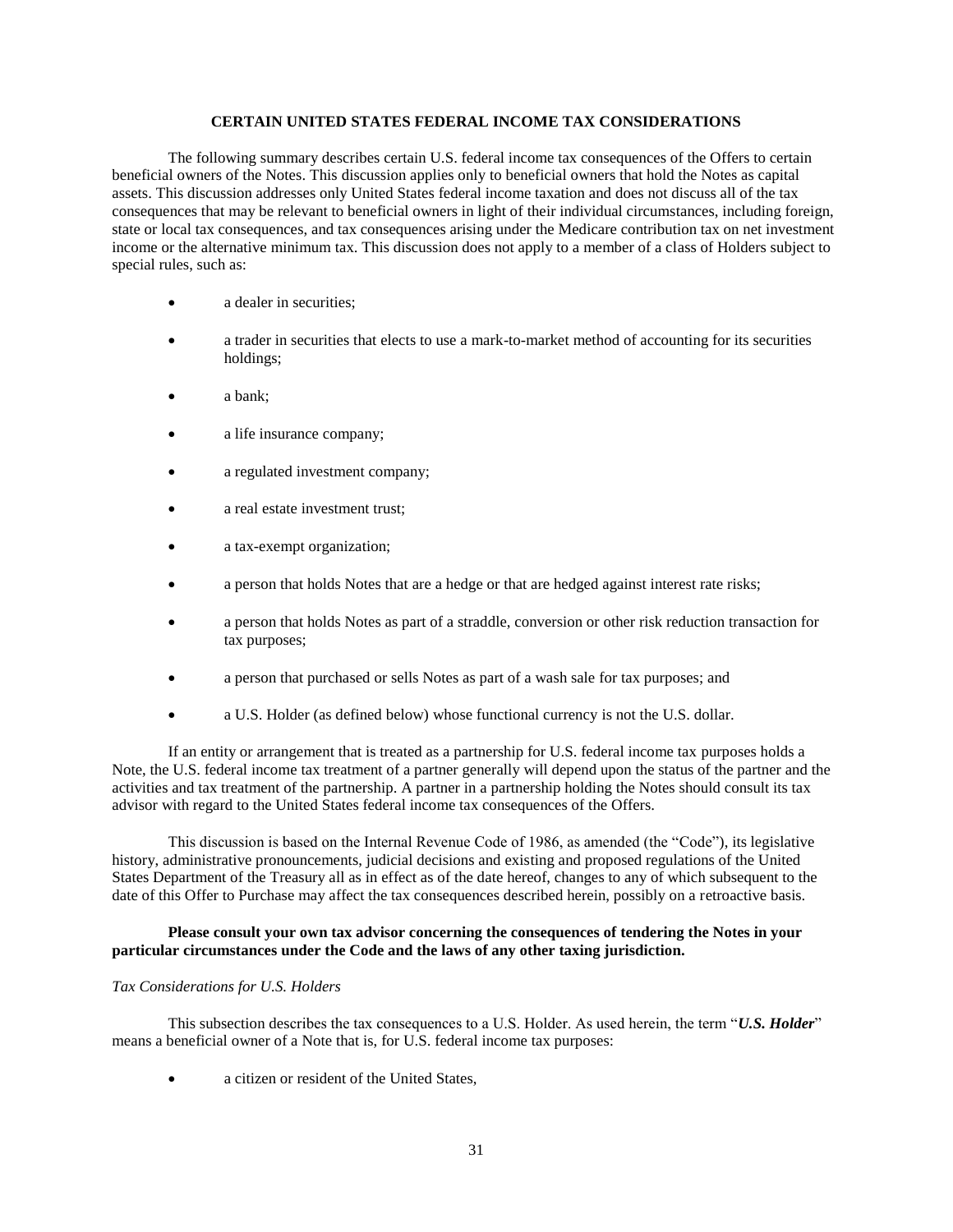## CERTAIN UNITED STATES FEDERAL INCOME TAX CONSIDERATIONS

The following summary describes certain U.S. federal income tax consequences of the Offers to certain beneficial owners of the Notes. This discussion applies only to beneficial owners that hold the Notes as capital assets. This discussion addresses only United States federal income taxation and does not discuss all of the tax consequences that may be relevant to beneficial owners in light of their individual circumstances, including foreign, state or local tax consequences, and tax consequences arising under the Medicare contribution tax on net investment income or the alternative minimum tax. This discussion does not apply to a member of a class of Holders subject to special rules, such as:

- a dealer in securities;
- a trader in securities that elects to use a mark-to-market method of accounting for its securities holdings;
- a bank;
- a life insurance company;
- a regulated investment company;
- a real estate investment trust;
- a tax-exempt organization;
- a person that holds Notes that are a hedge or that are hedged against interest rate risks;
- a person that holds Notes as part of a straddle, conversion or other risk reduction transaction for tax purposes;
- a person that purchased or sells Notes as part of a wash sale for tax purposes; and
- a U.S. Holder (as defined below) whose functional currency is not the U.S. dollar.

If an entity or arrangement that is treated as a partnership for U.S. federal income tax purposes holds a Note, the U.S. federal income tax treatment of a partner generally will depend upon the status of the partner and the activities and tax treatment of the partnership. A partner in a partnership holding the Notes should consult its tax advisor with regard to the United States federal income tax consequences of the Offers.

This discussion is based on the Internal Revenue Code of 1986, as amended (the "Code"), its legislative history, administrative pronouncements, judicial decisions and existing and proposed regulations of the United States Department of the Treasury all as in effect as of the date hereof, changes to any of which subsequent to the date of this Offer to Purchase may affect the tax consequences described herein, possibly on a retroactive basis.

**Please consult your own tax advisor concerning the consequences of tendering the Notes in your particular circumstances under the Code and the laws of any other taxing jurisdiction.**

*Tax Considerations for U.S. Holders*

This subsection describes the tax consequences to a U.S. Holder. As used herein, the term "***U.S. Holder***" means a beneficial owner of a Note that is, for U.S. federal income tax purposes:

- a citizen or resident of the United States,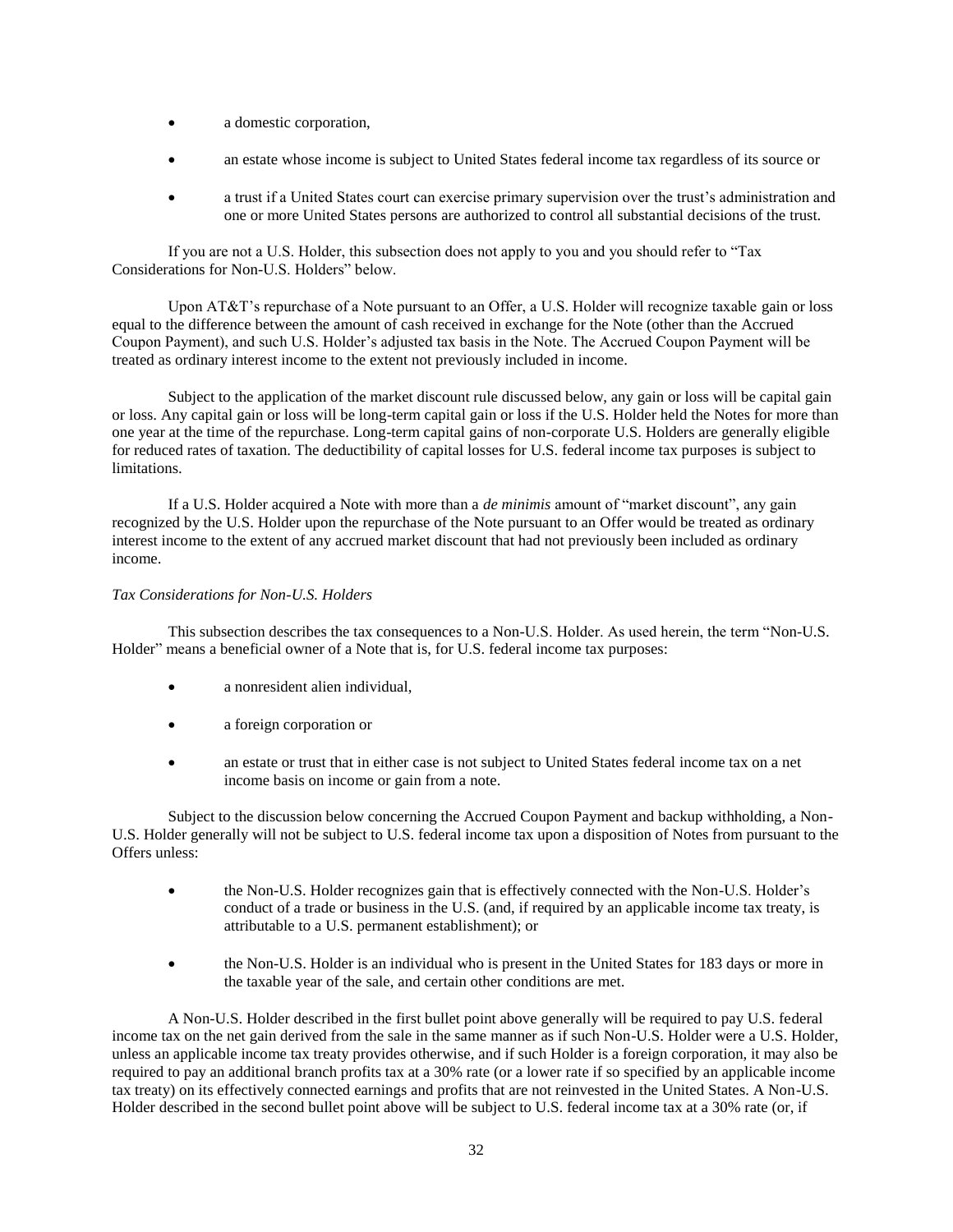- a domestic corporation,
- an estate whose income is subject to United States federal income tax regardless of its source or
- a trust if a United States court can exercise primary supervision over the trust's administration and one or more United States persons are authorized to control all substantial decisions of the trust.

If you are not a U.S. Holder, this subsection does not apply to you and you should refer to "Tax Considerations for Non-U.S. Holders" below.

Upon AT&T's repurchase of a Note pursuant to an Offer, a U.S. Holder will recognize taxable gain or loss equal to the difference between the amount of cash received in exchange for the Note (other than the Accrued Coupon Payment), and such U.S. Holder's adjusted tax basis in the Note. The Accrued Coupon Payment will be treated as ordinary interest income to the extent not previously included in income.

Subject to the application of the market discount rule discussed below, any gain or loss will be capital gain or loss. Any capital gain or loss will be long-term capital gain or loss if the U.S. Holder held the Notes for more than one year at the time of the repurchase. Long-term capital gains of non-corporate U.S. Holders are generally eligible for reduced rates of taxation. The deductibility of capital losses for U.S. federal income tax purposes is subject to limitations.

If a U.S. Holder acquired a Note with more than a *de minimis* amount of "market discount", any gain recognized by the U.S. Holder upon the repurchase of the Note pursuant to an Offer would be treated as ordinary interest income to the extent of any accrued market discount that had not previously been included as ordinary income.

*Tax Considerations for Non-U.S. Holders*

This subsection describes the tax consequences to a Non-U.S. Holder. As used herein, the term "Non-U.S. Holder" means a beneficial owner of a Note that is, for U.S. federal income tax purposes:

- a nonresident alien individual,
- a foreign corporation or
- an estate or trust that in either case is not subject to United States federal income tax on a net income basis on income or gain from a note.

Subject to the discussion below concerning the Accrued Coupon Payment and backup withholding, a Non-U.S. Holder generally will not be subject to U.S. federal income tax upon a disposition of Notes from pursuant to the Offers unless:

- the Non-U.S. Holder recognizes gain that is effectively connected with the Non-U.S. Holder's conduct of a trade or business in the U.S. (and, if required by an applicable income tax treaty, is attributable to a U.S. permanent establishment); or
- the Non-U.S. Holder is an individual who is present in the United States for 183 days or more in the taxable year of the sale, and certain other conditions are met.

A Non-U.S. Holder described in the first bullet point above generally will be required to pay U.S. federal income tax on the net gain derived from the sale in the same manner as if such Non-U.S. Holder were a U.S. Holder, unless an applicable income tax treaty provides otherwise, and if such Holder is a foreign corporation, it may also be required to pay an additional branch profits tax at a 30% rate (or a lower rate if so specified by an applicable income tax treaty) on its effectively connected earnings and profits that are not reinvested in the United States. A Non-U.S. Holder described in the second bullet point above will be subject to U.S. federal income tax at a 30% rate (or, if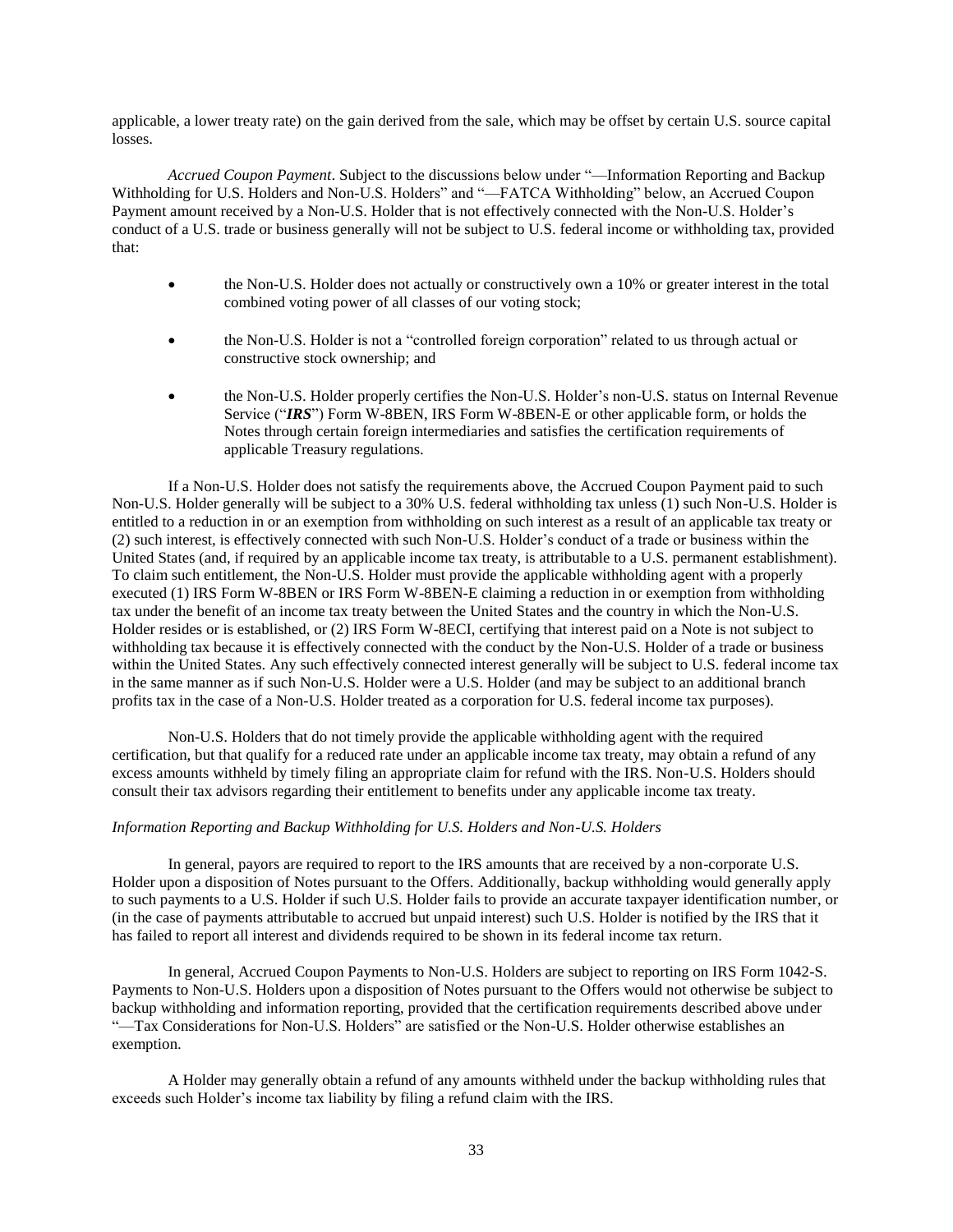applicable, a lower treaty rate) on the gain derived from the sale, which may be offset by certain U.S. source capital losses.

*Accrued Coupon Payment*. Subject to the discussions below under "—Information Reporting and Backup Withholding for U.S. Holders and Non-U.S. Holders" and "—FATCA Withholding" below, an Accrued Coupon Payment amount received by a Non-U.S. Holder that is not effectively connected with the Non-U.S. Holder's conduct of a U.S. trade or business generally will not be subject to U.S. federal income or withholding tax, provided that:

- the Non-U.S. Holder does not actually or constructively own a 10% or greater interest in the total combined voting power of all classes of our voting stock;
- the Non-U.S. Holder is not a "controlled foreign corporation" related to us through actual or constructive stock ownership; and
- the Non-U.S. Holder properly certifies the Non-U.S. Holder's non-U.S. status on Internal Revenue Service ("***IRS***") Form W-8BEN, IRS Form W-8BEN-E or other applicable form, or holds the Notes through certain foreign intermediaries and satisfies the certification requirements of applicable Treasury regulations.

If a Non-U.S. Holder does not satisfy the requirements above, the Accrued Coupon Payment paid to such Non-U.S. Holder generally will be subject to a 30% U.S. federal withholding tax unless (1) such Non-U.S. Holder is entitled to a reduction in or an exemption from withholding on such interest as a result of an applicable tax treaty or (2) such interest, is effectively connected with such Non-U.S. Holder's conduct of a trade or business within the United States (and, if required by an applicable income tax treaty, is attributable to a U.S. permanent establishment). To claim such entitlement, the Non-U.S. Holder must provide the applicable withholding agent with a properly executed (1) IRS Form W-8BEN or IRS Form W-8BEN-E claiming a reduction in or exemption from withholding tax under the benefit of an income tax treaty between the United States and the country in which the Non-U.S. Holder resides or is established, or (2) IRS Form W-8ECI, certifying that interest paid on a Note is not subject to withholding tax because it is effectively connected with the conduct by the Non-U.S. Holder of a trade or business within the United States. Any such effectively connected interest generally will be subject to U.S. federal income tax in the same manner as if such Non-U.S. Holder were a U.S. Holder (and may be subject to an additional branch profits tax in the case of a Non-U.S. Holder treated as a corporation for U.S. federal income tax purposes).

Non-U.S. Holders that do not timely provide the applicable withholding agent with the required certification, but that qualify for a reduced rate under an applicable income tax treaty, may obtain a refund of any excess amounts withheld by timely filing an appropriate claim for refund with the IRS. Non-U.S. Holders should consult their tax advisors regarding their entitlement to benefits under any applicable income tax treaty.

*Information Reporting and Backup Withholding for U.S. Holders and Non-U.S. Holders*

In general, payors are required to report to the IRS amounts that are received by a non-corporate U.S. Holder upon a disposition of Notes pursuant to the Offers. Additionally, backup withholding would generally apply to such payments to a U.S. Holder if such U.S. Holder fails to provide an accurate taxpayer identification number, or (in the case of payments attributable to accrued but unpaid interest) such U.S. Holder is notified by the IRS that it has failed to report all interest and dividends required to be shown in its federal income tax return.

In general, Accrued Coupon Payments to Non-U.S. Holders are subject to reporting on IRS Form 1042-S. Payments to Non-U.S. Holders upon a disposition of Notes pursuant to the Offers would not otherwise be subject to backup withholding and information reporting, provided that the certification requirements described above under "—Tax Considerations for Non-U.S. Holders" are satisfied or the Non-U.S. Holder otherwise establishes an exemption.

A Holder may generally obtain a refund of any amounts withheld under the backup withholding rules that exceeds such Holder's income tax liability by filing a refund claim with the IRS.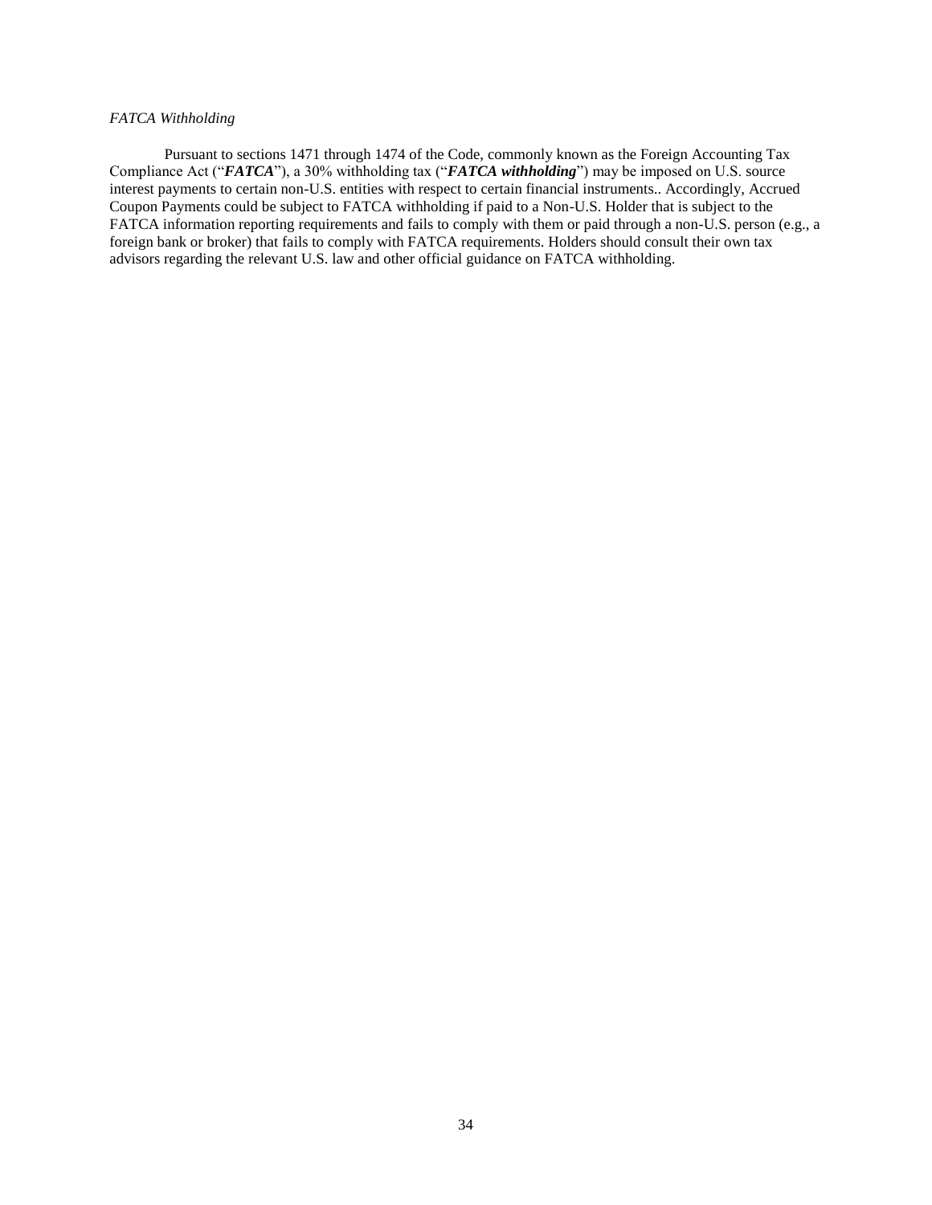*FATCA Withholding*

Pursuant to sections 1471 through 1474 of the Code, commonly known as the Foreign Accounting Tax Compliance Act ("***FATCA***"), a 30% withholding tax ("***FATCA withholding***") may be imposed on U.S. source interest payments to certain non-U.S. entities with respect to certain financial instruments.. Accordingly, Accrued Coupon Payments could be subject to FATCA withholding if paid to a Non-U.S. Holder that is subject to the FATCA information reporting requirements and fails to comply with them or paid through a non-U.S. person (e.g., a foreign bank or broker) that fails to comply with FATCA requirements. Holders should consult their own tax advisors regarding the relevant U.S. law and other official guidance on FATCA withholding.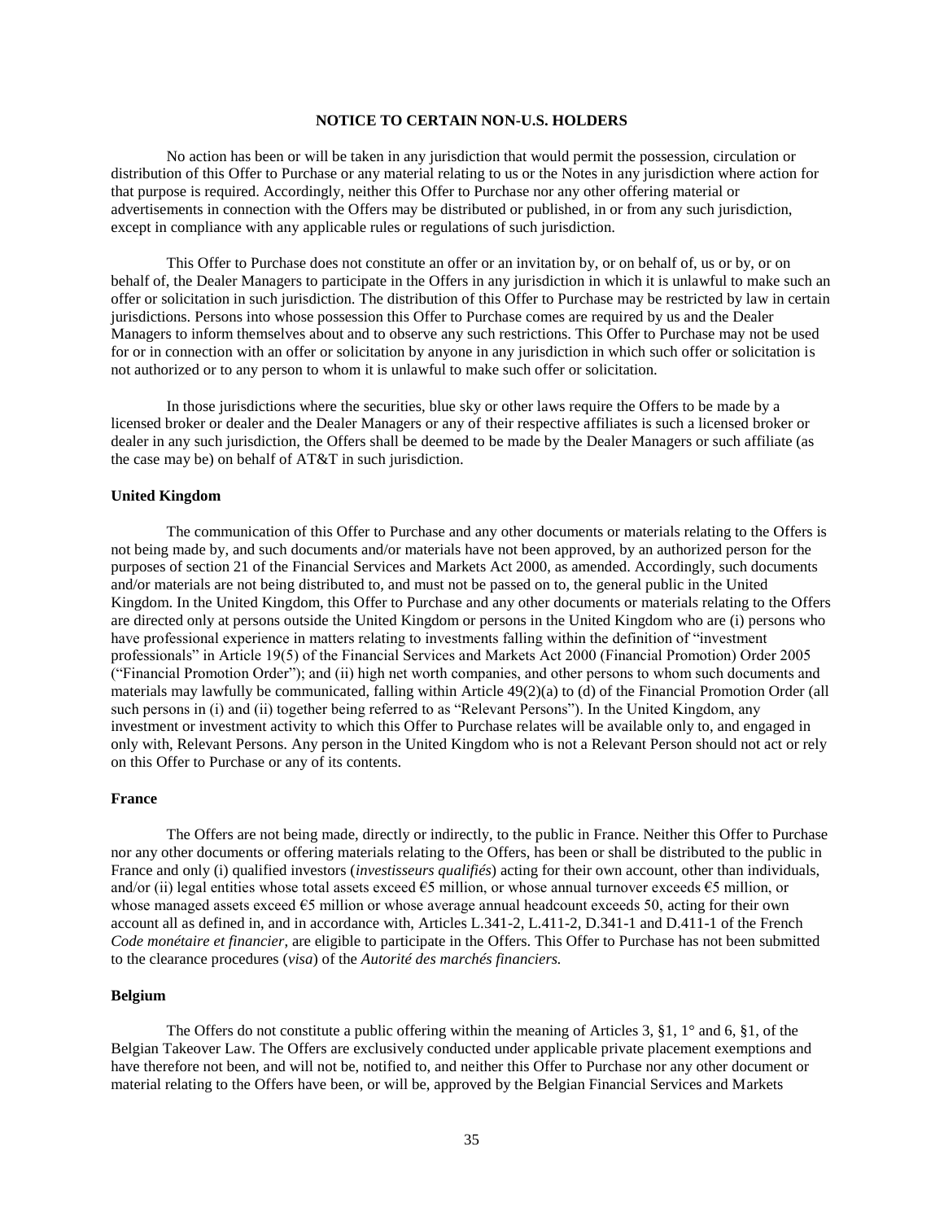## NOTICE TO CERTAIN NON-U.S. HOLDERS

No action has been or will be taken in any jurisdiction that would permit the possession, circulation or distribution of this Offer to Purchase or any material relating to us or the Notes in any jurisdiction where action for that purpose is required. Accordingly, neither this Offer to Purchase nor any other offering material or advertisements in connection with the Offers may be distributed or published, in or from any such jurisdiction, except in compliance with any applicable rules or regulations of such jurisdiction.

This Offer to Purchase does not constitute an offer or an invitation by, or on behalf of, us or by, or on behalf of, the Dealer Managers to participate in the Offers in any jurisdiction in which it is unlawful to make such an offer or solicitation in such jurisdiction. The distribution of this Offer to Purchase may be restricted by law in certain jurisdictions. Persons into whose possession this Offer to Purchase comes are required by us and the Dealer Managers to inform themselves about and to observe any such restrictions. This Offer to Purchase may not be used for or in connection with an offer or solicitation by anyone in any jurisdiction in which such offer or solicitation is not authorized or to any person to whom it is unlawful to make such offer or solicitation.

In those jurisdictions where the securities, blue sky or other laws require the Offers to be made by a licensed broker or dealer and the Dealer Managers or any of their respective affiliates is such a licensed broker or dealer in any such jurisdiction, the Offers shall be deemed to be made by the Dealer Managers or such affiliate (as the case may be) on behalf of AT&T in such jurisdiction.

### United Kingdom

The communication of this Offer to Purchase and any other documents or materials relating to the Offers is not being made by, and such documents and/or materials have not been approved, by an authorized person for the purposes of section 21 of the Financial Services and Markets Act 2000, as amended. Accordingly, such documents and/or materials are not being distributed to, and must not be passed on to, the general public in the United Kingdom. In the United Kingdom, this Offer to Purchase and any other documents or materials relating to the Offers are directed only at persons outside the United Kingdom or persons in the United Kingdom who are (i) persons who have professional experience in matters relating to investments falling within the definition of "investment professionals" in Article 19(5) of the Financial Services and Markets Act 2000 (Financial Promotion) Order 2005 ("Financial Promotion Order"); and (ii) high net worth companies, and other persons to whom such documents and materials may lawfully be communicated, falling within Article 49(2)(a) to (d) of the Financial Promotion Order (all such persons in (i) and (ii) together being referred to as "Relevant Persons"). In the United Kingdom, any investment or investment activity to which this Offer to Purchase relates will be available only to, and engaged in only with, Relevant Persons. Any person in the United Kingdom who is not a Relevant Person should not act or rely on this Offer to Purchase or any of its contents.

### France

The Offers are not being made, directly or indirectly, to the public in France. Neither this Offer to Purchase nor any other documents or offering materials relating to the Offers, has been or shall be distributed to the public in France and only (i) qualified investors (*investisseurs qualifiés*) acting for their own account, other than individuals, and/or (ii) legal entities whose total assets exceed €5 million, or whose annual turnover exceeds €5 million, or whose managed assets exceed €5 million or whose average annual headcount exceeds 50, acting for their own account all as defined in, and in accordance with, Articles L.341-2, L.411-2, D.341-1 and D.411-1 of the French *Code monétaire et financier*, are eligible to participate in the Offers. This Offer to Purchase has not been submitted to the clearance procedures (*visa*) of the *Autorité des marchés financiers.*

### Belgium

The Offers do not constitute a public offering within the meaning of Articles 3, §1, 1° and 6, §1, of the Belgian Takeover Law. The Offers are exclusively conducted under applicable private placement exemptions and have therefore not been, and will not be, notified to, and neither this Offer to Purchase nor any other document or material relating to the Offers have been, or will be, approved by the Belgian Financial Services and Markets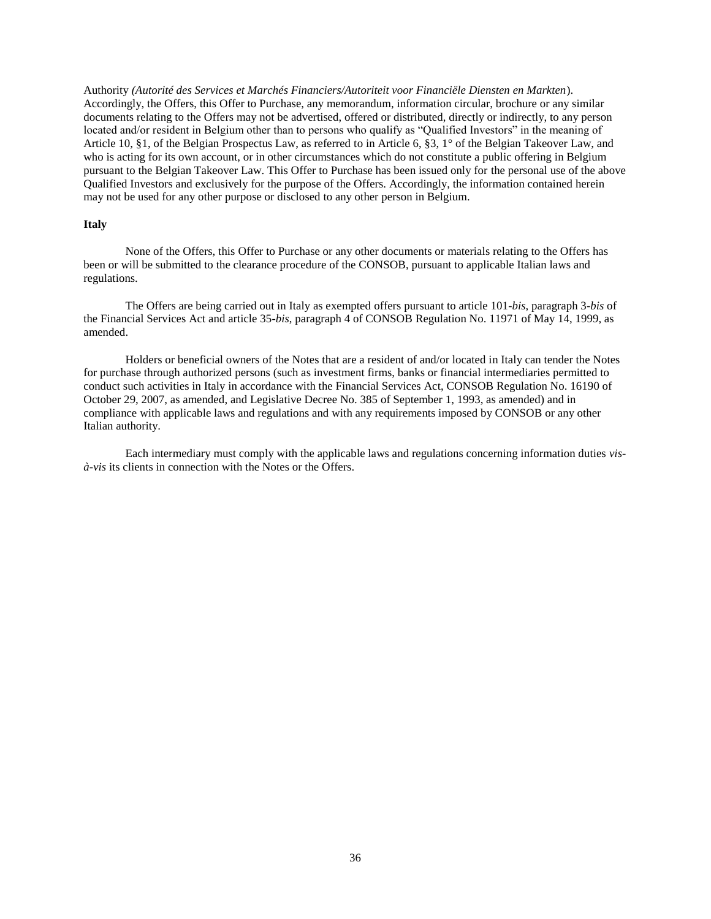Authority *(Autorité des Services et Marchés Financiers/Autoriteit voor Financiële Diensten en Markten*). Accordingly, the Offers, this Offer to Purchase, any memorandum, information circular, brochure or any similar documents relating to the Offers may not be advertised, offered or distributed, directly or indirectly, to any person located and/or resident in Belgium other than to persons who qualify as "Qualified Investors" in the meaning of Article 10, §1, of the Belgian Prospectus Law, as referred to in Article 6, §3, 1° of the Belgian Takeover Law, and who is acting for its own account, or in other circumstances which do not constitute a public offering in Belgium pursuant to the Belgian Takeover Law. This Offer to Purchase has been issued only for the personal use of the above Qualified Investors and exclusively for the purpose of the Offers. Accordingly, the information contained herein may not be used for any other purpose or disclosed to any other person in Belgium.

**Italy**

None of the Offers, this Offer to Purchase or any other documents or materials relating to the Offers has been or will be submitted to the clearance procedure of the CONSOB, pursuant to applicable Italian laws and regulations.

The Offers are being carried out in Italy as exempted offers pursuant to article 101-*bis*, paragraph 3-*bis* of the Financial Services Act and article 35-*bis*, paragraph 4 of CONSOB Regulation No. 11971 of May 14, 1999, as amended.

Holders or beneficial owners of the Notes that are a resident of and/or located in Italy can tender the Notes for purchase through authorized persons (such as investment firms, banks or financial intermediaries permitted to conduct such activities in Italy in accordance with the Financial Services Act, CONSOB Regulation No. 16190 of October 29, 2007, as amended, and Legislative Decree No. 385 of September 1, 1993, as amended) and in compliance with applicable laws and regulations and with any requirements imposed by CONSOB or any other Italian authority.

Each intermediary must comply with the applicable laws and regulations concerning information duties *vis-à-vis* its clients in connection with the Notes or the Offers.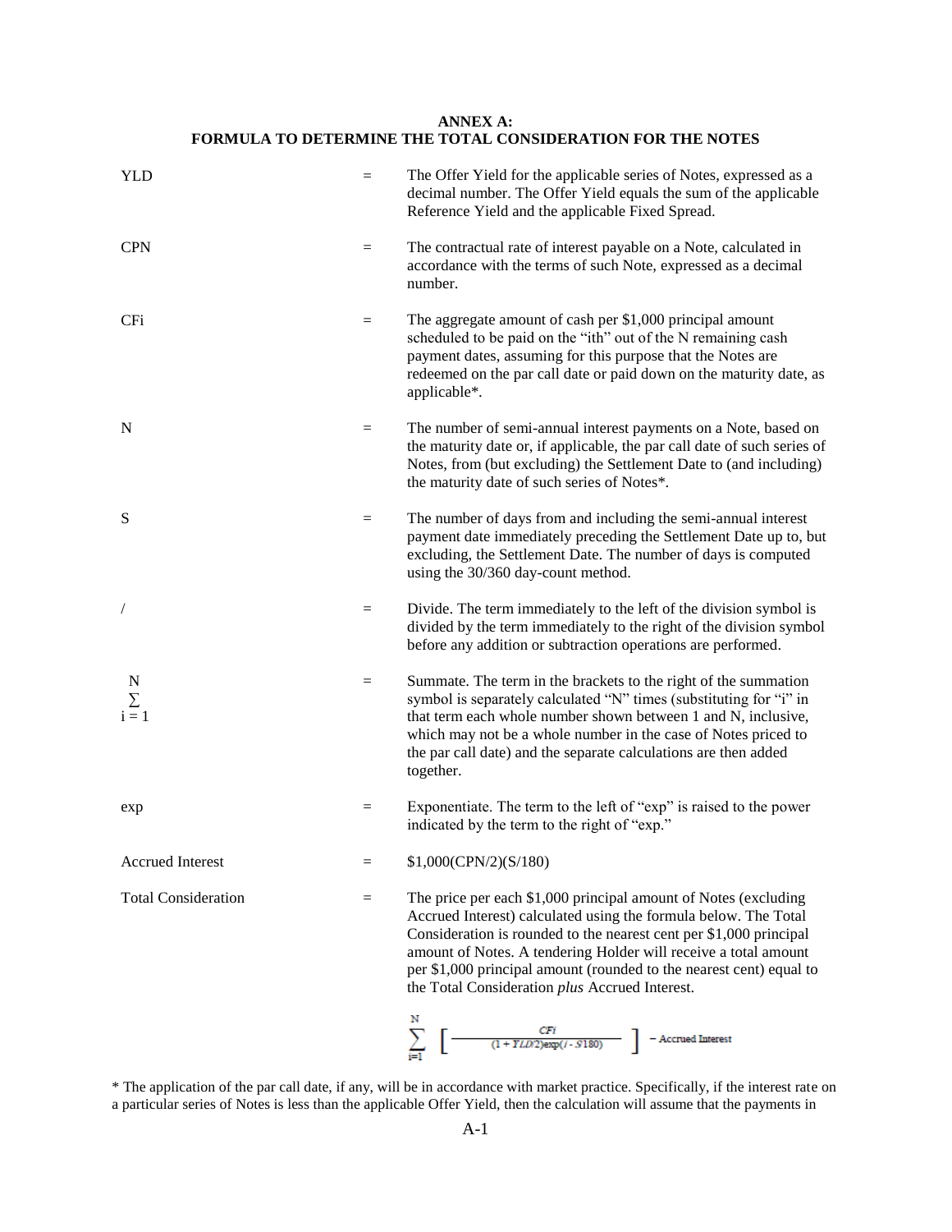**ANNEX A:**
**FORMULA TO DETERMINE THE TOTAL CONSIDERATION FOR THE NOTES**

| | | |
|---|---|---|
| YLD | = | The Offer Yield for the applicable series of Notes, expressed as a decimal number. The Offer Yield equals the sum of the applicable Reference Yield and the applicable Fixed Spread. |
| CPN | = | The contractual rate of interest payable on a Note, calculated in accordance with the terms of such Note, expressed as a decimal number. |
| CFi | = | The aggregate amount of cash per $1,000 principal amount scheduled to be paid on the "ith" out of the N remaining cash payment dates, assuming for this purpose that the Notes are redeemed on the par call date or paid down on the maturity date, as applicable*. |
| N | = | The number of semi-annual interest payments on a Note, based on the maturity date or, if applicable, the par call date of such series of Notes, from (but excluding) the Settlement Date to (and including) the maturity date of such series of Notes*. |
| S | = | The number of days from and including the semi-annual interest payment date immediately preceding the Settlement Date up to, but excluding, the Settlement Date. The number of days is computed using the 30/360 day-count method. |
| / | = | Divide. The term immediately to the left of the division symbol is divided by the term immediately to the right of the division symbol before any addition or subtraction operations are performed. |
| $\sum_{i=1}^{N}$ | = | Summate. The term in the brackets to the right of the summation symbol is separately calculated "N" times (substituting for "i" in that term each whole number shown between 1 and N, inclusive, which may not be a whole number in the case of Notes priced to the par call date) and the separate calculations are then added together. |
| exp | = | Exponentiate. The term to the left of "exp" is raised to the power indicated by the term to the right of "exp." |
| Accrued Interest | = | $1,000(CPN/2)(S/180) |
| Total Consideration | = | The price per each $1,000 principal amount of Notes (excluding Accrued Interest) calculated using the formula below. The Total Consideration is rounded to the nearest cent per $1,000 principal amount of Notes. A tendering Holder will receive a total amount per $1,000 principal amount (rounded to the nearest cent) equal to the Total Consideration *plus* Accrued Interest. |

$$\sum_{i=1}^{N} \left[ \frac{CFi}{(1 + YLD/2)\exp(i - S/180)} \right] - \text{Accrued Interest}$$

\* The application of the par call date, if any, will be in accordance with market practice. Specifically, if the interest rate on a particular series of Notes is less than the applicable Offer Yield, then the calculation will assume that the payments in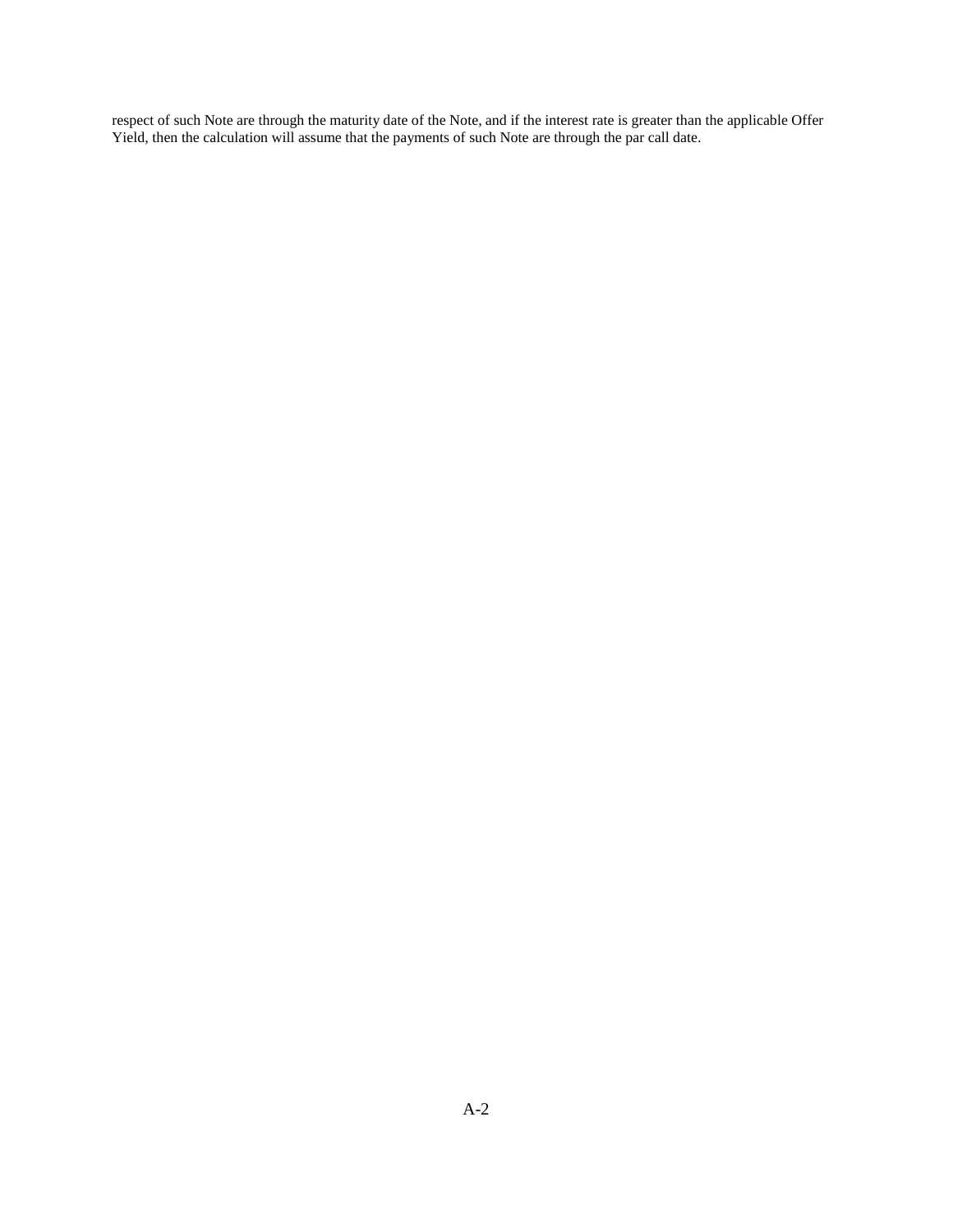respect of such Note are through the maturity date of the Note, and if the interest rate is greater than the applicable Offer Yield, then the calculation will assume that the payments of such Note are through the par call date.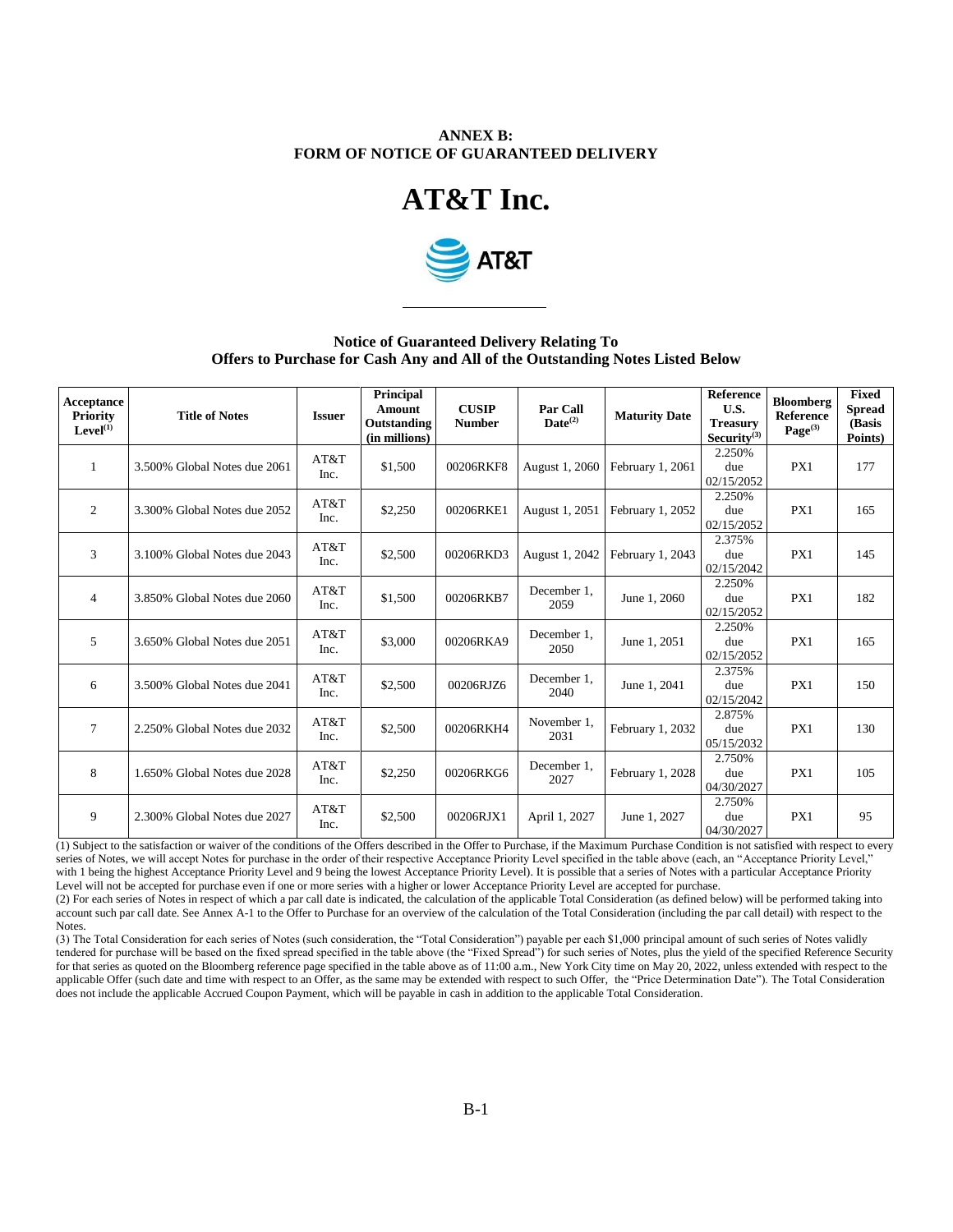**ANNEX B:**
**FORM OF NOTICE OF GUARANTEED DELIVERY**

# AT&T Inc.

AT&T

---

**Notice of Guaranteed Delivery Relating To**
**Offers to Purchase for Cash Any and All of the Outstanding Notes Listed Below**

| Acceptance Priority Level[(1)] | Title of Notes | Issuer | Principal Amount Outstanding (in millions) | CUSIP Number | Par Call Date[(2)] | Maturity Date | Reference U.S. Treasury Security[(3)] | Bloomberg Reference Page[(3)] | Fixed Spread (Basis Points) |
|---|---|---|---|---|---|---|---|---|---|
| 1 | 3.500% Global Notes due 2061 | AT&T Inc. | $1,500 | 00206RKF8 | August 1, 2060 | February 1, 2061 | 2.250% due 02/15/2052 | PX1 | 177 |
| 2 | 3.300% Global Notes due 2052 | AT&T Inc. | $2,250 | 00206RKE1 | August 1, 2051 | February 1, 2052 | 2.250% due 02/15/2052 | PX1 | 165 |
| 3 | 3.100% Global Notes due 2043 | AT&T Inc. | $2,500 | 00206RKD3 | August 1, 2042 | February 1, 2043 | 2.375% due 02/15/2042 | PX1 | 145 |
| 4 | 3.850% Global Notes due 2060 | AT&T Inc. | $1,500 | 00206RKB7 | December 1, 2059 | June 1, 2060 | 2.250% due 02/15/2052 | PX1 | 182 |
| 5 | 3.650% Global Notes due 2051 | AT&T Inc. | $3,000 | 00206RKA9 | December 1, 2050 | June 1, 2051 | 2.250% due 02/15/2052 | PX1 | 165 |
| 6 | 3.500% Global Notes due 2041 | AT&T Inc. | $2,500 | 00206RJZ6 | December 1, 2040 | June 1, 2041 | 2.375% due 02/15/2042 | PX1 | 150 |
| 7 | 2.250% Global Notes due 2032 | AT&T Inc. | $2,500 | 00206RKH4 | November 1, 2031 | February 1, 2032 | 2.875% due 05/15/2032 | PX1 | 130 |
| 8 | 1.650% Global Notes due 2028 | AT&T Inc. | $2,250 | 00206RKG6 | December 1, 2027 | February 1, 2028 | 2.750% due 04/30/2027 | PX1 | 105 |
| 9 | 2.300% Global Notes due 2027 | AT&T Inc. | $2,500 | 00206RJX1 | April 1, 2027 | June 1, 2027 | 2.750% due 04/30/2027 | PX1 | 95 |

(1) Subject to the satisfaction or waiver of the conditions of the Offers described in the Offer to Purchase, if the Maximum Purchase Condition is not satisfied with respect to every series of Notes, we will accept Notes for purchase in the order of their respective Acceptance Priority Level specified in the table above (each, an "Acceptance Priority Level," with 1 being the highest Acceptance Priority Level and 9 being the lowest Acceptance Priority Level). It is possible that a series of Notes with a particular Acceptance Priority Level will not be accepted for purchase even if one or more series with a higher or lower Acceptance Priority Level are accepted for purchase.

(2) For each series of Notes in respect of which a par call date is indicated, the calculation of the applicable Total Consideration (as defined below) will be performed taking into account such par call date. See Annex A-1 to the Offer to Purchase for an overview of the calculation of the Total Consideration (including the par call detail) with respect to the Notes.

(3) The Total Consideration for each series of Notes (such consideration, the "Total Consideration") payable per each $1,000 principal amount of such series of Notes validly tendered for purchase will be based on the fixed spread specified in the table above (the "Fixed Spread") for such series of Notes, plus the yield of the specified Reference Security for that series as quoted on the Bloomberg reference page specified in the table above as of 11:00 a.m., New York City time on May 20, 2022, unless extended with respect to the applicable Offer (such date and time with respect to an Offer, as the same may be extended with respect to such Offer, the "Price Determination Date"). The Total Consideration does not include the applicable Accrued Coupon Payment, which will be payable in cash in addition to the applicable Total Consideration.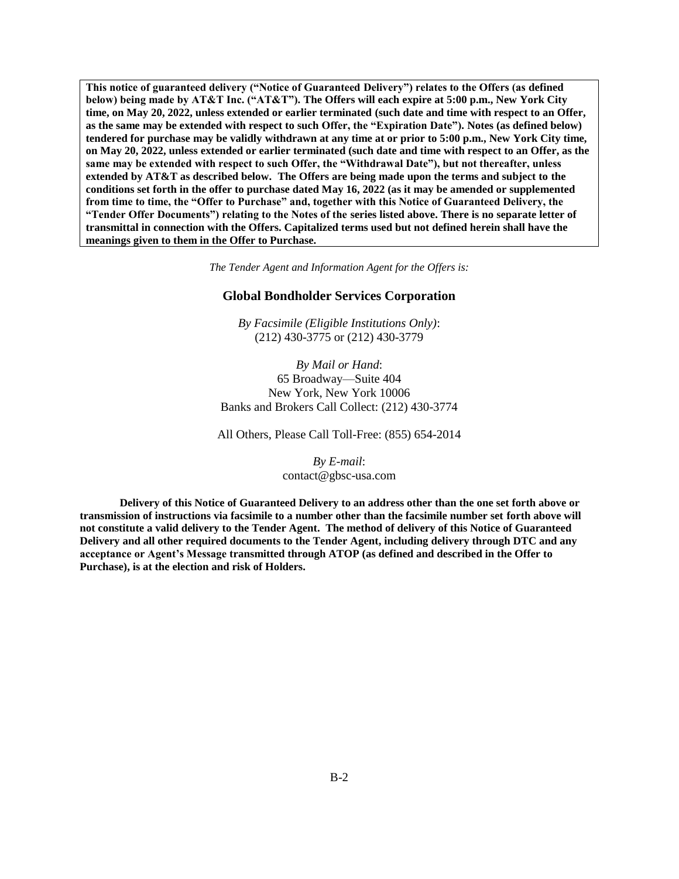**This notice of guaranteed delivery ("Notice of Guaranteed Delivery") relates to the Offers (as defined below) being made by AT&T Inc. ("AT&T"). The Offers will each expire at 5:00 p.m., New York City time, on May 20, 2022, unless extended or earlier terminated (such date and time with respect to an Offer, as the same may be extended with respect to such Offer, the "Expiration Date"). Notes (as defined below) tendered for purchase may be validly withdrawn at any time at or prior to 5:00 p.m., New York City time, on May 20, 2022, unless extended or earlier terminated (such date and time with respect to an Offer, as the same may be extended with respect to such Offer, the "Withdrawal Date"), but not thereafter, unless extended by AT&T as described below. The Offers are being made upon the terms and subject to the conditions set forth in the offer to purchase dated May 16, 2022 (as it may be amended or supplemented from time to time, the "Offer to Purchase" and, together with this Notice of Guaranteed Delivery, the "Tender Offer Documents") relating to the Notes of the series listed above. There is no separate letter of transmittal in connection with the Offers. Capitalized terms used but not defined herein shall have the meanings given to them in the Offer to Purchase.**

*The Tender Agent and Information Agent for the Offers is:*

**Global Bondholder Services Corporation**

*By Facsimile (Eligible Institutions Only)*:
(212) 430-3775 or (212) 430-3779

*By Mail or Hand*:
65 Broadway—Suite 404
New York, New York 10006
Banks and Brokers Call Collect: (212) 430-3774

All Others, Please Call Toll-Free: (855) 654-2014

*By E-mail*:
contact@gbsc-usa.com

**Delivery of this Notice of Guaranteed Delivery to an address other than the one set forth above or transmission of instructions via facsimile to a number other than the facsimile number set forth above will not constitute a valid delivery to the Tender Agent. The method of delivery of this Notice of Guaranteed Delivery and all other required documents to the Tender Agent, including delivery through DTC and any acceptance or Agent's Message transmitted through ATOP (as defined and described in the Offer to Purchase), is at the election and risk of Holders.**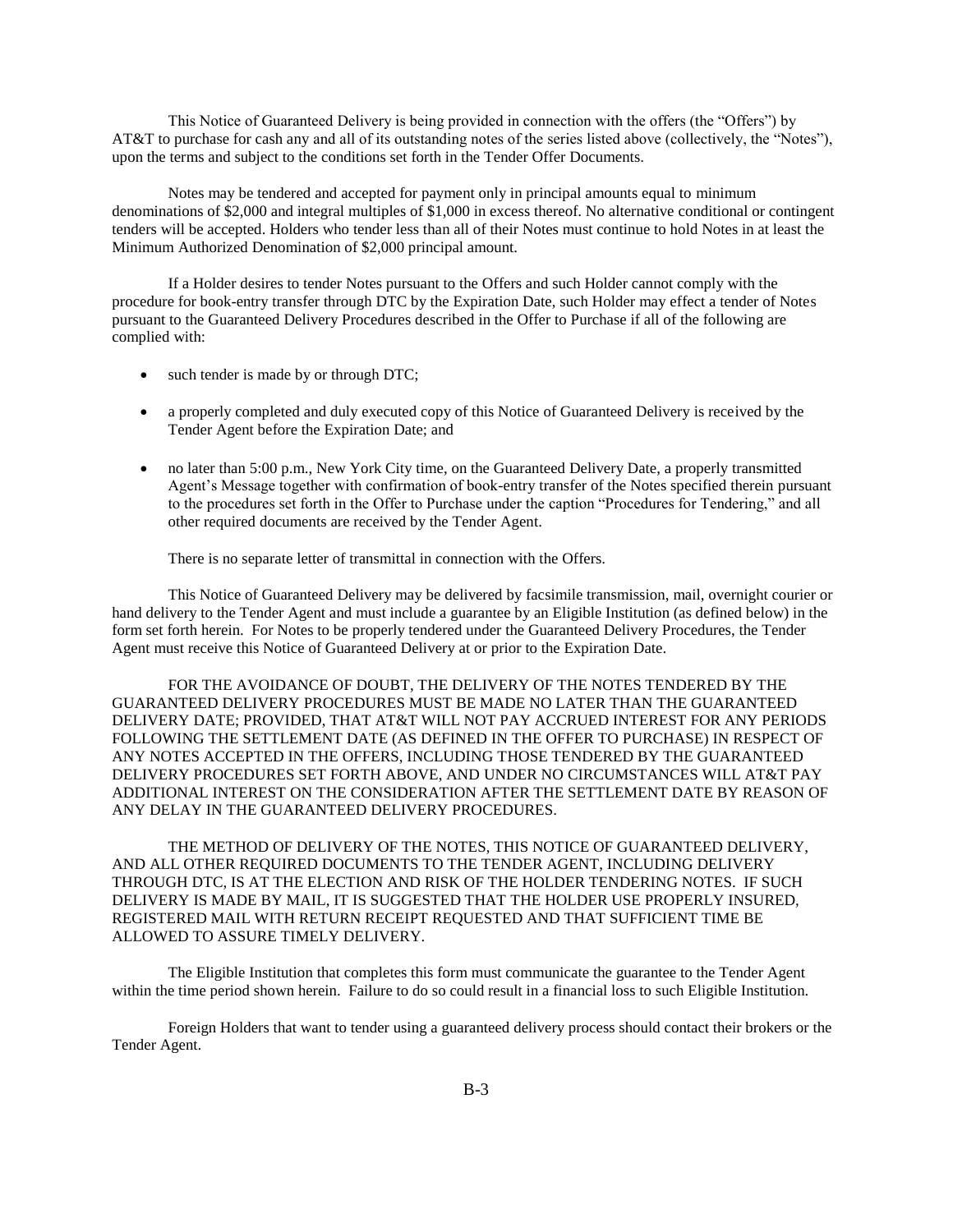This Notice of Guaranteed Delivery is being provided in connection with the offers (the "Offers") by AT&T to purchase for cash any and all of its outstanding notes of the series listed above (collectively, the "Notes"), upon the terms and subject to the conditions set forth in the Tender Offer Documents.

Notes may be tendered and accepted for payment only in principal amounts equal to minimum denominations of $2,000 and integral multiples of $1,000 in excess thereof. No alternative conditional or contingent tenders will be accepted. Holders who tender less than all of their Notes must continue to hold Notes in at least the Minimum Authorized Denomination of $2,000 principal amount.

If a Holder desires to tender Notes pursuant to the Offers and such Holder cannot comply with the procedure for book-entry transfer through DTC by the Expiration Date, such Holder may effect a tender of Notes pursuant to the Guaranteed Delivery Procedures described in the Offer to Purchase if all of the following are complied with:

- such tender is made by or through DTC;
- a properly completed and duly executed copy of this Notice of Guaranteed Delivery is received by the Tender Agent before the Expiration Date; and
- no later than 5:00 p.m., New York City time, on the Guaranteed Delivery Date, a properly transmitted Agent's Message together with confirmation of book-entry transfer of the Notes specified therein pursuant to the procedures set forth in the Offer to Purchase under the caption "Procedures for Tendering," and all other required documents are received by the Tender Agent.

There is no separate letter of transmittal in connection with the Offers.

This Notice of Guaranteed Delivery may be delivered by facsimile transmission, mail, overnight courier or hand delivery to the Tender Agent and must include a guarantee by an Eligible Institution (as defined below) in the form set forth herein. For Notes to be properly tendered under the Guaranteed Delivery Procedures, the Tender Agent must receive this Notice of Guaranteed Delivery at or prior to the Expiration Date.

FOR THE AVOIDANCE OF DOUBT, THE DELIVERY OF THE NOTES TENDERED BY THE GUARANTEED DELIVERY PROCEDURES MUST BE MADE NO LATER THAN THE GUARANTEED DELIVERY DATE; PROVIDED, THAT AT&T WILL NOT PAY ACCRUED INTEREST FOR ANY PERIODS FOLLOWING THE SETTLEMENT DATE (AS DEFINED IN THE OFFER TO PURCHASE) IN RESPECT OF ANY NOTES ACCEPTED IN THE OFFERS, INCLUDING THOSE TENDERED BY THE GUARANTEED DELIVERY PROCEDURES SET FORTH ABOVE, AND UNDER NO CIRCUMSTANCES WILL AT&T PAY ADDITIONAL INTEREST ON THE CONSIDERATION AFTER THE SETTLEMENT DATE BY REASON OF ANY DELAY IN THE GUARANTEED DELIVERY PROCEDURES.

THE METHOD OF DELIVERY OF THE NOTES, THIS NOTICE OF GUARANTEED DELIVERY, AND ALL OTHER REQUIRED DOCUMENTS TO THE TENDER AGENT, INCLUDING DELIVERY THROUGH DTC, IS AT THE ELECTION AND RISK OF THE HOLDER TENDERING NOTES. IF SUCH DELIVERY IS MADE BY MAIL, IT IS SUGGESTED THAT THE HOLDER USE PROPERLY INSURED, REGISTERED MAIL WITH RETURN RECEIPT REQUESTED AND THAT SUFFICIENT TIME BE ALLOWED TO ASSURE TIMELY DELIVERY.

The Eligible Institution that completes this form must communicate the guarantee to the Tender Agent within the time period shown herein. Failure to do so could result in a financial loss to such Eligible Institution.

Foreign Holders that want to tender using a guaranteed delivery process should contact their brokers or the Tender Agent.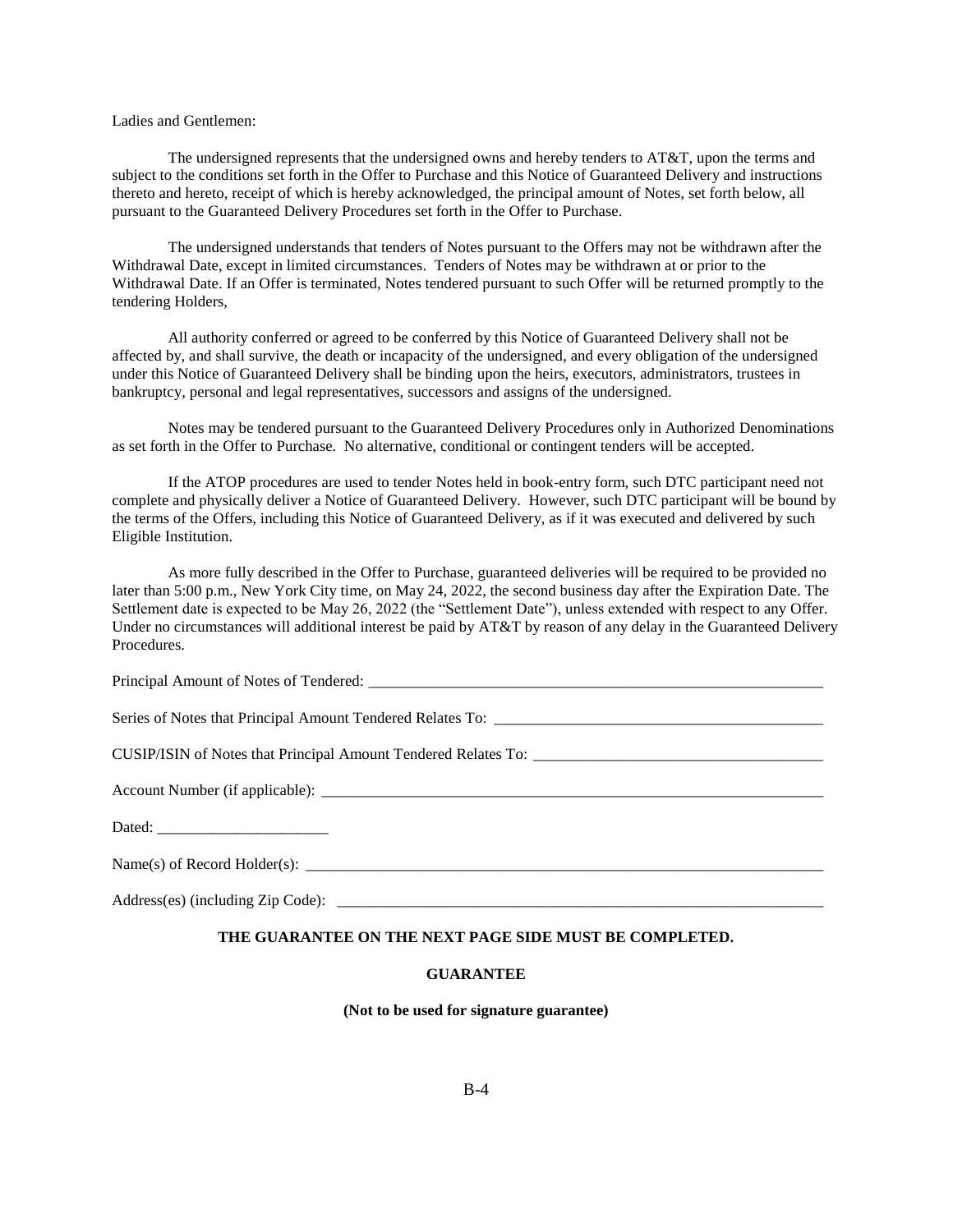Ladies and Gentlemen:

The undersigned represents that the undersigned owns and hereby tenders to AT&T, upon the terms and subject to the conditions set forth in the Offer to Purchase and this Notice of Guaranteed Delivery and instructions thereto and hereto, receipt of which is hereby acknowledged, the principal amount of Notes, set forth below, all pursuant to the Guaranteed Delivery Procedures set forth in the Offer to Purchase.

The undersigned understands that tenders of Notes pursuant to the Offers may not be withdrawn after the Withdrawal Date, except in limited circumstances. Tenders of Notes may be withdrawn at or prior to the Withdrawal Date. If an Offer is terminated, Notes tendered pursuant to such Offer will be returned promptly to the tendering Holders,

All authority conferred or agreed to be conferred by this Notice of Guaranteed Delivery shall not be affected by, and shall survive, the death or incapacity of the undersigned, and every obligation of the undersigned under this Notice of Guaranteed Delivery shall be binding upon the heirs, executors, administrators, trustees in bankruptcy, personal and legal representatives, successors and assigns of the undersigned.

Notes may be tendered pursuant to the Guaranteed Delivery Procedures only in Authorized Denominations as set forth in the Offer to Purchase. No alternative, conditional or contingent tenders will be accepted.

If the ATOP procedures are used to tender Notes held in book-entry form, such DTC participant need not complete and physically deliver a Notice of Guaranteed Delivery. However, such DTC participant will be bound by the terms of the Offers, including this Notice of Guaranteed Delivery, as if it was executed and delivered by such Eligible Institution.

As more fully described in the Offer to Purchase, guaranteed deliveries will be required to be provided no later than 5:00 p.m., New York City time, on May 24, 2022, the second business day after the Expiration Date. The Settlement date is expected to be May 26, 2022 (the "Settlement Date"), unless extended with respect to any Offer. Under no circumstances will additional interest be paid by AT&T by reason of any delay in the Guaranteed Delivery Procedures.

Principal Amount of Notes of Tendered: ______________________________

Series of Notes that Principal Amount Tendered Relates To: ______________________________

CUSIP/ISIN of Notes that Principal Amount Tendered Relates To: ______________________________

Account Number (if applicable): ______________________________

Dated: ______________________

Name(s) of Record Holder(s): ______________________________

Address(es) (including Zip Code): ______________________________

**THE GUARANTEE ON THE NEXT PAGE SIDE MUST BE COMPLETED.**

**GUARANTEE**

**(Not to be used for signature guarantee)**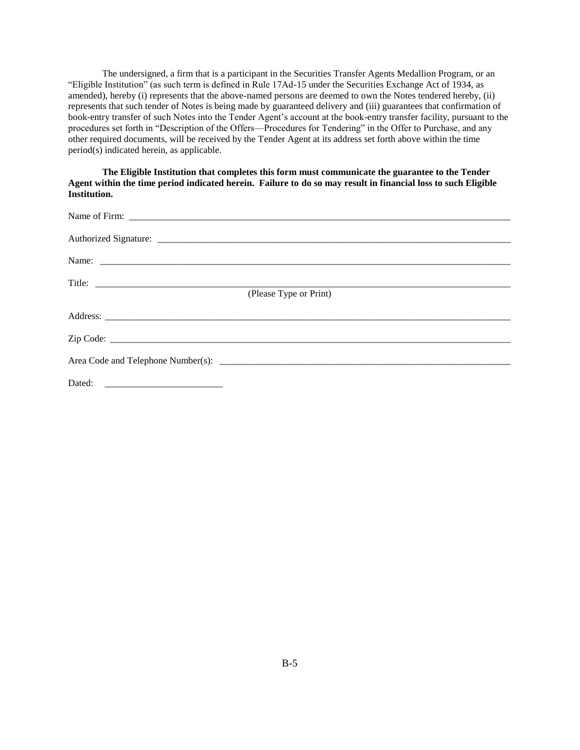The undersigned, a firm that is a participant in the Securities Transfer Agents Medallion Program, or an "Eligible Institution" (as such term is defined in Rule 17Ad-15 under the Securities Exchange Act of 1934, as amended), hereby (i) represents that the above-named persons are deemed to own the Notes tendered hereby, (ii) represents that such tender of Notes is being made by guaranteed delivery and (iii) guarantees that confirmation of book-entry transfer of such Notes into the Tender Agent's account at the book-entry transfer facility, pursuant to the procedures set forth in "Description of the Offers—Procedures for Tendering" in the Offer to Purchase, and any other required documents, will be received by the Tender Agent at its address set forth above within the time period(s) indicated herein, as applicable.

**The Eligible Institution that completes this form must communicate the guarantee to the Tender Agent within the time period indicated herein. Failure to do so may result in financial loss to such Eligible Institution.**

Name of Firm: ___________________________________________________________________________

Authorized Signature: _____________________________________________________________________

Name: _________________________________________________________________________________

Title: __________________________________________________________________________________

(Please Type or Print)

Address: _______________________________________________________________________________

Zip Code: ______________________________________________________________________________

Area Code and Telephone Number(s): ________________________________________________________

Dated: _________________________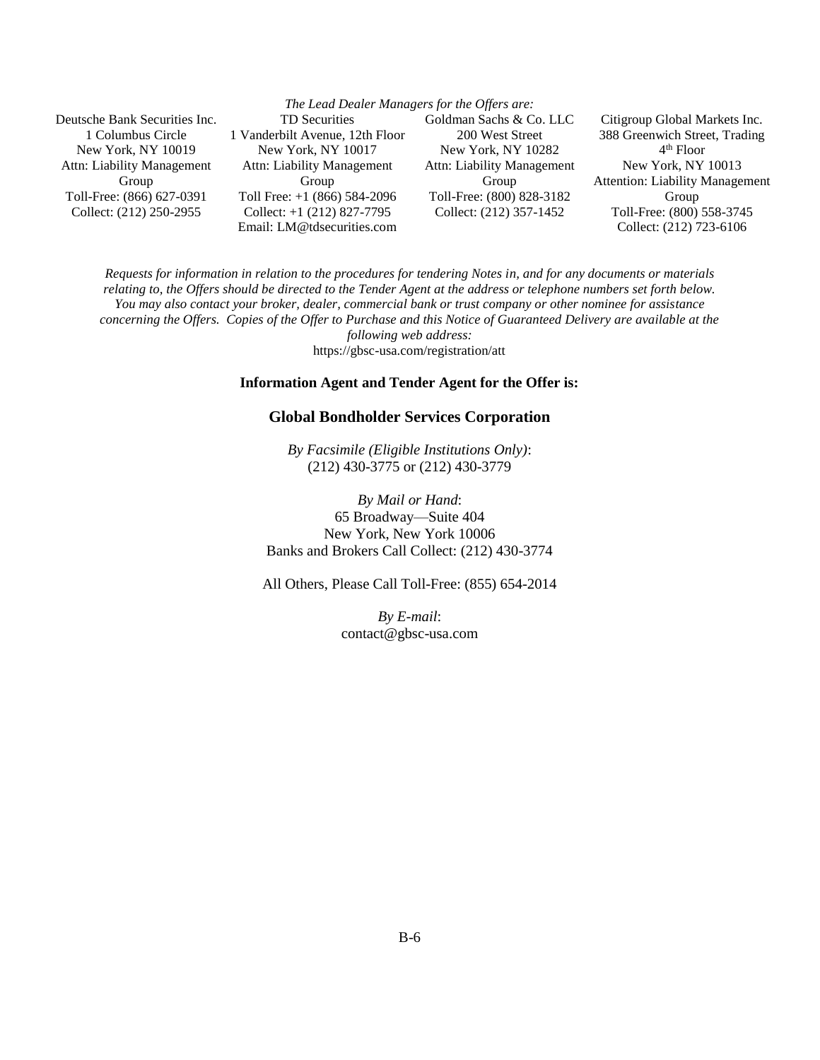*The Lead Dealer Managers for the Offers are:*

| Deutsche Bank Securities Inc. | TD Securities | Goldman Sachs & Co. LLC | Citigroup Global Markets Inc. |
|---|---|---|---|
| 1 Columbus Circle | 1 Vanderbilt Avenue, 12th Floor | 200 West Street | 388 Greenwich Street, Trading 4th Floor |
| New York, NY 10019 | New York, NY 10017 | New York, NY 10282 | New York, NY 10013 |
| Attn: Liability Management Group | Attn: Liability Management Group | Attn: Liability Management Group | Attention: Liability Management Group |
| Toll-Free: (866) 627-0391 | Toll Free: +1 (866) 584-2096 | Toll-Free: (800) 828-3182 | Toll-Free: (800) 558-3745 |
| Collect: (212) 250-2955 | Collect: +1 (212) 827-7795 | Collect: (212) 357-1452 | Collect: (212) 723-6106 |
| | Email: LM@tdsecurities.com | | |

*Requests for information in relation to the procedures for tendering Notes in, and for any documents or materials relating to, the Offers should be directed to the Tender Agent at the address or telephone numbers set forth below. You may also contact your broker, dealer, commercial bank or trust company or other nominee for assistance concerning the Offers. Copies of the Offer to Purchase and this Notice of Guaranteed Delivery are available at the following web address:*
https://gbsc-usa.com/registration/att

**Information Agent and Tender Agent for the Offer is:**

**Global Bondholder Services Corporation**

*By Facsimile (Eligible Institutions Only)*:
(212) 430-3775 or (212) 430-3779

*By Mail or Hand*:
65 Broadway—Suite 404
New York, New York 10006
Banks and Brokers Call Collect: (212) 430-3774

All Others, Please Call Toll-Free: (855) 654-2014

*By E-mail*:
contact@gbsc-usa.com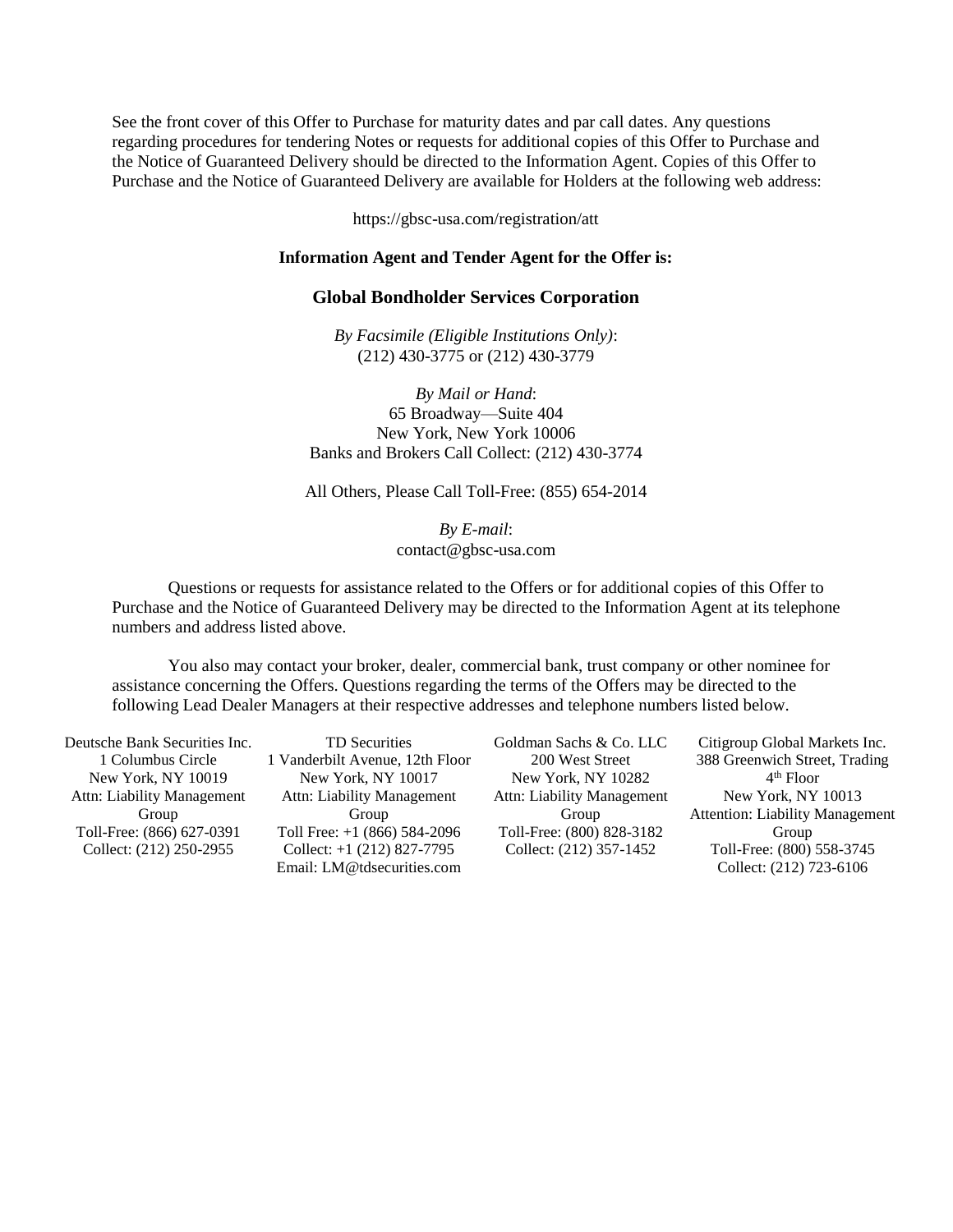See the front cover of this Offer to Purchase for maturity dates and par call dates. Any questions regarding procedures for tendering Notes or requests for additional copies of this Offer to Purchase and the Notice of Guaranteed Delivery should be directed to the Information Agent. Copies of this Offer to Purchase and the Notice of Guaranteed Delivery are available for Holders at the following web address:

https://gbsc-usa.com/registration/att

**Information Agent and Tender Agent for the Offer is:**

**Global Bondholder Services Corporation**

*By Facsimile (Eligible Institutions Only)*:
(212) 430-3775 or (212) 430-3779

*By Mail or Hand*:
65 Broadway—Suite 404
New York, New York 10006
Banks and Brokers Call Collect: (212) 430-3774

All Others, Please Call Toll-Free: (855) 654-2014

*By E-mail*:
contact@gbsc-usa.com

Questions or requests for assistance related to the Offers or for additional copies of this Offer to Purchase and the Notice of Guaranteed Delivery may be directed to the Information Agent at its telephone numbers and address listed above.

You also may contact your broker, dealer, commercial bank, trust company or other nominee for assistance concerning the Offers. Questions regarding the terms of the Offers may be directed to the following Lead Dealer Managers at their respective addresses and telephone numbers listed below.

Deutsche Bank Securities Inc.
1 Columbus Circle
New York, NY 10019
Attn: Liability Management Group
Toll-Free: (866) 627-0391
Collect: (212) 250-2955

TD Securities
1 Vanderbilt Avenue, 12th Floor
New York, NY 10017
Attn: Liability Management Group
Toll Free: +1 (866) 584-2096
Collect: +1 (212) 827-7795
Email: LM@tdsecurities.com

Goldman Sachs & Co. LLC
200 West Street
New York, NY 10282
Attn: Liability Management Group
Toll-Free: (800) 828-3182
Collect: (212) 357-1452

Citigroup Global Markets Inc.
388 Greenwich Street, Trading 4th Floor
New York, NY 10013
Attention: Liability Management Group
Toll-Free: (800) 558-3745
Collect: (212) 723-6106